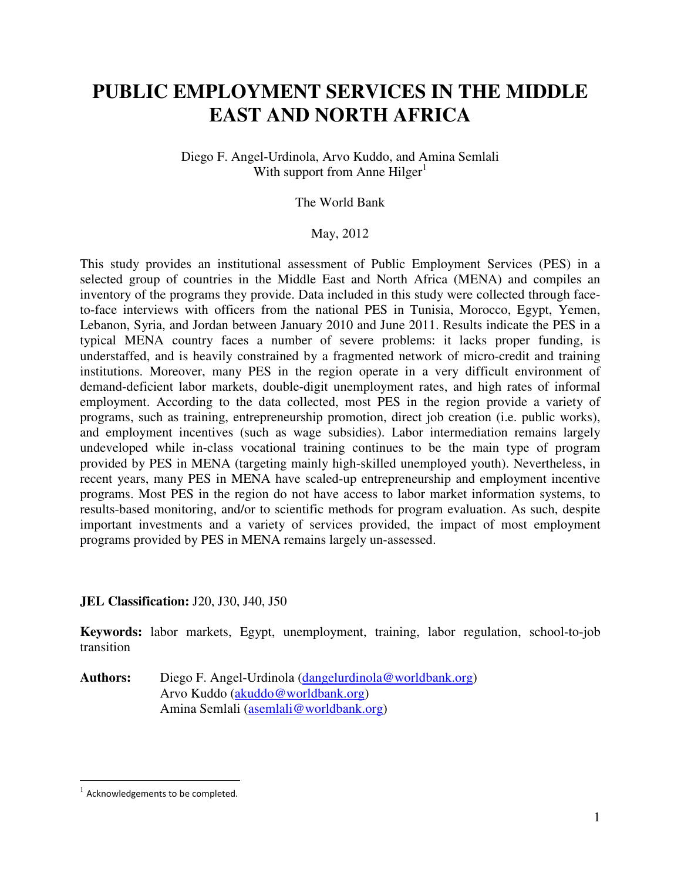# PUBLIC EMPLOYMENT SERVICES IN THE MIDDLE EAST AND NORTH AFRICA

Diego F. Angel-Urdinola, Arvo Kuddo, and Amina Semlali
With support from Anne Hilger[1]

The World Bank

May, 2012

This study provides an institutional assessment of Public Employment Services (PES) in a selected group of countries in the Middle East and North Africa (MENA) and compiles an inventory of the programs they provide. Data included in this study were collected through face-to-face interviews with officers from the national PES in Tunisia, Morocco, Egypt, Yemen, Lebanon, Syria, and Jordan between January 2010 and June 2011. Results indicate the PES in a typical MENA country faces a number of severe problems: it lacks proper funding, is understaffed, and is heavily constrained by a fragmented network of micro-credit and training institutions. Moreover, many PES in the region operate in a very difficult environment of demand-deficient labor markets, double-digit unemployment rates, and high rates of informal employment. According to the data collected, most PES in the region provide a variety of programs, such as training, entrepreneurship promotion, direct job creation (i.e. public works), and employment incentives (such as wage subsidies). Labor intermediation remains largely undeveloped while in-class vocational training continues to be the main type of program provided by PES in MENA (targeting mainly high-skilled unemployed youth). Nevertheless, in recent years, many PES in MENA have scaled-up entrepreneurship and employment incentive programs. Most PES in the region do not have access to labor market information systems, to results-based monitoring, and/or to scientific methods for program evaluation. As such, despite important investments and a variety of services provided, the impact of most employment programs provided by PES in MENA remains largely un-assessed.

**JEL Classification:** J20, J30, J40, J50

**Keywords:** labor markets, Egypt, unemployment, training, labor regulation, school-to-job transition

**Authors:** Diego F. Angel-Urdinola (dangelurdinola@worldbank.org)
Arvo Kuddo (akuddo@worldbank.org)
Amina Semlali (asemlali@worldbank.org)

[1] Acknowledgements to be completed.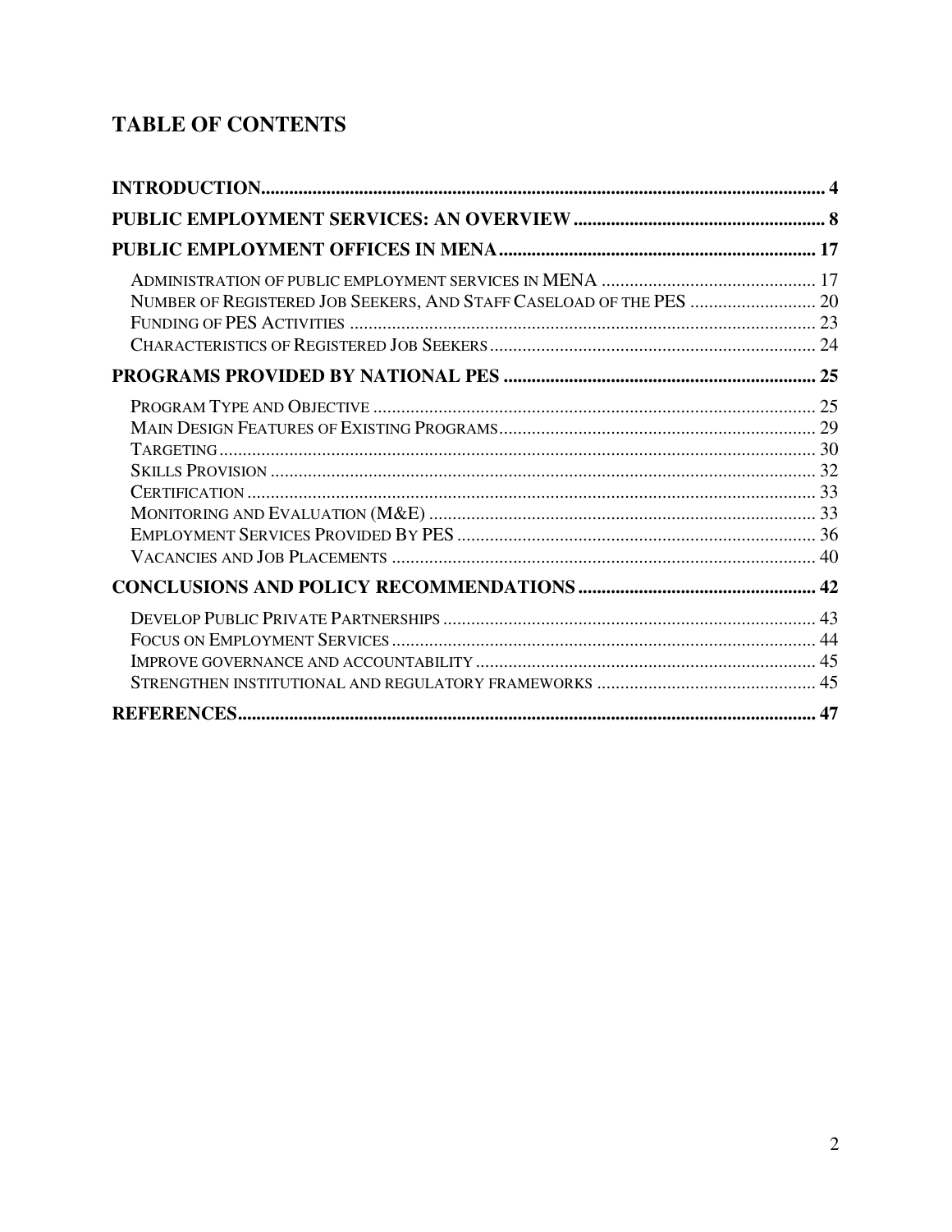# TABLE OF CONTENTS

**INTRODUCTION** ........ 4

**PUBLIC EMPLOYMENT SERVICES: AN OVERVIEW** ........ 8

**PUBLIC EMPLOYMENT OFFICES IN MENA** ........ 17

- Administration of public employment services in MENA ........ 17
- Number of Registered Job Seekers, And Staff Caseload of the PES ........ 20
- Funding of PES Activities ........ 23
- Characteristics of Registered Job Seekers ........ 24

**PROGRAMS PROVIDED BY NATIONAL PES** ........ 25

- Program Type and Objective ........ 25
- Main Design Features of Existing Programs ........ 29
- Targeting ........ 30
- Skills Provision ........ 32
- Certification ........ 33
- Monitoring and Evaluation (M&E) ........ 33
- Employment Services Provided By PES ........ 36
- Vacancies and Job Placements ........ 40

**CONCLUSIONS AND POLICY RECOMMENDATIONS** ........ 42

- Develop Public Private Partnerships ........ 43
- Focus on Employment Services ........ 44
- Improve governance and accountability ........ 45
- Strengthen institutional and regulatory frameworks ........ 45

**REFERENCES** ........ 47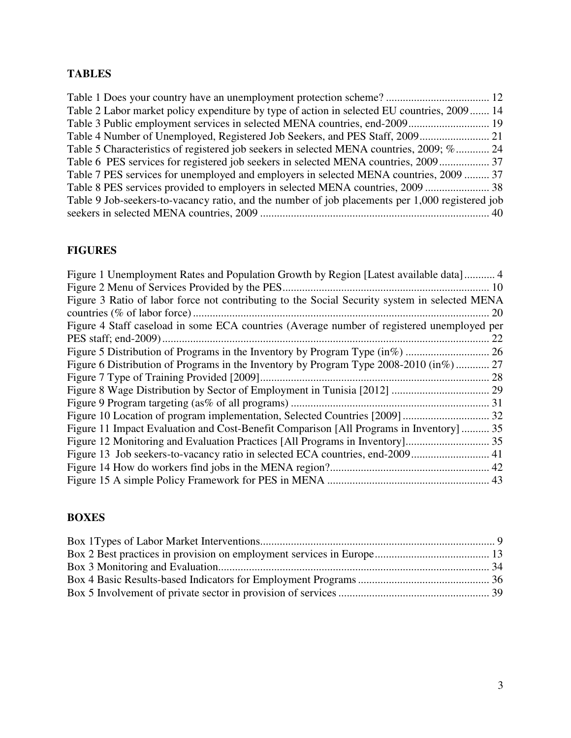## TABLES

Table 1 Does your country have an unemployment protection scheme? ..................................... 12
Table 2 Labor market policy expenditure by type of action in selected EU countries, 2009....... 14
Table 3 Public employment services in selected MENA countries, end-2009............................. 19
Table 4 Number of Unemployed, Registered Job Seekers, and PES Staff, 2009......................... 21
Table 5 Characteristics of registered job seekers in selected MENA countries, 2009; %............ 24
Table 6 PES services for registered job seekers in selected MENA countries, 2009.................. 37
Table 7 PES services for unemployed and employers in selected MENA countries, 2009 ......... 37
Table 8 PES services provided to employers in selected MENA countries, 2009 ....................... 38
Table 9 Job-seekers-to-vacancy ratio, and the number of job placements per 1,000 registered job seekers in selected MENA countries, 2009 ................................................................................. 40

## FIGURES

Figure 1 Unemployment Rates and Population Growth by Region [Latest available data]........... 4
Figure 2 Menu of Services Provided by the PES......................................................................... 10
Figure 3 Ratio of labor force not contributing to the Social Security system in selected MENA countries (% of labor force).......................................................................................................... 20
Figure 4 Staff caseload in some ECA countries (Average number of registered unemployed per PES staff; end-2009)..................................................................................................................... 22
Figure 5 Distribution of Programs in the Inventory by Program Type (in%) .............................. 26
Figure 6 Distribution of Programs in the Inventory by Program Type 2008-2010 (in%)............ 27
Figure 7 Type of Training Provided [2009]................................................................................. 28
Figure 8 Wage Distribution by Sector of Employment in Tunisia [2012] ................................... 29
Figure 9 Program targeting (as% of all programs) ....................................................................... 31
Figure 10 Location of program implementation, Selected Countries [2009]............................... 32
Figure 11 Impact Evaluation and Cost-Benefit Comparison [All Programs in Inventory].......... 35
Figure 12 Monitoring and Evaluation Practices [All Programs in Inventory].............................. 35
Figure 13 Job seekers-to-vacancy ratio in selected ECA countries, end-2009............................ 41
Figure 14 How do workers find jobs in the MENA region?......................................................... 42
Figure 15 A simple Policy Framework for PES in MENA .......................................................... 43

## BOXES

Box 1Types of Labor Market Interventions.................................................................................... 9
Box 2 Best practices in provision on employment services in Europe......................................... 13
Box 3 Monitoring and Evaluation................................................................................................. 34
Box 4 Basic Results-based Indicators for Employment Programs ............................................... 36
Box 5 Involvement of private sector in provision of services ...................................................... 39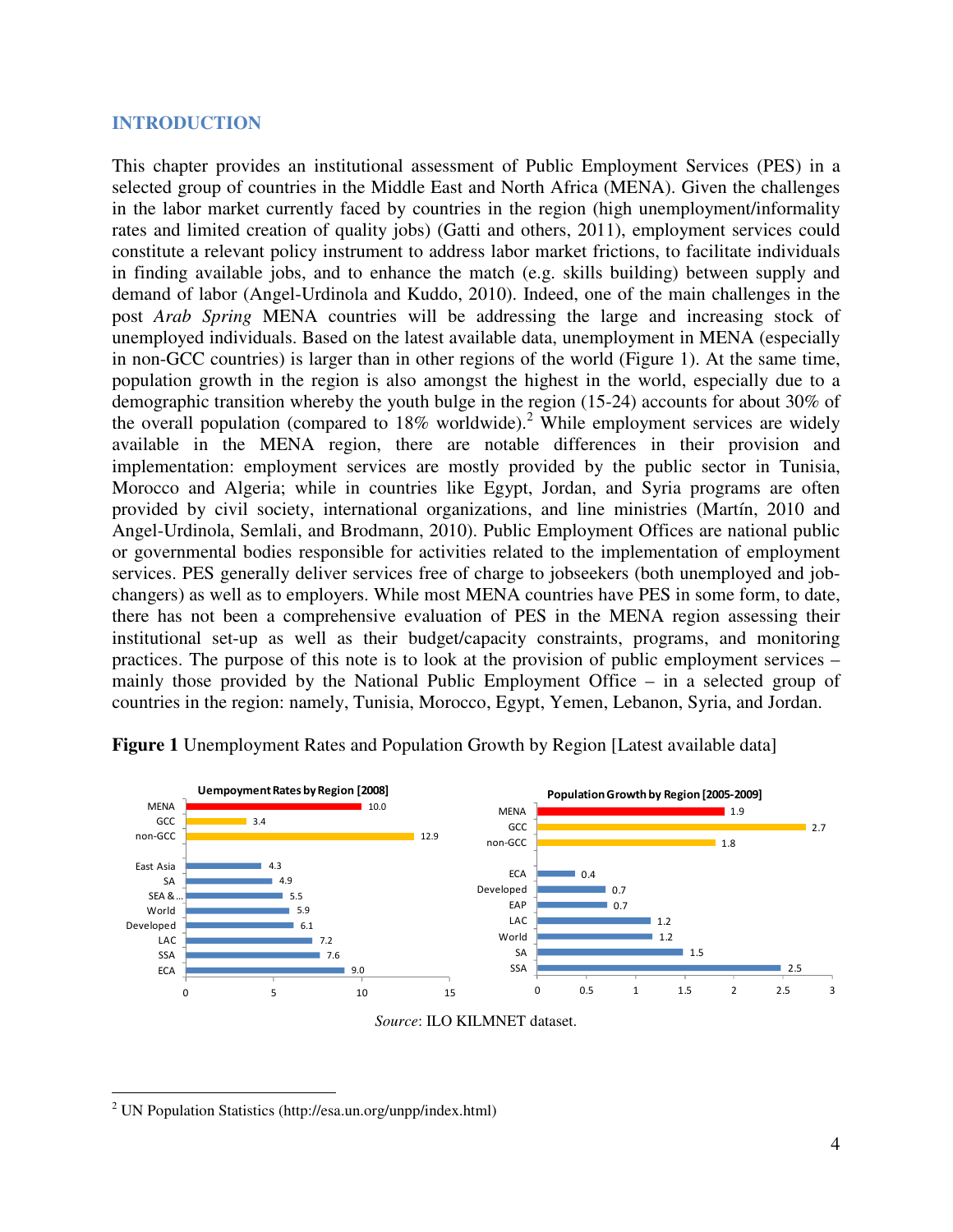## INTRODUCTION

This chapter provides an institutional assessment of Public Employment Services (PES) in a selected group of countries in the Middle East and North Africa (MENA). Given the challenges in the labor market currently faced by countries in the region (high unemployment/informality rates and limited creation of quality jobs) (Gatti and others, 2011), employment services could constitute a relevant policy instrument to address labor market frictions, to facilitate individuals in finding available jobs, and to enhance the match (e.g. skills building) between supply and demand of labor (Angel-Urdinola and Kuddo, 2010). Indeed, one of the main challenges in the post *Arab Spring* MENA countries will be addressing the large and increasing stock of unemployed individuals. Based on the latest available data, unemployment in MENA (especially in non-GCC countries) is larger than in other regions of the world (Figure 1). At the same time, population growth in the region is also amongst the highest in the world, especially due to a demographic transition whereby the youth bulge in the region (15-24) accounts for about 30% of the overall population (compared to 18% worldwide).[2] While employment services are widely available in the MENA region, there are notable differences in their provision and implementation: employment services are mostly provided by the public sector in Tunisia, Morocco and Algeria; while in countries like Egypt, Jordan, and Syria programs are often provided by civil society, international organizations, and line ministries (Martín, 2010 and Angel-Urdinola, Semlali, and Brodmann, 2010). Public Employment Offices are national public or governmental bodies responsible for activities related to the implementation of employment services. PES generally deliver services free of charge to jobseekers (both unemployed and job-changers) as well as to employers. While most MENA countries have PES in some form, to date, there has not been a comprehensive evaluation of PES in the MENA region assessing their institutional set-up as well as their budget/capacity constraints, programs, and monitoring practices. The purpose of this note is to look at the provision of public employment services – mainly those provided by the National Public Employment Office – in a selected group of countries in the region: namely, Tunisia, Morocco, Egypt, Yemen, Lebanon, Syria, and Jordan.

**Figure 1** Unemployment Rates and Population Growth by Region [Latest available data]

**Uempoyment Rates by Region [2008]**

| Region | Rate |
|---|---|
| MENA | 10.0 |
| GCC | 3.4 |
| non-GCC | 12.9 |
| East Asia | 4.3 |
| SA | 4.9 |
| SEA &... | 5.5 |
| World | 5.9 |
| Developed | 6.1 |
| LAC | 7.2 |
| SSA | 7.6 |
| ECA | 9.0 |

**Population Growth by Region [2005-2009]**

| Region | Growth |
|---|---|
| MENA | 1.9 |
| GCC | 2.7 |
| non-GCC | 1.8 |
| ECA | 0.4 |
| Developed | 0.7 |
| EAP | 0.7 |
| LAC | 1.2 |
| World | 1.2 |
| SA | 1.5 |
| SSA | 2.5 |

*Source*: ILO KILMNET dataset.

[2] UN Population Statistics (http://esa.un.org/unpp/index.html)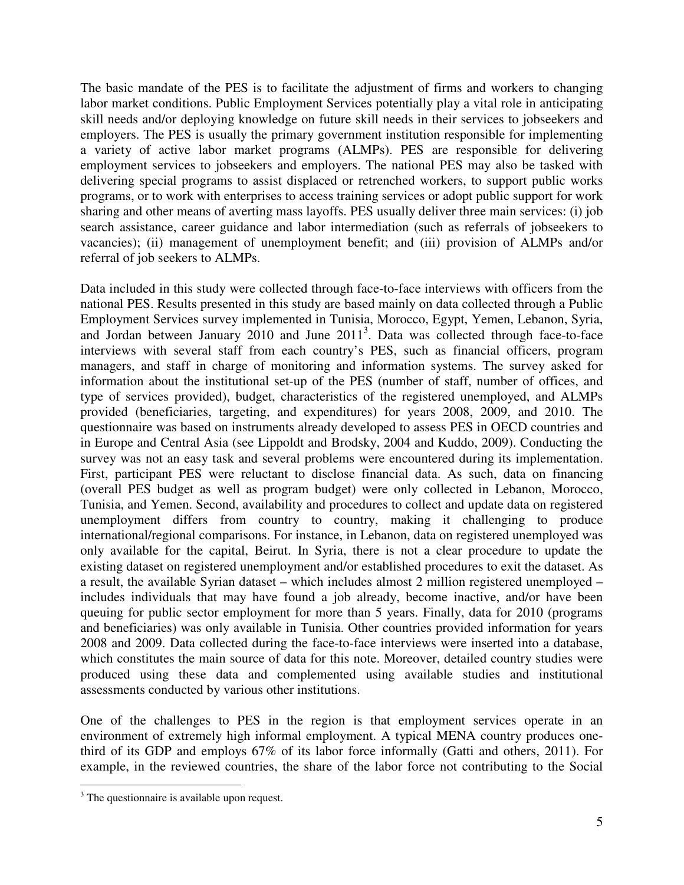The basic mandate of the PES is to facilitate the adjustment of firms and workers to changing labor market conditions. Public Employment Services potentially play a vital role in anticipating skill needs and/or deploying knowledge on future skill needs in their services to jobseekers and employers. The PES is usually the primary government institution responsible for implementing a variety of active labor market programs (ALMPs). PES are responsible for delivering employment services to jobseekers and employers. The national PES may also be tasked with delivering special programs to assist displaced or retrenched workers, to support public works programs, or to work with enterprises to access training services or adopt public support for work sharing and other means of averting mass layoffs. PES usually deliver three main services: (i) job search assistance, career guidance and labor intermediation (such as referrals of jobseekers to vacancies); (ii) management of unemployment benefit; and (iii) provision of ALMPs and/or referral of job seekers to ALMPs.

Data included in this study were collected through face-to-face interviews with officers from the national PES. Results presented in this study are based mainly on data collected through a Public Employment Services survey implemented in Tunisia, Morocco, Egypt, Yemen, Lebanon, Syria, and Jordan between January 2010 and June 2011[3]. Data was collected through face-to-face interviews with several staff from each country's PES, such as financial officers, program managers, and staff in charge of monitoring and information systems. The survey asked for information about the institutional set-up of the PES (number of staff, number of offices, and type of services provided), budget, characteristics of the registered unemployed, and ALMPs provided (beneficiaries, targeting, and expenditures) for years 2008, 2009, and 2010. The questionnaire was based on instruments already developed to assess PES in OECD countries and in Europe and Central Asia (see Lippoldt and Brodsky, 2004 and Kuddo, 2009). Conducting the survey was not an easy task and several problems were encountered during its implementation. First, participant PES were reluctant to disclose financial data. As such, data on financing (overall PES budget as well as program budget) were only collected in Lebanon, Morocco, Tunisia, and Yemen. Second, availability and procedures to collect and update data on registered unemployment differs from country to country, making it challenging to produce international/regional comparisons. For instance, in Lebanon, data on registered unemployed was only available for the capital, Beirut. In Syria, there is not a clear procedure to update the existing dataset on registered unemployment and/or established procedures to exit the dataset. As a result, the available Syrian dataset – which includes almost 2 million registered unemployed – includes individuals that may have found a job already, become inactive, and/or have been queuing for public sector employment for more than 5 years. Finally, data for 2010 (programs and beneficiaries) was only available in Tunisia. Other countries provided information for years 2008 and 2009. Data collected during the face-to-face interviews were inserted into a database, which constitutes the main source of data for this note. Moreover, detailed country studies were produced using these data and complemented using available studies and institutional assessments conducted by various other institutions.

One of the challenges to PES in the region is that employment services operate in an environment of extremely high informal employment. A typical MENA country produces one-third of its GDP and employs 67% of its labor force informally (Gatti and others, 2011). For example, in the reviewed countries, the share of the labor force not contributing to the Social

---

[3] The questionnaire is available upon request.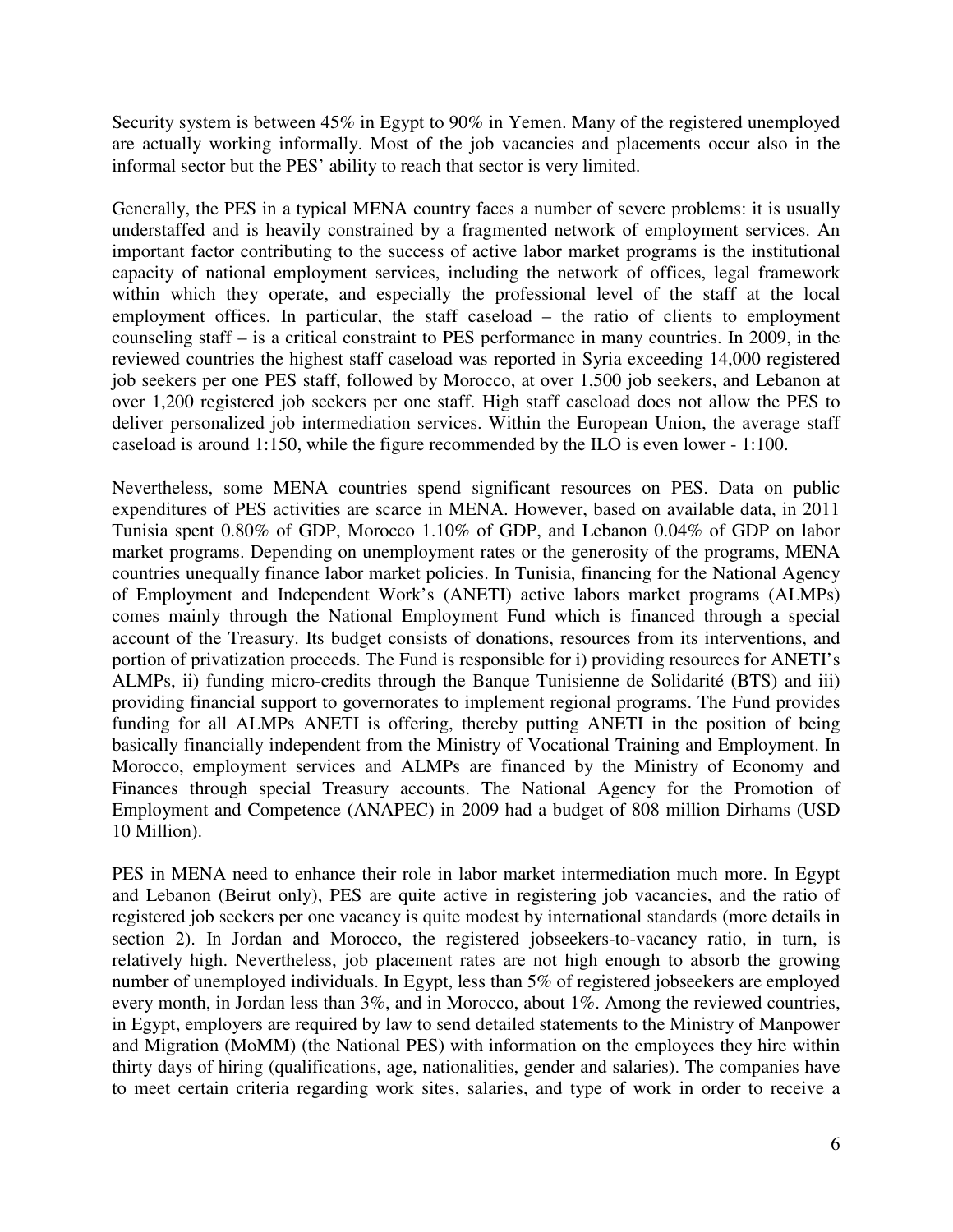Security system is between 45% in Egypt to 90% in Yemen. Many of the registered unemployed are actually working informally. Most of the job vacancies and placements occur also in the informal sector but the PES' ability to reach that sector is very limited.

Generally, the PES in a typical MENA country faces a number of severe problems: it is usually understaffed and is heavily constrained by a fragmented network of employment services. An important factor contributing to the success of active labor market programs is the institutional capacity of national employment services, including the network of offices, legal framework within which they operate, and especially the professional level of the staff at the local employment offices. In particular, the staff caseload – the ratio of clients to employment counseling staff – is a critical constraint to PES performance in many countries. In 2009, in the reviewed countries the highest staff caseload was reported in Syria exceeding 14,000 registered job seekers per one PES staff, followed by Morocco, at over 1,500 job seekers, and Lebanon at over 1,200 registered job seekers per one staff. High staff caseload does not allow the PES to deliver personalized job intermediation services. Within the European Union, the average staff caseload is around 1:150, while the figure recommended by the ILO is even lower - 1:100.

Nevertheless, some MENA countries spend significant resources on PES. Data on public expenditures of PES activities are scarce in MENA. However, based on available data, in 2011 Tunisia spent 0.80% of GDP, Morocco 1.10% of GDP, and Lebanon 0.04% of GDP on labor market programs. Depending on unemployment rates or the generosity of the programs, MENA countries unequally finance labor market policies. In Tunisia, financing for the National Agency of Employment and Independent Work's (ANETI) active labors market programs (ALMPs) comes mainly through the National Employment Fund which is financed through a special account of the Treasury. Its budget consists of donations, resources from its interventions, and portion of privatization proceeds. The Fund is responsible for i) providing resources for ANETI's ALMPs, ii) funding micro-credits through the Banque Tunisienne de Solidarité (BTS) and iii) providing financial support to governorates to implement regional programs. The Fund provides funding for all ALMPs ANETI is offering, thereby putting ANETI in the position of being basically financially independent from the Ministry of Vocational Training and Employment. In Morocco, employment services and ALMPs are financed by the Ministry of Economy and Finances through special Treasury accounts. The National Agency for the Promotion of Employment and Competence (ANAPEC) in 2009 had a budget of 808 million Dirhams (USD 10 Million).

PES in MENA need to enhance their role in labor market intermediation much more. In Egypt and Lebanon (Beirut only), PES are quite active in registering job vacancies, and the ratio of registered job seekers per one vacancy is quite modest by international standards (more details in section 2). In Jordan and Morocco, the registered jobseekers-to-vacancy ratio, in turn, is relatively high. Nevertheless, job placement rates are not high enough to absorb the growing number of unemployed individuals. In Egypt, less than 5% of registered jobseekers are employed every month, in Jordan less than 3%, and in Morocco, about 1%. Among the reviewed countries, in Egypt, employers are required by law to send detailed statements to the Ministry of Manpower and Migration (MoMM) (the National PES) with information on the employees they hire within thirty days of hiring (qualifications, age, nationalities, gender and salaries). The companies have to meet certain criteria regarding work sites, salaries, and type of work in order to receive a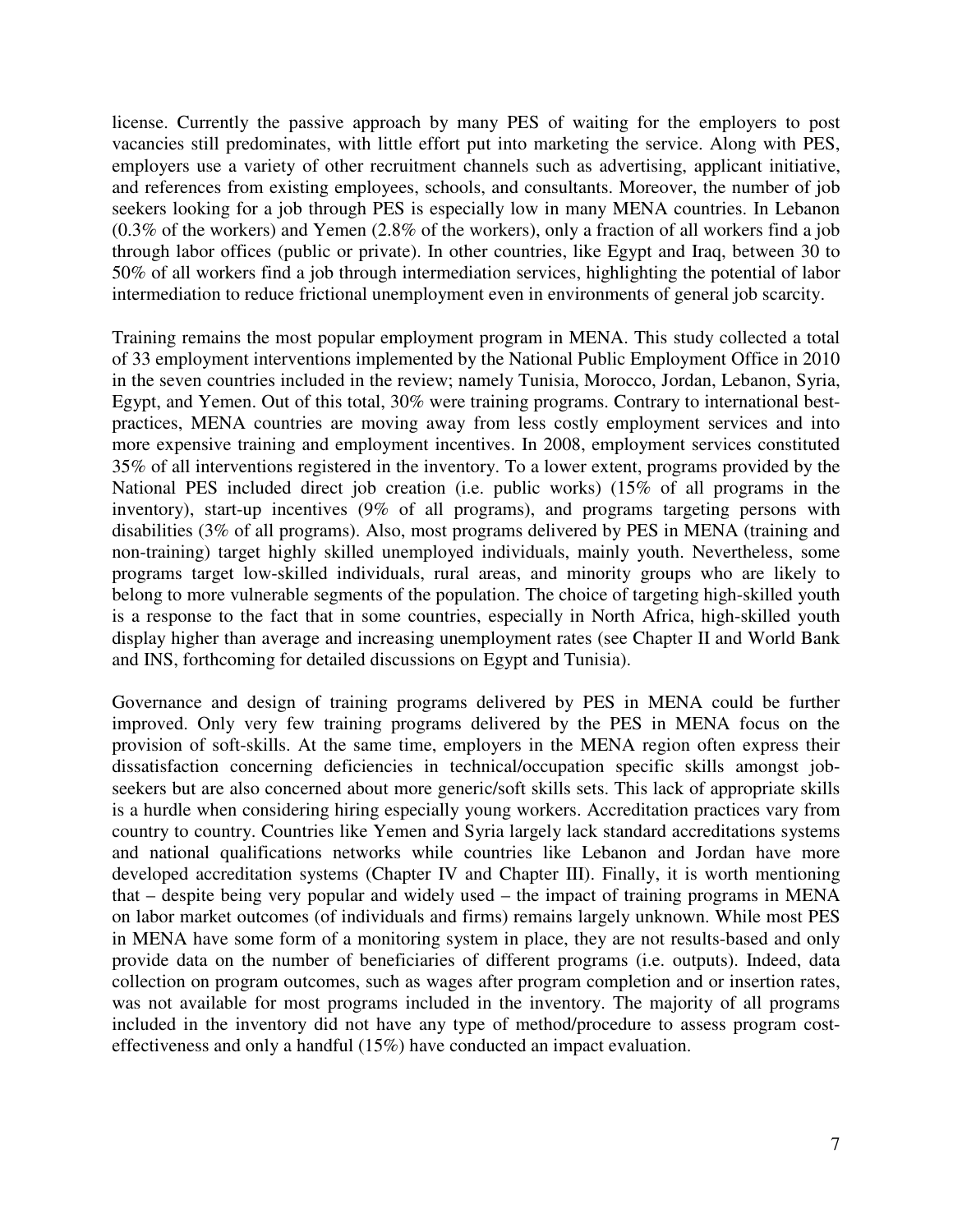license. Currently the passive approach by many PES of waiting for the employers to post vacancies still predominates, with little effort put into marketing the service. Along with PES, employers use a variety of other recruitment channels such as advertising, applicant initiative, and references from existing employees, schools, and consultants. Moreover, the number of job seekers looking for a job through PES is especially low in many MENA countries. In Lebanon (0.3% of the workers) and Yemen (2.8% of the workers), only a fraction of all workers find a job through labor offices (public or private). In other countries, like Egypt and Iraq, between 30 to 50% of all workers find a job through intermediation services, highlighting the potential of labor intermediation to reduce frictional unemployment even in environments of general job scarcity.

Training remains the most popular employment program in MENA. This study collected a total of 33 employment interventions implemented by the National Public Employment Office in 2010 in the seven countries included in the review; namely Tunisia, Morocco, Jordan, Lebanon, Syria, Egypt, and Yemen. Out of this total, 30% were training programs. Contrary to international best-practices, MENA countries are moving away from less costly employment services and into more expensive training and employment incentives. In 2008, employment services constituted 35% of all interventions registered in the inventory. To a lower extent, programs provided by the National PES included direct job creation (i.e. public works) (15% of all programs in the inventory), start-up incentives (9% of all programs), and programs targeting persons with disabilities (3% of all programs). Also, most programs delivered by PES in MENA (training and non-training) target highly skilled unemployed individuals, mainly youth. Nevertheless, some programs target low-skilled individuals, rural areas, and minority groups who are likely to belong to more vulnerable segments of the population. The choice of targeting high-skilled youth is a response to the fact that in some countries, especially in North Africa, high-skilled youth display higher than average and increasing unemployment rates (see Chapter II and World Bank and INS, forthcoming for detailed discussions on Egypt and Tunisia).

Governance and design of training programs delivered by PES in MENA could be further improved. Only very few training programs delivered by the PES in MENA focus on the provision of soft-skills. At the same time, employers in the MENA region often express their dissatisfaction concerning deficiencies in technical/occupation specific skills amongst job-seekers but are also concerned about more generic/soft skills sets. This lack of appropriate skills is a hurdle when considering hiring especially young workers. Accreditation practices vary from country to country. Countries like Yemen and Syria largely lack standard accreditations systems and national qualifications networks while countries like Lebanon and Jordan have more developed accreditation systems (Chapter IV and Chapter III). Finally, it is worth mentioning that – despite being very popular and widely used – the impact of training programs in MENA on labor market outcomes (of individuals and firms) remains largely unknown. While most PES in MENA have some form of a monitoring system in place, they are not results-based and only provide data on the number of beneficiaries of different programs (i.e. outputs). Indeed, data collection on program outcomes, such as wages after program completion and or insertion rates, was not available for most programs included in the inventory. The majority of all programs included in the inventory did not have any type of method/procedure to assess program cost-effectiveness and only a handful (15%) have conducted an impact evaluation.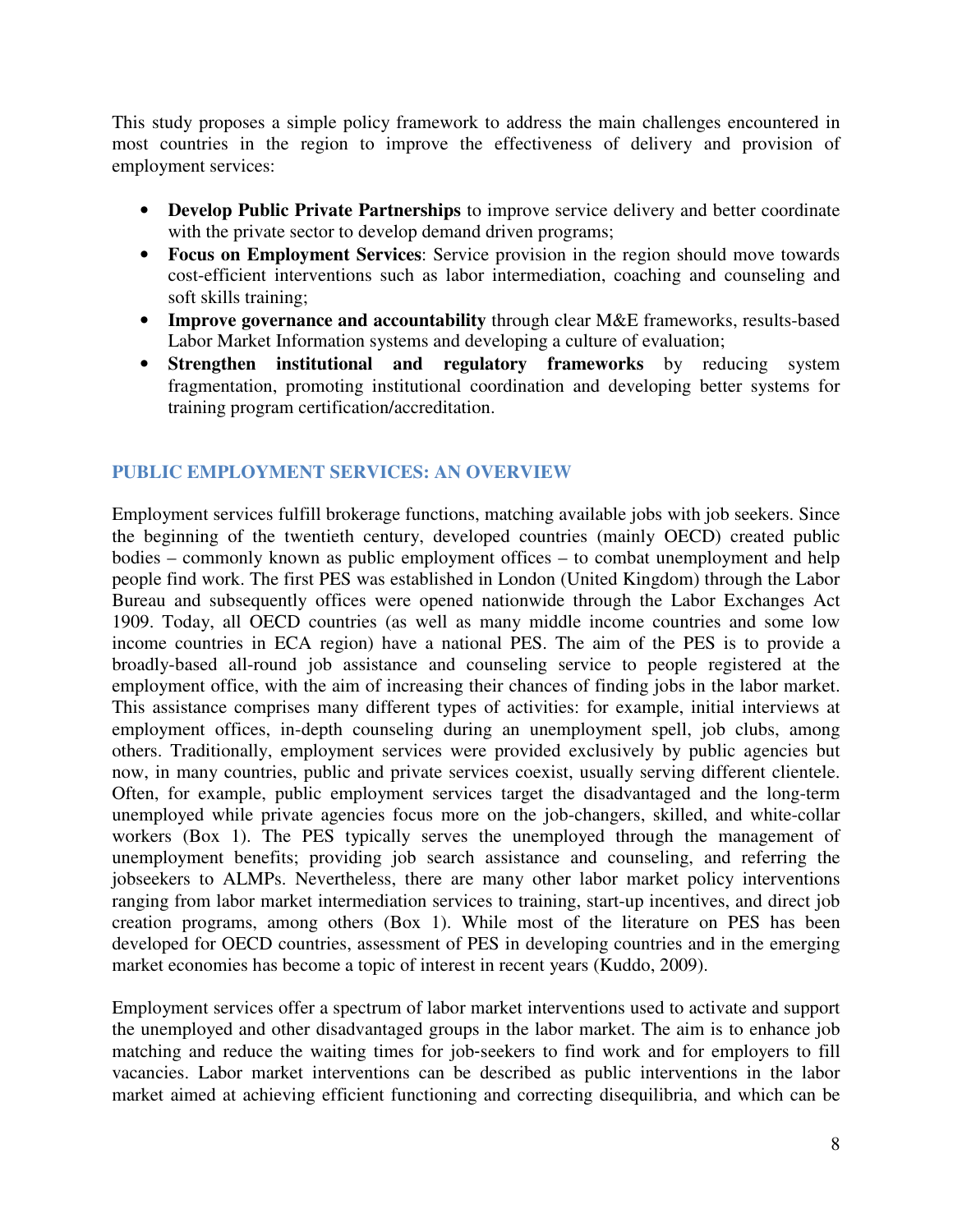This study proposes a simple policy framework to address the main challenges encountered in most countries in the region to improve the effectiveness of delivery and provision of employment services:

- **Develop Public Private Partnerships** to improve service delivery and better coordinate with the private sector to develop demand driven programs;
- **Focus on Employment Services**: Service provision in the region should move towards cost-efficient interventions such as labor intermediation, coaching and counseling and soft skills training;
- **Improve governance and accountability** through clear M&E frameworks, results-based Labor Market Information systems and developing a culture of evaluation;
- **Strengthen institutional and regulatory frameworks** by reducing system fragmentation, promoting institutional coordination and developing better systems for training program certification/accreditation.

## PUBLIC EMPLOYMENT SERVICES: AN OVERVIEW

Employment services fulfill brokerage functions, matching available jobs with job seekers. Since the beginning of the twentieth century, developed countries (mainly OECD) created public bodies – commonly known as public employment offices – to combat unemployment and help people find work. The first PES was established in London (United Kingdom) through the Labor Bureau and subsequently offices were opened nationwide through the Labor Exchanges Act 1909. Today, all OECD countries (as well as many middle income countries and some low income countries in ECA region) have a national PES. The aim of the PES is to provide a broadly-based all-round job assistance and counseling service to people registered at the employment office, with the aim of increasing their chances of finding jobs in the labor market. This assistance comprises many different types of activities: for example, initial interviews at employment offices, in-depth counseling during an unemployment spell, job clubs, among others. Traditionally, employment services were provided exclusively by public agencies but now, in many countries, public and private services coexist, usually serving different clientele. Often, for example, public employment services target the disadvantaged and the long-term unemployed while private agencies focus more on the job-changers, skilled, and white-collar workers (Box 1). The PES typically serves the unemployed through the management of unemployment benefits; providing job search assistance and counseling, and referring the jobseekers to ALMPs. Nevertheless, there are many other labor market policy interventions ranging from labor market intermediation services to training, start-up incentives, and direct job creation programs, among others (Box 1). While most of the literature on PES has been developed for OECD countries, assessment of PES in developing countries and in the emerging market economies has become a topic of interest in recent years (Kuddo, 2009).

Employment services offer a spectrum of labor market interventions used to activate and support the unemployed and other disadvantaged groups in the labor market. The aim is to enhance job matching and reduce the waiting times for job-seekers to find work and for employers to fill vacancies. Labor market interventions can be described as public interventions in the labor market aimed at achieving efficient functioning and correcting disequilibria, and which can be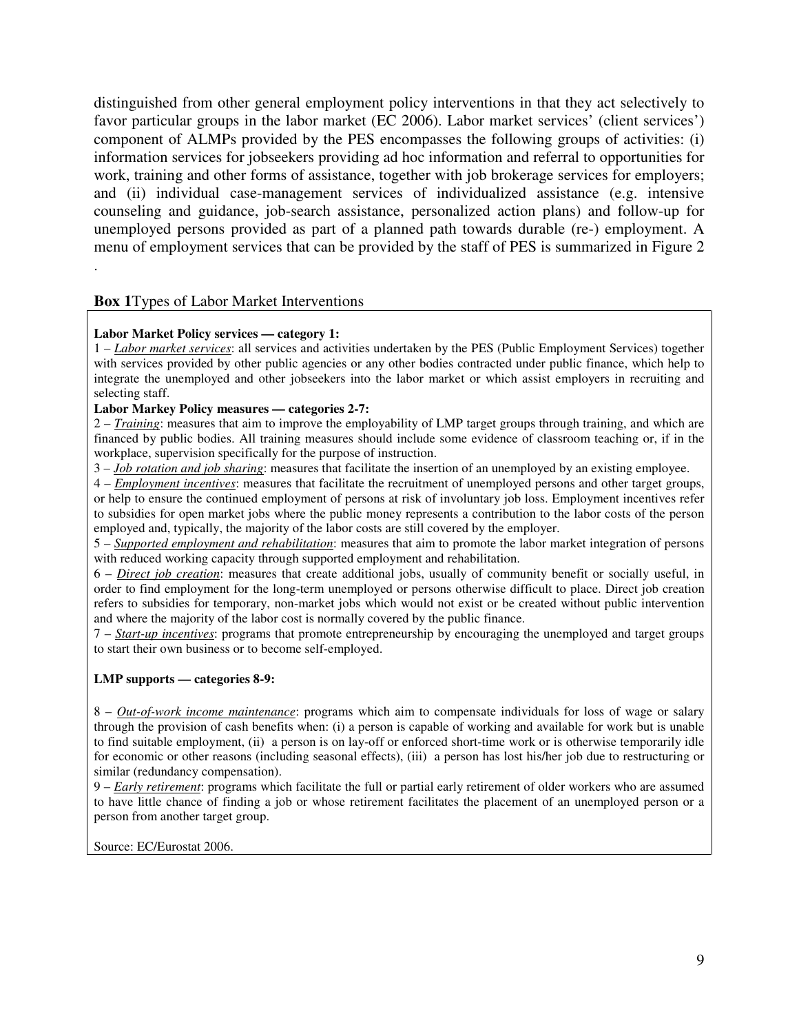distinguished from other general employment policy interventions in that they act selectively to favor particular groups in the labor market (EC 2006). Labor market services' (client services') component of ALMPs provided by the PES encompasses the following groups of activities: (i) information services for jobseekers providing ad hoc information and referral to opportunities for work, training and other forms of assistance, together with job brokerage services for employers; and (ii) individual case-management services of individualized assistance (e.g. intensive counseling and guidance, job-search assistance, personalized action plans) and follow-up for unemployed persons provided as part of a planned path towards durable (re-) employment. A menu of employment services that can be provided by the staff of PES is summarized in Figure 2 .

**Box 1**Types of Labor Market Interventions

**Labor Market Policy services — category 1:**

1 – *Labor market services*: all services and activities undertaken by the PES (Public Employment Services) together with services provided by other public agencies or any other bodies contracted under public finance, which help to integrate the unemployed and other jobseekers into the labor market or which assist employers in recruiting and selecting staff.

**Labor Markey Policy measures — categories 2-7:**

2 – *Training*: measures that aim to improve the employability of LMP target groups through training, and which are financed by public bodies. All training measures should include some evidence of classroom teaching or, if in the workplace, supervision specifically for the purpose of instruction.

3 – *Job rotation and job sharing*: measures that facilitate the insertion of an unemployed by an existing employee.

4 – *Employment incentives*: measures that facilitate the recruitment of unemployed persons and other target groups, or help to ensure the continued employment of persons at risk of involuntary job loss. Employment incentives refer to subsidies for open market jobs where the public money represents a contribution to the labor costs of the person employed and, typically, the majority of the labor costs are still covered by the employer.

5 – *Supported employment and rehabilitation*: measures that aim to promote the labor market integration of persons with reduced working capacity through supported employment and rehabilitation.

6 – *Direct job creation*: measures that create additional jobs, usually of community benefit or socially useful, in order to find employment for the long-term unemployed or persons otherwise difficult to place. Direct job creation refers to subsidies for temporary, non-market jobs which would not exist or be created without public intervention and where the majority of the labor cost is normally covered by the public finance.

7 – *Start-up incentives*: programs that promote entrepreneurship by encouraging the unemployed and target groups to start their own business or to become self-employed.

**LMP supports — categories 8-9:**

8 – *Out-of-work income maintenance*: programs which aim to compensate individuals for loss of wage or salary through the provision of cash benefits when: (i) a person is capable of working and available for work but is unable to find suitable employment, (ii) a person is on lay-off or enforced short-time work or is otherwise temporarily idle for economic or other reasons (including seasonal effects), (iii) a person has lost his/her job due to restructuring or similar (redundancy compensation).

9 – *Early retirement*: programs which facilitate the full or partial early retirement of older workers who are assumed to have little chance of finding a job or whose retirement facilitates the placement of an unemployed person or a person from another target group.

Source: EC/Eurostat 2006.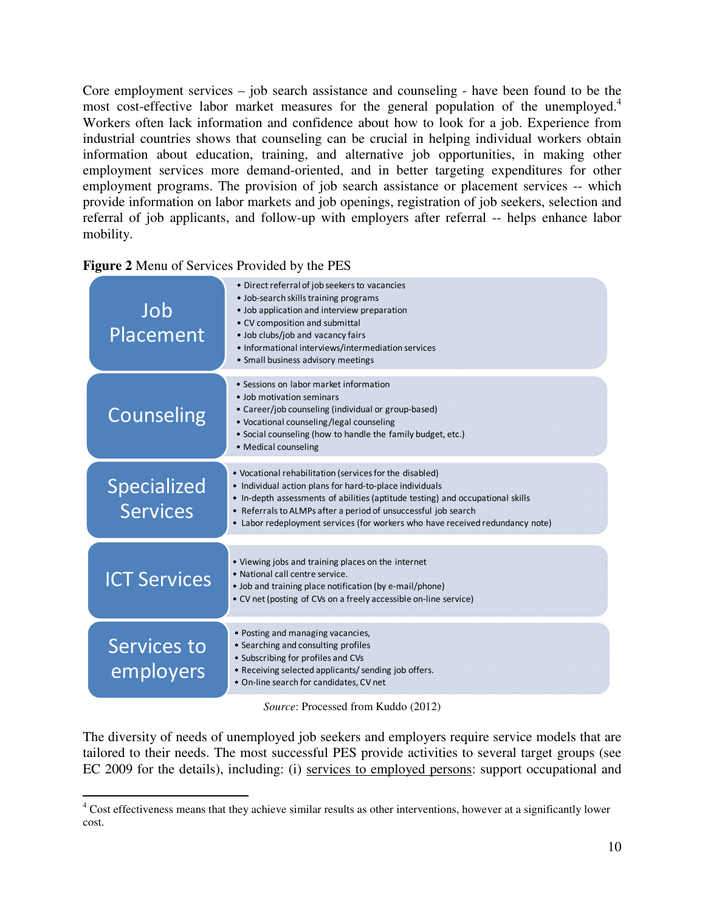Core employment services – job search assistance and counseling - have been found to be the most cost-effective labor market measures for the general population of the unemployed.[4] Workers often lack information and confidence about how to look for a job. Experience from industrial countries shows that counseling can be crucial in helping individual workers obtain information about education, training, and alternative job opportunities, in making other employment services more demand-oriented, and in better targeting expenditures for other employment programs. The provision of job search assistance or placement services -- which provide information on labor markets and job openings, registration of job seekers, selection and referral of job applicants, and follow-up with employers after referral -- helps enhance labor mobility.

**Figure 2** Menu of Services Provided by the PES

| Service | Activities |
| --- | --- |
| Job Placement | • Direct referral of job seekers to vacancies<br>• Job-search skills training programs<br>• Job application and interview preparation<br>• CV composition and submittal<br>• Job clubs/job and vacancy fairs<br>• Informational interviews/intermediation services<br>• Small business advisory meetings |
| Counseling | • Sessions on labor market information<br>• Job motivation seminars<br>• Career/job counseling (individual or group-based)<br>• Vocational counseling/legal counseling<br>• Social counseling (how to handle the family budget, etc.)<br>• Medical counseling |
| Specialized Services | • Vocational rehabilitation (services for the disabled)<br>• Individual action plans for hard-to-place individuals<br>• In-depth assessments of abilities (aptitude testing) and occupational skills<br>• Referrals to ALMPs after a period of unsuccessful job search<br>• Labor redeployment services (for workers who have received redundancy note) |
| ICT Services | • Viewing jobs and training places on the internet<br>• National call centre service.<br>• Job and training place notification (by e-mail/phone)<br>• CV net (posting of CVs on a freely accessible on-line service) |
| Services to employers | • Posting and managing vacancies,<br>• Searching and consulting profiles<br>• Subscribing for profiles and CVs<br>• Receiving selected applicants/ sending job offers.<br>• On-line search for candidates, CV net |

*Source*: Processed from Kuddo (2012)

The diversity of needs of unemployed job seekers and employers require service models that are tailored to their needs. The most successful PES provide activities to several target groups (see EC 2009 for the details), including: (i) services to employed persons: support occupational and

[4] Cost effectiveness means that they achieve similar results as other interventions, however at a significantly lower cost.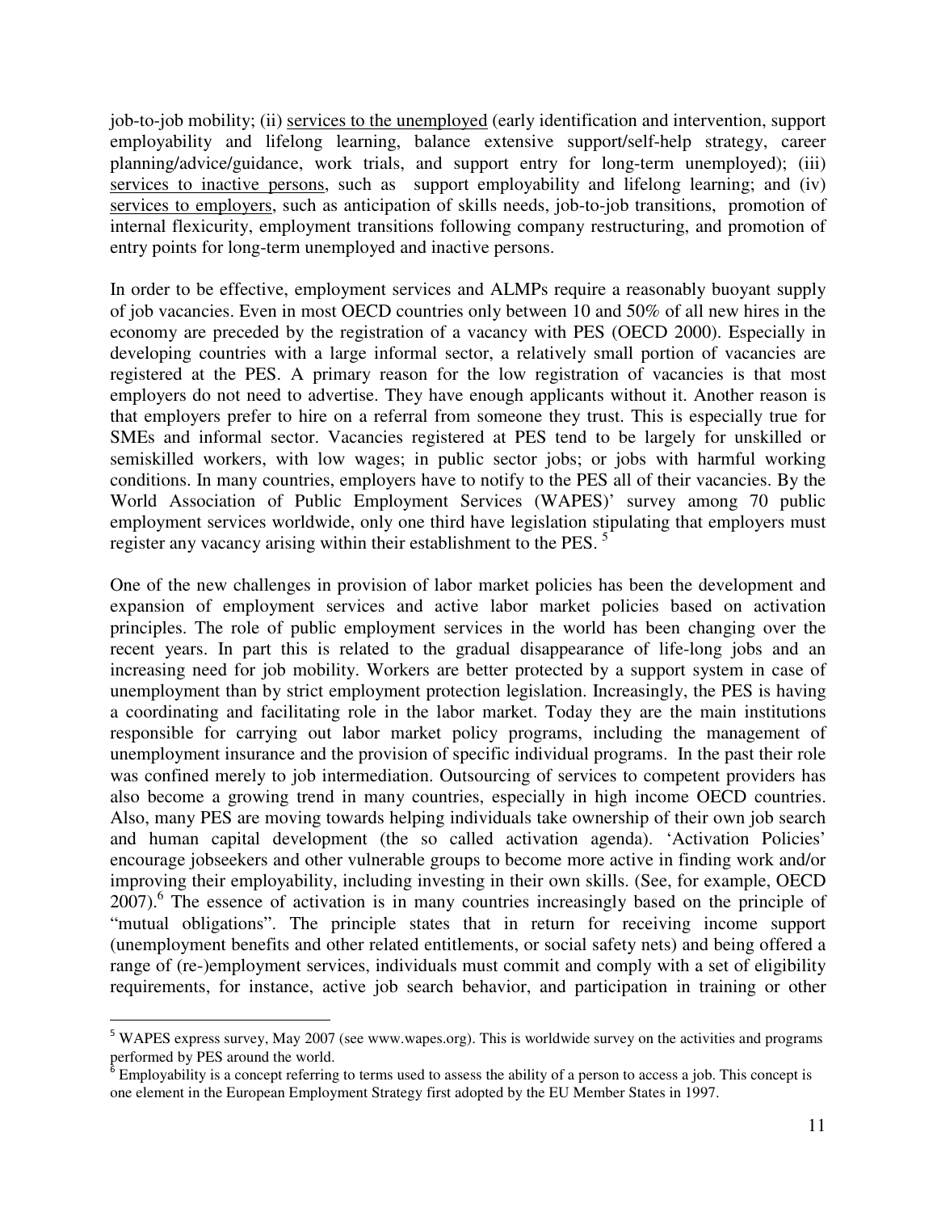job-to-job mobility; (ii) services to the unemployed (early identification and intervention, support employability and lifelong learning, balance extensive support/self-help strategy, career planning/advice/guidance, work trials, and support entry for long-term unemployed); (iii) services to inactive persons, such as support employability and lifelong learning; and (iv) services to employers, such as anticipation of skills needs, job-to-job transitions, promotion of internal flexicurity, employment transitions following company restructuring, and promotion of entry points for long-term unemployed and inactive persons.

In order to be effective, employment services and ALMPs require a reasonably buoyant supply of job vacancies. Even in most OECD countries only between 10 and 50% of all new hires in the economy are preceded by the registration of a vacancy with PES (OECD 2000). Especially in developing countries with a large informal sector, a relatively small portion of vacancies are registered at the PES. A primary reason for the low registration of vacancies is that most employers do not need to advertise. They have enough applicants without it. Another reason is that employers prefer to hire on a referral from someone they trust. This is especially true for SMEs and informal sector. Vacancies registered at PES tend to be largely for unskilled or semiskilled workers, with low wages; in public sector jobs; or jobs with harmful working conditions. In many countries, employers have to notify to the PES all of their vacancies. By the World Association of Public Employment Services (WAPES)' survey among 70 public employment services worldwide, only one third have legislation stipulating that employers must register any vacancy arising within their establishment to the PES. [5]

One of the new challenges in provision of labor market policies has been the development and expansion of employment services and active labor market policies based on activation principles. The role of public employment services in the world has been changing over the recent years. In part this is related to the gradual disappearance of life-long jobs and an increasing need for job mobility. Workers are better protected by a support system in case of unemployment than by strict employment protection legislation. Increasingly, the PES is having a coordinating and facilitating role in the labor market. Today they are the main institutions responsible for carrying out labor market policy programs, including the management of unemployment insurance and the provision of specific individual programs. In the past their role was confined merely to job intermediation. Outsourcing of services to competent providers has also become a growing trend in many countries, especially in high income OECD countries. Also, many PES are moving towards helping individuals take ownership of their own job search and human capital development (the so called activation agenda). 'Activation Policies' encourage jobseekers and other vulnerable groups to become more active in finding work and/or improving their employability, including investing in their own skills. (See, for example, OECD 2007).[6] The essence of activation is in many countries increasingly based on the principle of "mutual obligations". The principle states that in return for receiving income support (unemployment benefits and other related entitlements, or social safety nets) and being offered a range of (re-)employment services, individuals must commit and comply with a set of eligibility requirements, for instance, active job search behavior, and participation in training or other

---

[5] WAPES express survey, May 2007 (see www.wapes.org). This is worldwide survey on the activities and programs performed by PES around the world.

[6] Employability is a concept referring to terms used to assess the ability of a person to access a job. This concept is one element in the European Employment Strategy first adopted by the EU Member States in 1997.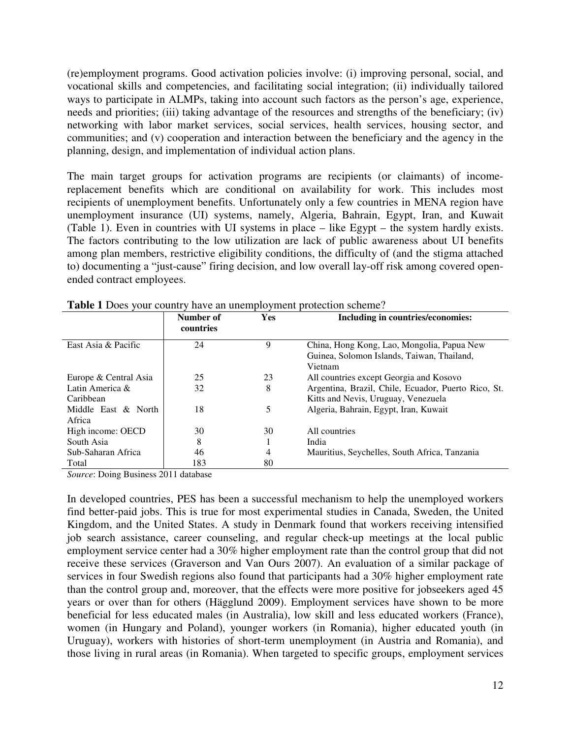(re)employment programs. Good activation policies involve: (i) improving personal, social, and vocational skills and competencies, and facilitating social integration; (ii) individually tailored ways to participate in ALMPs, taking into account such factors as the person's age, experience, needs and priorities; (iii) taking advantage of the resources and strengths of the beneficiary; (iv) networking with labor market services, social services, health services, housing sector, and communities; and (v) cooperation and interaction between the beneficiary and the agency in the planning, design, and implementation of individual action plans.

The main target groups for activation programs are recipients (or claimants) of income-replacement benefits which are conditional on availability for work. This includes most recipients of unemployment benefits. Unfortunately only a few countries in MENA region have unemployment insurance (UI) systems, namely, Algeria, Bahrain, Egypt, Iran, and Kuwait (Table 1). Even in countries with UI systems in place – like Egypt – the system hardly exists. The factors contributing to the low utilization are lack of public awareness about UI benefits among plan members, restrictive eligibility conditions, the difficulty of (and the stigma attached to) documenting a "just-cause" firing decision, and low overall lay-off risk among covered open-ended contract employees.

**Table 1** Does your country have an unemployment protection scheme?

| | Number of countries | Yes | Including in countries/economies: |
|---|---|---|---|
| East Asia & Pacific | 24 | 9 | China, Hong Kong, Lao, Mongolia, Papua New Guinea, Solomon Islands, Taiwan, Thailand, Vietnam |
| Europe & Central Asia | 25 | 23 | All countries except Georgia and Kosovo |
| Latin America & Caribbean | 32 | 8 | Argentina, Brazil, Chile, Ecuador, Puerto Rico, St. Kitts and Nevis, Uruguay, Venezuela |
| Middle East & North Africa | 18 | 5 | Algeria, Bahrain, Egypt, Iran, Kuwait |
| High income: OECD | 30 | 30 | All countries |
| South Asia | 8 | 1 | India |
| Sub-Saharan Africa | 46 | 4 | Mauritius, Seychelles, South Africa, Tanzania |
| Total | 183 | 80 | |

*Source*: Doing Business 2011 database

In developed countries, PES has been a successful mechanism to help the unemployed workers find better-paid jobs. This is true for most experimental studies in Canada, Sweden, the United Kingdom, and the United States. A study in Denmark found that workers receiving intensified job search assistance, career counseling, and regular check-up meetings at the local public employment service center had a 30% higher employment rate than the control group that did not receive these services (Graverson and Van Ours 2007). An evaluation of a similar package of services in four Swedish regions also found that participants had a 30% higher employment rate than the control group and, moreover, that the effects were more positive for jobseekers aged 45 years or over than for others (Hägglund 2009). Employment services have shown to be more beneficial for less educated males (in Australia), low skill and less educated workers (France), women (in Hungary and Poland), younger workers (in Romania), higher educated youth (in Uruguay), workers with histories of short-term unemployment (in Austria and Romania), and those living in rural areas (in Romania). When targeted to specific groups, employment services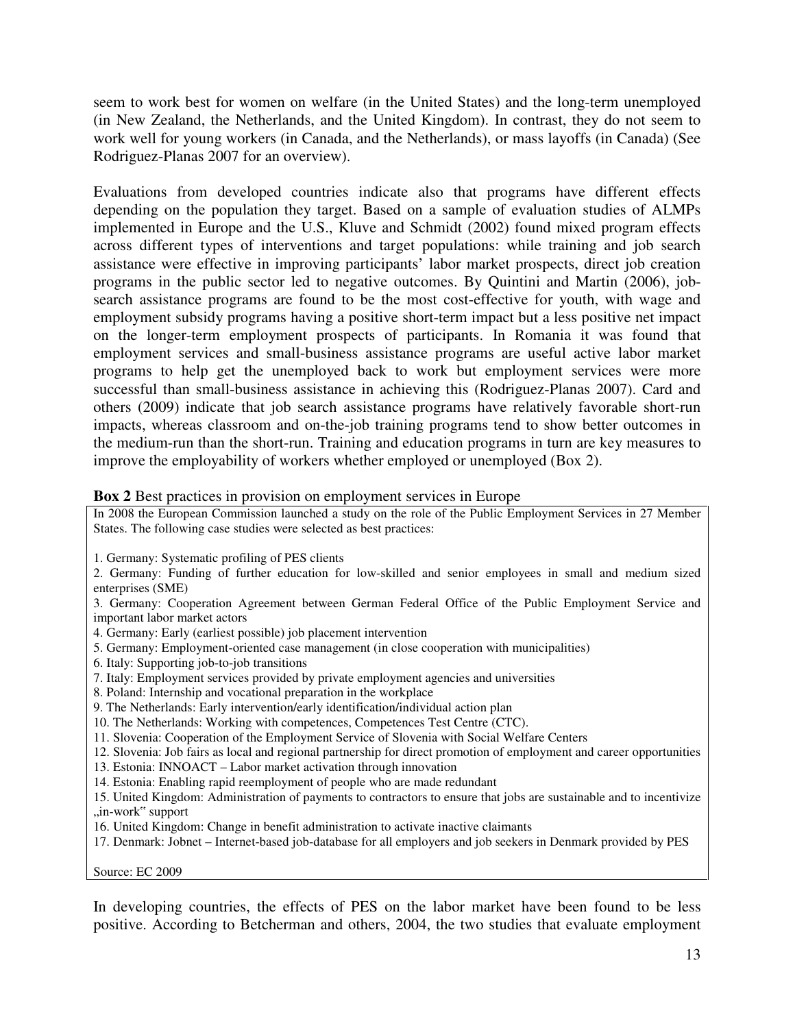seem to work best for women on welfare (in the United States) and the long-term unemployed (in New Zealand, the Netherlands, and the United Kingdom). In contrast, they do not seem to work well for young workers (in Canada, and the Netherlands), or mass layoffs (in Canada) (See Rodriguez-Planas 2007 for an overview).

Evaluations from developed countries indicate also that programs have different effects depending on the population they target. Based on a sample of evaluation studies of ALMPs implemented in Europe and the U.S., Kluve and Schmidt (2002) found mixed program effects across different types of interventions and target populations: while training and job search assistance were effective in improving participants' labor market prospects, direct job creation programs in the public sector led to negative outcomes. By Quintini and Martin (2006), job-search assistance programs are found to be the most cost-effective for youth, with wage and employment subsidy programs having a positive short-term impact but a less positive net impact on the longer-term employment prospects of participants. In Romania it was found that employment services and small-business assistance programs are useful active labor market programs to help get the unemployed back to work but employment services were more successful than small-business assistance in achieving this (Rodriguez-Planas 2007). Card and others (2009) indicate that job search assistance programs have relatively favorable short-run impacts, whereas classroom and on-the-job training programs tend to show better outcomes in the medium-run than the short-run. Training and education programs in turn are key measures to improve the employability of workers whether employed or unemployed (Box 2).

**Box 2** Best practices in provision on employment services in Europe

In 2008 the European Commission launched a study on the role of the Public Employment Services in 27 Member States. The following case studies were selected as best practices:

1. Germany: Systematic profiling of PES clients
2. Germany: Funding of further education for low-skilled and senior employees in small and medium sized enterprises (SME)
3. Germany: Cooperation Agreement between German Federal Office of the Public Employment Service and important labor market actors
4. Germany: Early (earliest possible) job placement intervention
5. Germany: Employment-oriented case management (in close cooperation with municipalities)
6. Italy: Supporting job-to-job transitions
7. Italy: Employment services provided by private employment agencies and universities
8. Poland: Internship and vocational preparation in the workplace
9. The Netherlands: Early intervention/early identification/individual action plan
10. The Netherlands: Working with competences, Competences Test Centre (CTC).
11. Slovenia: Cooperation of the Employment Service of Slovenia with Social Welfare Centers
12. Slovenia: Job fairs as local and regional partnership for direct promotion of employment and career opportunities
13. Estonia: INNOACT – Labor market activation through innovation
14. Estonia: Enabling rapid reemployment of people who are made redundant
15. United Kingdom: Administration of payments to contractors to ensure that jobs are sustainable and to incentivize „in-work" support
16. United Kingdom: Change in benefit administration to activate inactive claimants
17. Denmark: Jobnet – Internet-based job-database for all employers and job seekers in Denmark provided by PES

Source: EC 2009

In developing countries, the effects of PES on the labor market have been found to be less positive. According to Betcherman and others, 2004, the two studies that evaluate employment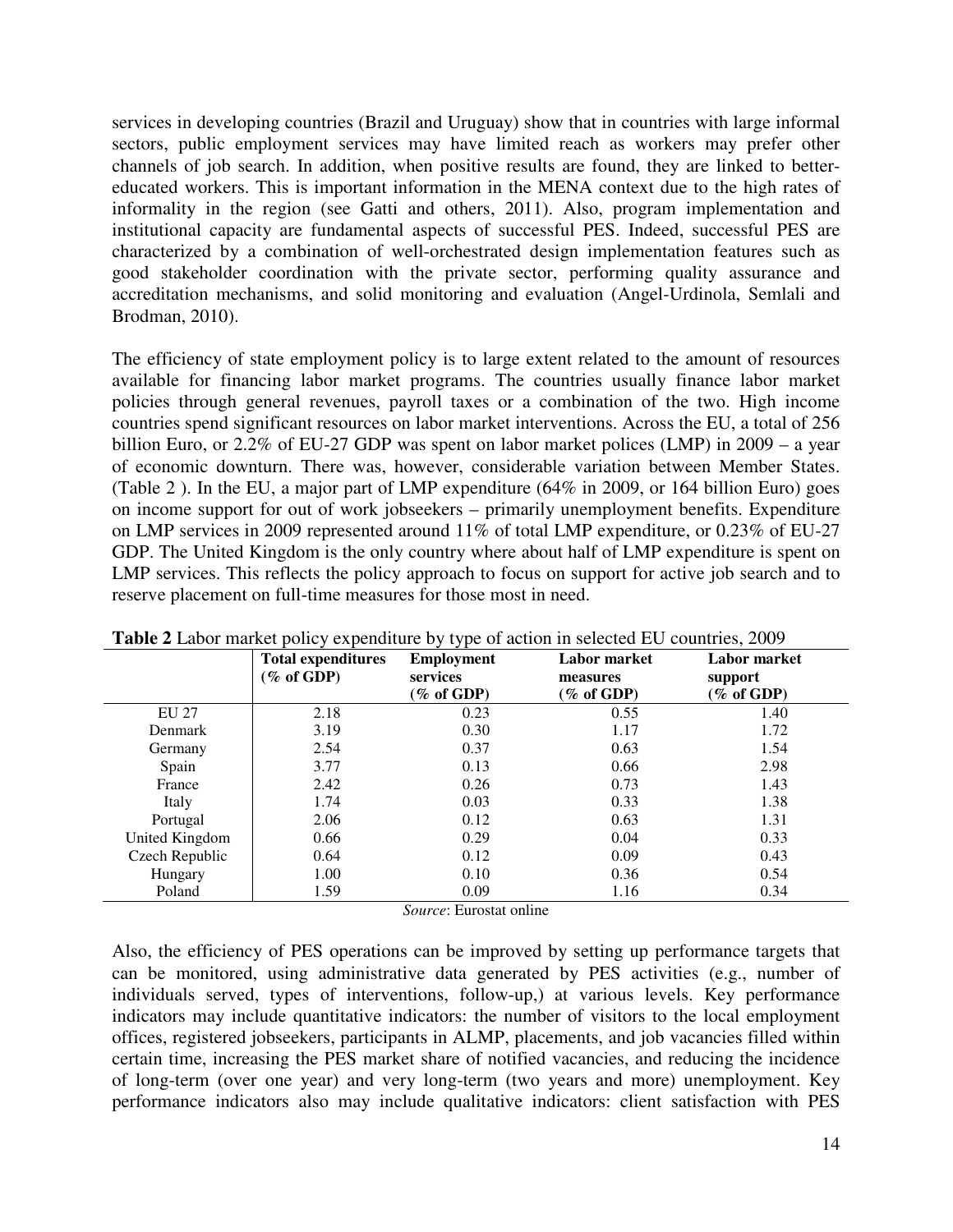services in developing countries (Brazil and Uruguay) show that in countries with large informal sectors, public employment services may have limited reach as workers may prefer other channels of job search. In addition, when positive results are found, they are linked to better-educated workers. This is important information in the MENA context due to the high rates of informality in the region (see Gatti and others, 2011). Also, program implementation and institutional capacity are fundamental aspects of successful PES. Indeed, successful PES are characterized by a combination of well-orchestrated design implementation features such as good stakeholder coordination with the private sector, performing quality assurance and accreditation mechanisms, and solid monitoring and evaluation (Angel-Urdinola, Semlali and Brodman, 2010).

The efficiency of state employment policy is to large extent related to the amount of resources available for financing labor market programs. The countries usually finance labor market policies through general revenues, payroll taxes or a combination of the two. High income countries spend significant resources on labor market interventions. Across the EU, a total of 256 billion Euro, or 2.2% of EU-27 GDP was spent on labor market polices (LMP) in 2009 – a year of economic downturn. There was, however, considerable variation between Member States. (Table 2 ). In the EU, a major part of LMP expenditure (64% in 2009, or 164 billion Euro) goes on income support for out of work jobseekers – primarily unemployment benefits. Expenditure on LMP services in 2009 represented around 11% of total LMP expenditure, or 0.23% of EU-27 GDP. The United Kingdom is the only country where about half of LMP expenditure is spent on LMP services. This reflects the policy approach to focus on support for active job search and to reserve placement on full-time measures for those most in need.

**Table 2** Labor market policy expenditure by type of action in selected EU countries, 2009

| | Total expenditures (% of GDP) | Employment services (% of GDP) | Labor market measures (% of GDP) | Labor market support (% of GDP) |
|---|---|---|---|---|
| EU 27 | 2.18 | 0.23 | 0.55 | 1.40 |
| Denmark | 3.19 | 0.30 | 1.17 | 1.72 |
| Germany | 2.54 | 0.37 | 0.63 | 1.54 |
| Spain | 3.77 | 0.13 | 0.66 | 2.98 |
| France | 2.42 | 0.26 | 0.73 | 1.43 |
| Italy | 1.74 | 0.03 | 0.33 | 1.38 |
| Portugal | 2.06 | 0.12 | 0.63 | 1.31 |
| United Kingdom | 0.66 | 0.29 | 0.04 | 0.33 |
| Czech Republic | 0.64 | 0.12 | 0.09 | 0.43 |
| Hungary | 1.00 | 0.10 | 0.36 | 0.54 |
| Poland | 1.59 | 0.09 | 1.16 | 0.34 |

*Source*: Eurostat online

Also, the efficiency of PES operations can be improved by setting up performance targets that can be monitored, using administrative data generated by PES activities (e.g., number of individuals served, types of interventions, follow-up,) at various levels. Key performance indicators may include quantitative indicators: the number of visitors to the local employment offices, registered jobseekers, participants in ALMP, placements, and job vacancies filled within certain time, increasing the PES market share of notified vacancies, and reducing the incidence of long-term (over one year) and very long-term (two years and more) unemployment. Key performance indicators also may include qualitative indicators: client satisfaction with PES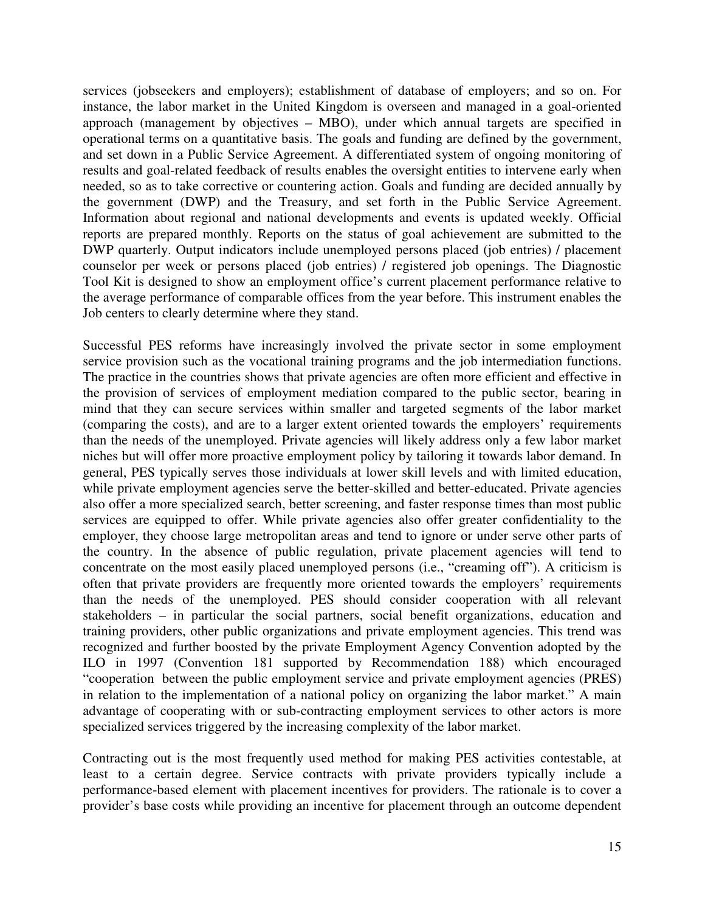services (jobseekers and employers); establishment of database of employers; and so on. For instance, the labor market in the United Kingdom is overseen and managed in a goal-oriented approach (management by objectives – MBO), under which annual targets are specified in operational terms on a quantitative basis. The goals and funding are defined by the government, and set down in a Public Service Agreement. A differentiated system of ongoing monitoring of results and goal-related feedback of results enables the oversight entities to intervene early when needed, so as to take corrective or countering action. Goals and funding are decided annually by the government (DWP) and the Treasury, and set forth in the Public Service Agreement. Information about regional and national developments and events is updated weekly. Official reports are prepared monthly. Reports on the status of goal achievement are submitted to the DWP quarterly. Output indicators include unemployed persons placed (job entries) / placement counselor per week or persons placed (job entries) / registered job openings. The Diagnostic Tool Kit is designed to show an employment office's current placement performance relative to the average performance of comparable offices from the year before. This instrument enables the Job centers to clearly determine where they stand.

Successful PES reforms have increasingly involved the private sector in some employment service provision such as the vocational training programs and the job intermediation functions. The practice in the countries shows that private agencies are often more efficient and effective in the provision of services of employment mediation compared to the public sector, bearing in mind that they can secure services within smaller and targeted segments of the labor market (comparing the costs), and are to a larger extent oriented towards the employers' requirements than the needs of the unemployed. Private agencies will likely address only a few labor market niches but will offer more proactive employment policy by tailoring it towards labor demand. In general, PES typically serves those individuals at lower skill levels and with limited education, while private employment agencies serve the better-skilled and better-educated. Private agencies also offer a more specialized search, better screening, and faster response times than most public services are equipped to offer. While private agencies also offer greater confidentiality to the employer, they choose large metropolitan areas and tend to ignore or under serve other parts of the country. In the absence of public regulation, private placement agencies will tend to concentrate on the most easily placed unemployed persons (i.e., "creaming off"). A criticism is often that private providers are frequently more oriented towards the employers' requirements than the needs of the unemployed. PES should consider cooperation with all relevant stakeholders – in particular the social partners, social benefit organizations, education and training providers, other public organizations and private employment agencies. This trend was recognized and further boosted by the private Employment Agency Convention adopted by the ILO in 1997 (Convention 181 supported by Recommendation 188) which encouraged "cooperation between the public employment service and private employment agencies (PRES) in relation to the implementation of a national policy on organizing the labor market." A main advantage of cooperating with or sub-contracting employment services to other actors is more specialized services triggered by the increasing complexity of the labor market.

Contracting out is the most frequently used method for making PES activities contestable, at least to a certain degree. Service contracts with private providers typically include a performance-based element with placement incentives for providers. The rationale is to cover a provider's base costs while providing an incentive for placement through an outcome dependent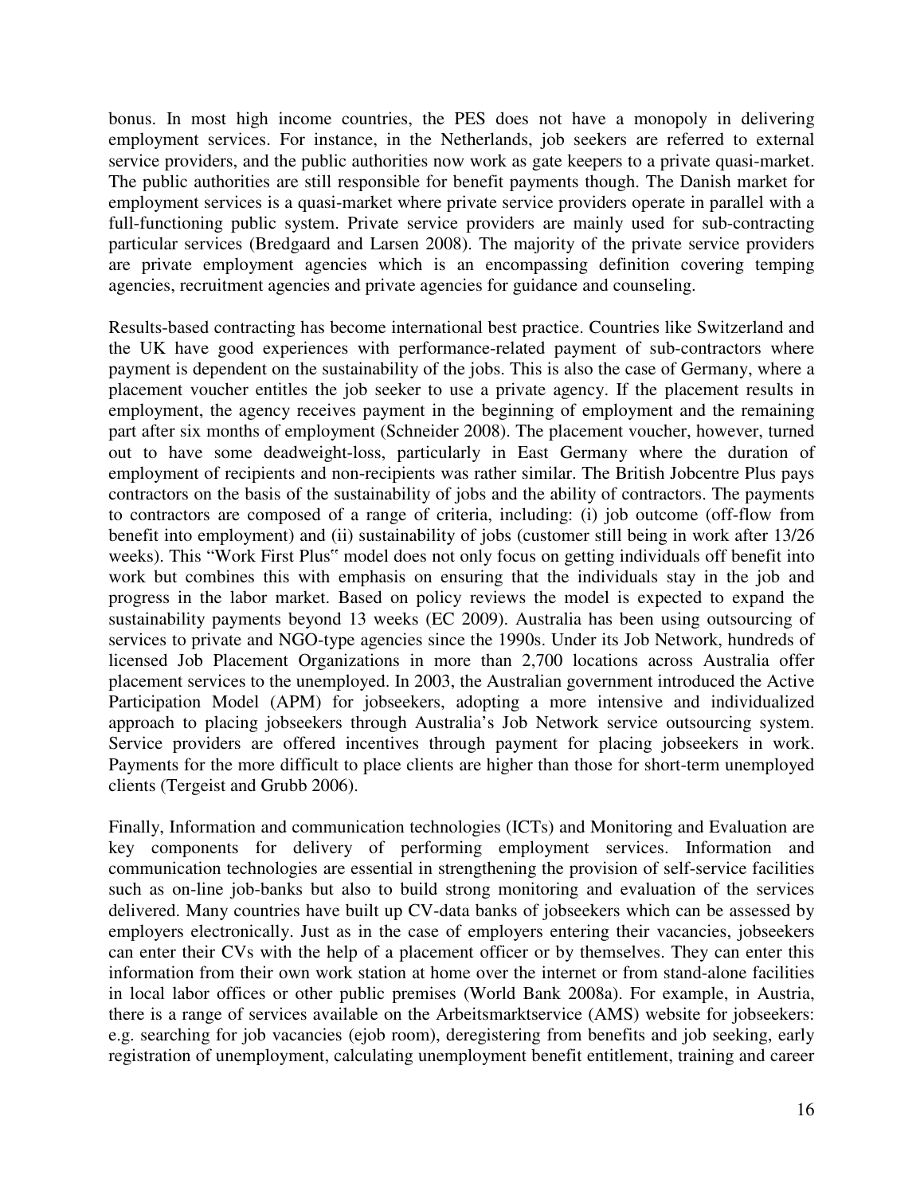bonus. In most high income countries, the PES does not have a monopoly in delivering employment services. For instance, in the Netherlands, job seekers are referred to external service providers, and the public authorities now work as gate keepers to a private quasi-market. The public authorities are still responsible for benefit payments though. The Danish market for employment services is a quasi-market where private service providers operate in parallel with a full-functioning public system. Private service providers are mainly used for sub-contracting particular services (Bredgaard and Larsen 2008). The majority of the private service providers are private employment agencies which is an encompassing definition covering temping agencies, recruitment agencies and private agencies for guidance and counseling.

Results-based contracting has become international best practice. Countries like Switzerland and the UK have good experiences with performance-related payment of sub-contractors where payment is dependent on the sustainability of the jobs. This is also the case of Germany, where a placement voucher entitles the job seeker to use a private agency. If the placement results in employment, the agency receives payment in the beginning of employment and the remaining part after six months of employment (Schneider 2008). The placement voucher, however, turned out to have some deadweight-loss, particularly in East Germany where the duration of employment of recipients and non-recipients was rather similar. The British Jobcentre Plus pays contractors on the basis of the sustainability of jobs and the ability of contractors. The payments to contractors are composed of a range of criteria, including: (i) job outcome (off-flow from benefit into employment) and (ii) sustainability of jobs (customer still being in work after 13/26 weeks). This "Work First Plus" model does not only focus on getting individuals off benefit into work but combines this with emphasis on ensuring that the individuals stay in the job and progress in the labor market. Based on policy reviews the model is expected to expand the sustainability payments beyond 13 weeks (EC 2009). Australia has been using outsourcing of services to private and NGO-type agencies since the 1990s. Under its Job Network, hundreds of licensed Job Placement Organizations in more than 2,700 locations across Australia offer placement services to the unemployed. In 2003, the Australian government introduced the Active Participation Model (APM) for jobseekers, adopting a more intensive and individualized approach to placing jobseekers through Australia's Job Network service outsourcing system. Service providers are offered incentives through payment for placing jobseekers in work. Payments for the more difficult to place clients are higher than those for short-term unemployed clients (Tergeist and Grubb 2006).

Finally, Information and communication technologies (ICTs) and Monitoring and Evaluation are key components for delivery of performing employment services. Information and communication technologies are essential in strengthening the provision of self-service facilities such as on-line job-banks but also to build strong monitoring and evaluation of the services delivered. Many countries have built up CV-data banks of jobseekers which can be assessed by employers electronically. Just as in the case of employers entering their vacancies, jobseekers can enter their CVs with the help of a placement officer or by themselves. They can enter this information from their own work station at home over the internet or from stand-alone facilities in local labor offices or other public premises (World Bank 2008a). For example, in Austria, there is a range of services available on the Arbeitsmarktservice (AMS) website for jobseekers: e.g. searching for job vacancies (ejob room), deregistering from benefits and job seeking, early registration of unemployment, calculating unemployment benefit entitlement, training and career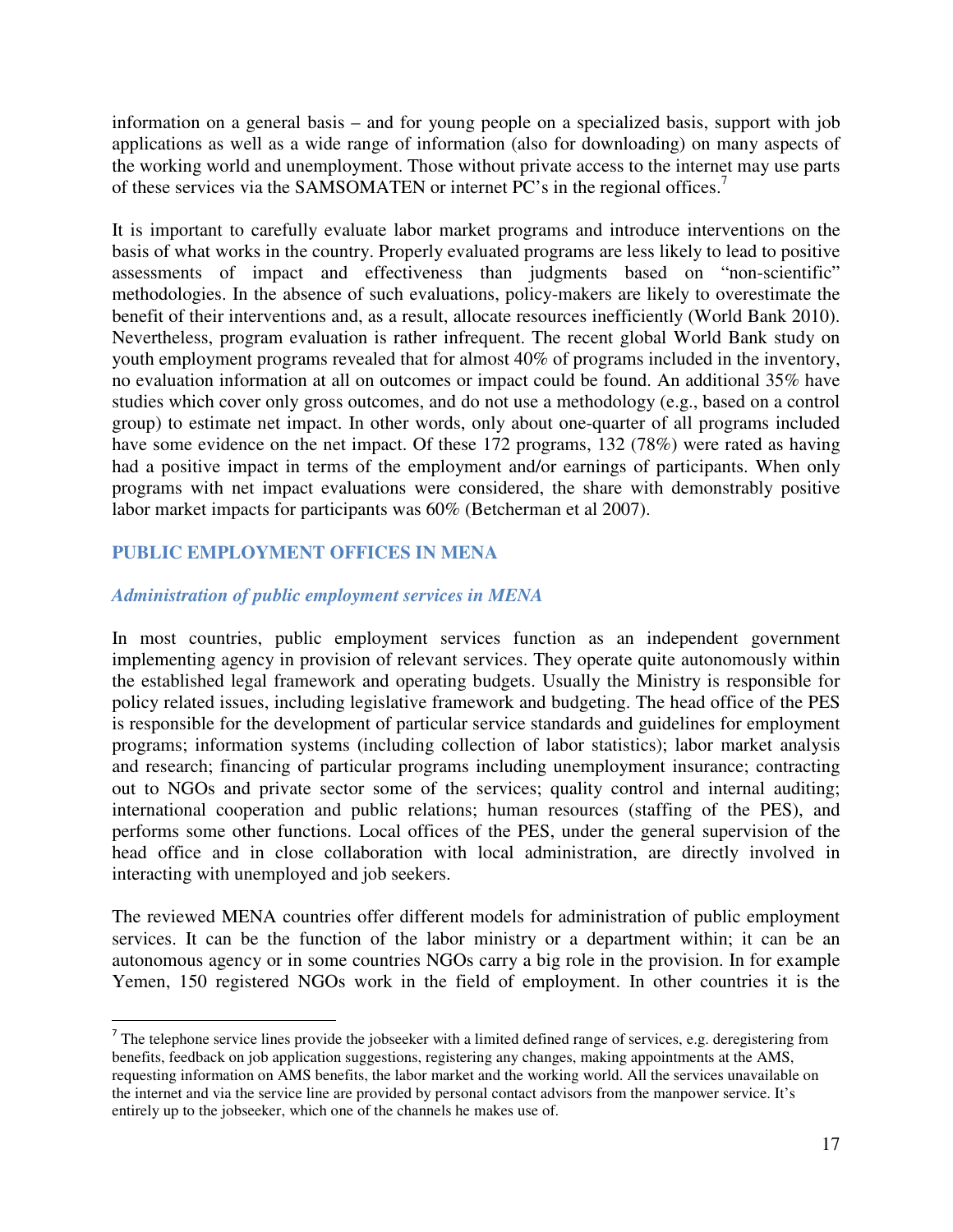information on a general basis – and for young people on a specialized basis, support with job applications as well as a wide range of information (also for downloading) on many aspects of the working world and unemployment. Those without private access to the internet may use parts of these services via the SAMSOMATEN or internet PC's in the regional offices.[7]

It is important to carefully evaluate labor market programs and introduce interventions on the basis of what works in the country. Properly evaluated programs are less likely to lead to positive assessments of impact and effectiveness than judgments based on "non-scientific" methodologies. In the absence of such evaluations, policy-makers are likely to overestimate the benefit of their interventions and, as a result, allocate resources inefficiently (World Bank 2010). Nevertheless, program evaluation is rather infrequent. The recent global World Bank study on youth employment programs revealed that for almost 40% of programs included in the inventory, no evaluation information at all on outcomes or impact could be found. An additional 35% have studies which cover only gross outcomes, and do not use a methodology (e.g., based on a control group) to estimate net impact. In other words, only about one-quarter of all programs included have some evidence on the net impact. Of these 172 programs, 132 (78%) were rated as having had a positive impact in terms of the employment and/or earnings of participants. When only programs with net impact evaluations were considered, the share with demonstrably positive labor market impacts for participants was 60% (Betcherman et al 2007).

## PUBLIC EMPLOYMENT OFFICES IN MENA

### *Administration of public employment services in MENA*

In most countries, public employment services function as an independent government implementing agency in provision of relevant services. They operate quite autonomously within the established legal framework and operating budgets. Usually the Ministry is responsible for policy related issues, including legislative framework and budgeting. The head office of the PES is responsible for the development of particular service standards and guidelines for employment programs; information systems (including collection of labor statistics); labor market analysis and research; financing of particular programs including unemployment insurance; contracting out to NGOs and private sector some of the services; quality control and internal auditing; international cooperation and public relations; human resources (staffing of the PES), and performs some other functions. Local offices of the PES, under the general supervision of the head office and in close collaboration with local administration, are directly involved in interacting with unemployed and job seekers.

The reviewed MENA countries offer different models for administration of public employment services. It can be the function of the labor ministry or a department within; it can be an autonomous agency or in some countries NGOs carry a big role in the provision. In for example Yemen, 150 registered NGOs work in the field of employment. In other countries it is the

[7] The telephone service lines provide the jobseeker with a limited defined range of services, e.g. deregistering from benefits, feedback on job application suggestions, registering any changes, making appointments at the AMS, requesting information on AMS benefits, the labor market and the working world. All the services unavailable on the internet and via the service line are provided by personal contact advisors from the manpower service. It's entirely up to the jobseeker, which one of the channels he makes use of.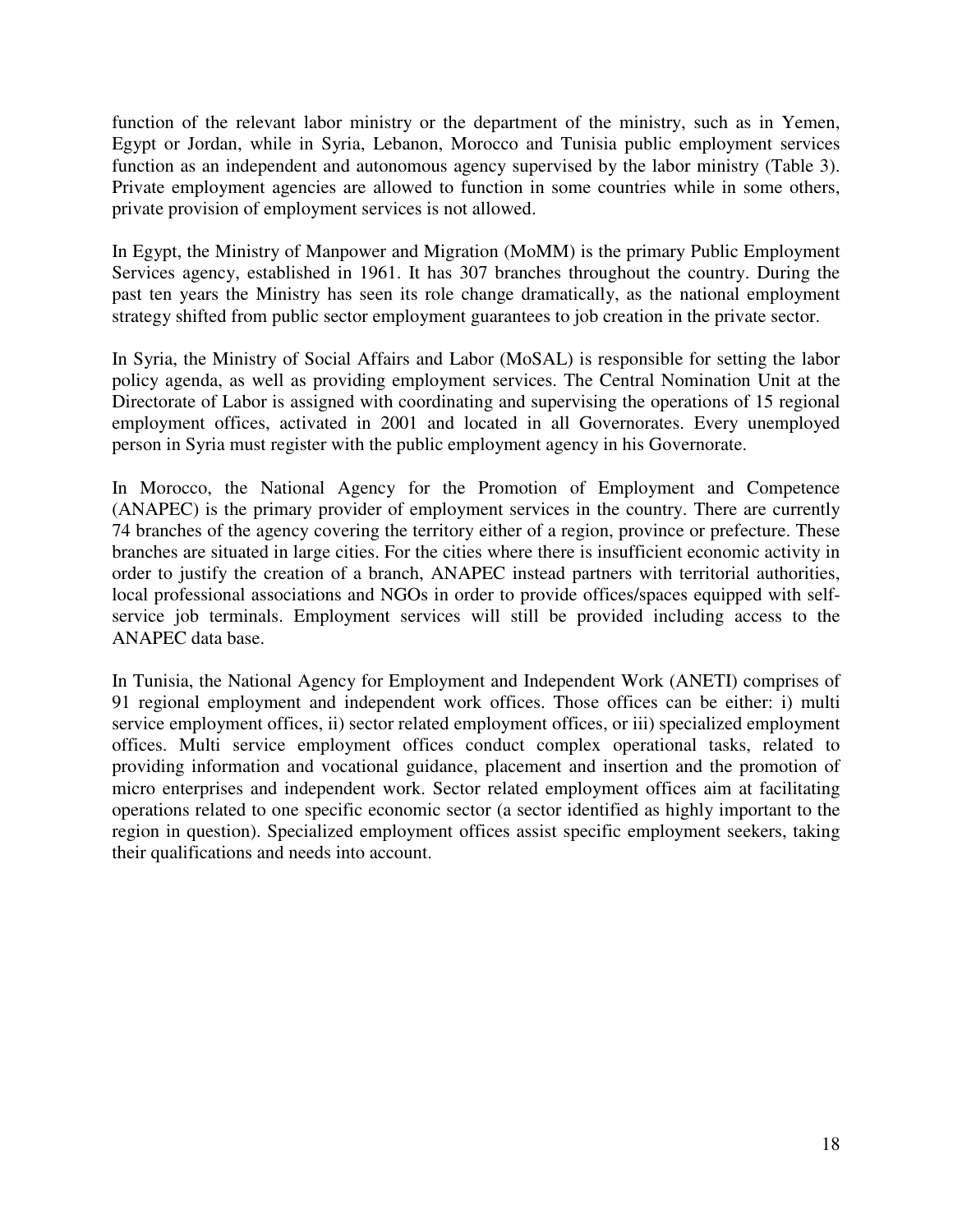function of the relevant labor ministry or the department of the ministry, such as in Yemen, Egypt or Jordan, while in Syria, Lebanon, Morocco and Tunisia public employment services function as an independent and autonomous agency supervised by the labor ministry (Table 3). Private employment agencies are allowed to function in some countries while in some others, private provision of employment services is not allowed.

In Egypt, the Ministry of Manpower and Migration (MoMM) is the primary Public Employment Services agency, established in 1961. It has 307 branches throughout the country. During the past ten years the Ministry has seen its role change dramatically, as the national employment strategy shifted from public sector employment guarantees to job creation in the private sector.

In Syria, the Ministry of Social Affairs and Labor (MoSAL) is responsible for setting the labor policy agenda, as well as providing employment services. The Central Nomination Unit at the Directorate of Labor is assigned with coordinating and supervising the operations of 15 regional employment offices, activated in 2001 and located in all Governorates. Every unemployed person in Syria must register with the public employment agency in his Governorate.

In Morocco, the National Agency for the Promotion of Employment and Competence (ANAPEC) is the primary provider of employment services in the country. There are currently 74 branches of the agency covering the territory either of a region, province or prefecture. These branches are situated in large cities. For the cities where there is insufficient economic activity in order to justify the creation of a branch, ANAPEC instead partners with territorial authorities, local professional associations and NGOs in order to provide offices/spaces equipped with self-service job terminals. Employment services will still be provided including access to the ANAPEC data base.

In Tunisia, the National Agency for Employment and Independent Work (ANETI) comprises of 91 regional employment and independent work offices. Those offices can be either: i) multi service employment offices, ii) sector related employment offices, or iii) specialized employment offices. Multi service employment offices conduct complex operational tasks, related to providing information and vocational guidance, placement and insertion and the promotion of micro enterprises and independent work. Sector related employment offices aim at facilitating operations related to one specific economic sector (a sector identified as highly important to the region in question). Specialized employment offices assist specific employment seekers, taking their qualifications and needs into account.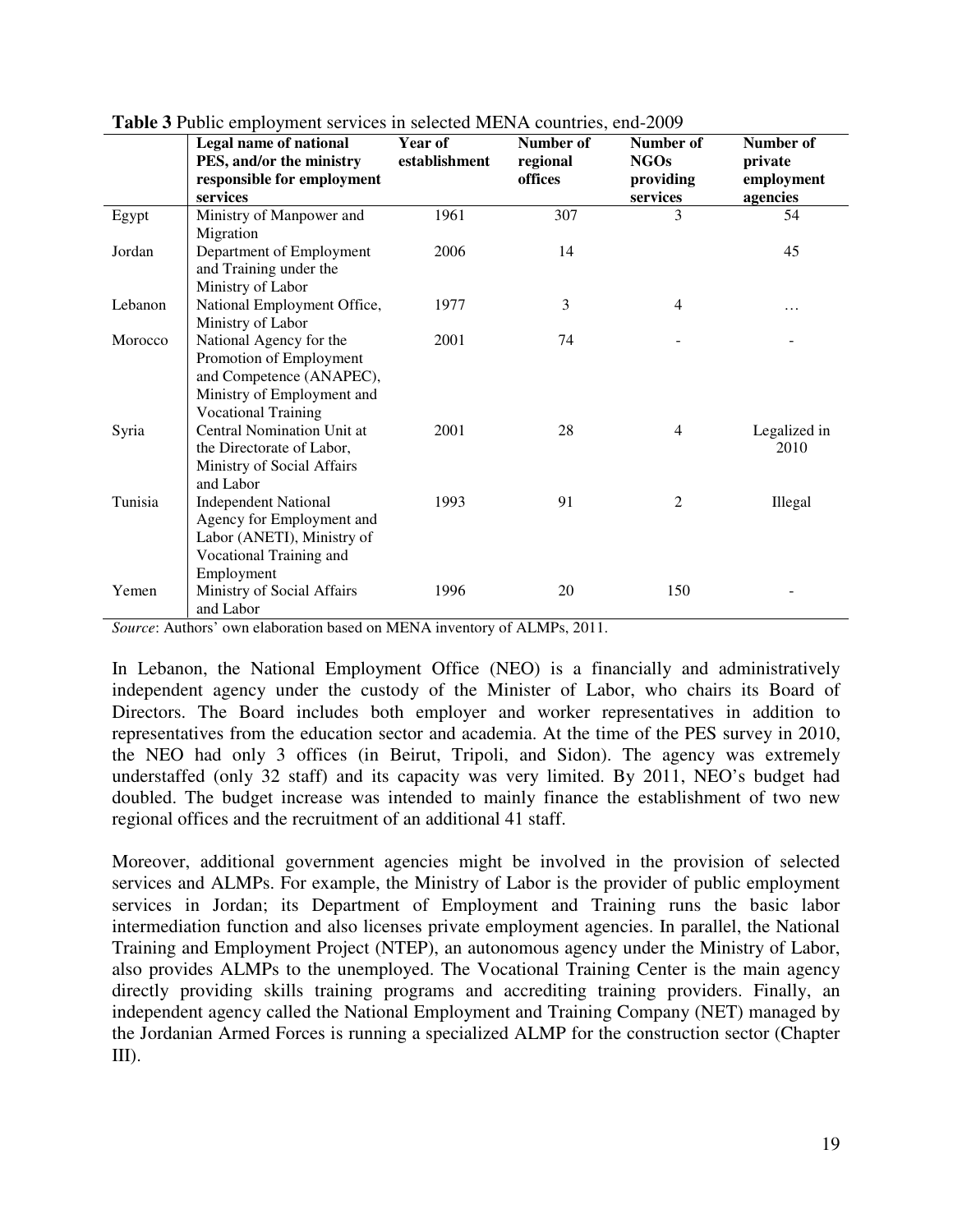**Table 3** Public employment services in selected MENA countries, end-2009

| | Legal name of national PES, and/or the ministry responsible for employment services | Year of establishment | Number of regional offices | Number of NGOs providing services | Number of private employment agencies |
|---|---|---|---|---|---|
| Egypt | Ministry of Manpower and Migration | 1961 | 307 | 3 | 54 |
| Jordan | Department of Employment and Training under the Ministry of Labor | 2006 | 14 | | 45 |
| Lebanon | National Employment Office, Ministry of Labor | 1977 | 3 | 4 | … |
| Morocco | National Agency for the Promotion of Employment and Competence (ANAPEC), Ministry of Employment and Vocational Training | 2001 | 74 | - | - |
| Syria | Central Nomination Unit at the Directorate of Labor, Ministry of Social Affairs and Labor | 2001 | 28 | 4 | Legalized in 2010 |
| Tunisia | Independent National Agency for Employment and Labor (ANETI), Ministry of Vocational Training and Employment | 1993 | 91 | 2 | Illegal |
| Yemen | Ministry of Social Affairs and Labor | 1996 | 20 | 150 | - |

*Source*: Authors' own elaboration based on MENA inventory of ALMPs, 2011.

In Lebanon, the National Employment Office (NEO) is a financially and administratively independent agency under the custody of the Minister of Labor, who chairs its Board of Directors. The Board includes both employer and worker representatives in addition to representatives from the education sector and academia. At the time of the PES survey in 2010, the NEO had only 3 offices (in Beirut, Tripoli, and Sidon). The agency was extremely understaffed (only 32 staff) and its capacity was very limited. By 2011, NEO's budget had doubled. The budget increase was intended to mainly finance the establishment of two new regional offices and the recruitment of an additional 41 staff.

Moreover, additional government agencies might be involved in the provision of selected services and ALMPs. For example, the Ministry of Labor is the provider of public employment services in Jordan; its Department of Employment and Training runs the basic labor intermediation function and also licenses private employment agencies. In parallel, the National Training and Employment Project (NTEP), an autonomous agency under the Ministry of Labor, also provides ALMPs to the unemployed. The Vocational Training Center is the main agency directly providing skills training programs and accrediting training providers. Finally, an independent agency called the National Employment and Training Company (NET) managed by the Jordanian Armed Forces is running a specialized ALMP for the construction sector (Chapter III).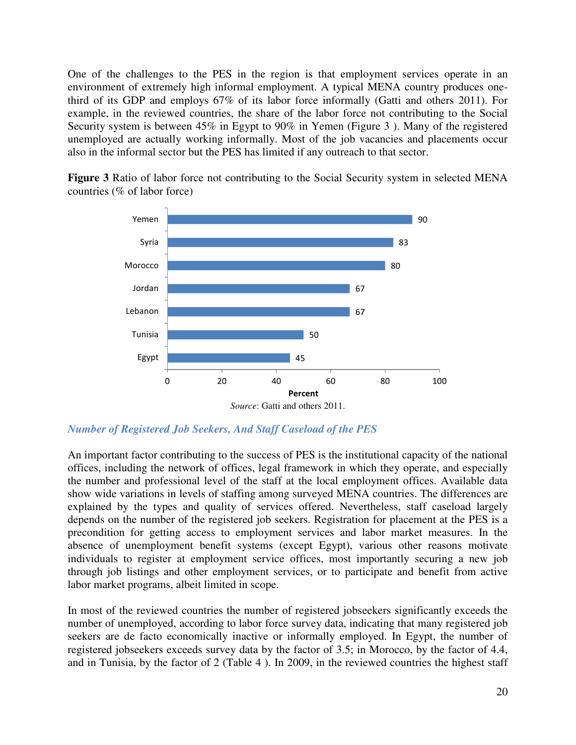One of the challenges to the PES in the region is that employment services operate in an environment of extremely high informal employment. A typical MENA country produces one-third of its GDP and employs 67% of its labor force informally (Gatti and others 2011). For example, in the reviewed countries, the share of the labor force not contributing to the Social Security system is between 45% in Egypt to 90% in Yemen (Figure 3 ). Many of the registered unemployed are actually working informally. Most of the job vacancies and placements occur also in the informal sector but the PES has limited if any outreach to that sector.

**Figure 3** Ratio of labor force not contributing to the Social Security system in selected MENA countries (% of labor force)

| Country | Percent |
|---|---|
| Yemen | 90 |
| Syria | 83 |
| Morocco | 80 |
| Jordan | 67 |
| Lebanon | 67 |
| Tunisia | 50 |
| Egypt | 45 |

*Source*: Gatti and others 2011.

### *Number of Registered Job Seekers, And Staff Caseload of the PES*

An important factor contributing to the success of PES is the institutional capacity of the national offices, including the network of offices, legal framework in which they operate, and especially the number and professional level of the staff at the local employment offices. Available data show wide variations in levels of staffing among surveyed MENA countries. The differences are explained by the types and quality of services offered. Nevertheless, staff caseload largely depends on the number of the registered job seekers. Registration for placement at the PES is a precondition for getting access to employment services and labor market measures. In the absence of unemployment benefit systems (except Egypt), various other reasons motivate individuals to register at employment service offices, most importantly securing a new job through job listings and other employment services, or to participate and benefit from active labor market programs, albeit limited in scope.

In most of the reviewed countries the number of registered jobseekers significantly exceeds the number of unemployed, according to labor force survey data, indicating that many registered job seekers are de facto economically inactive or informally employed. In Egypt, the number of registered jobseekers exceeds survey data by the factor of 3.5; in Morocco, by the factor of 4.4, and in Tunisia, by the factor of 2 (Table 4 ). In 2009, in the reviewed countries the highest staff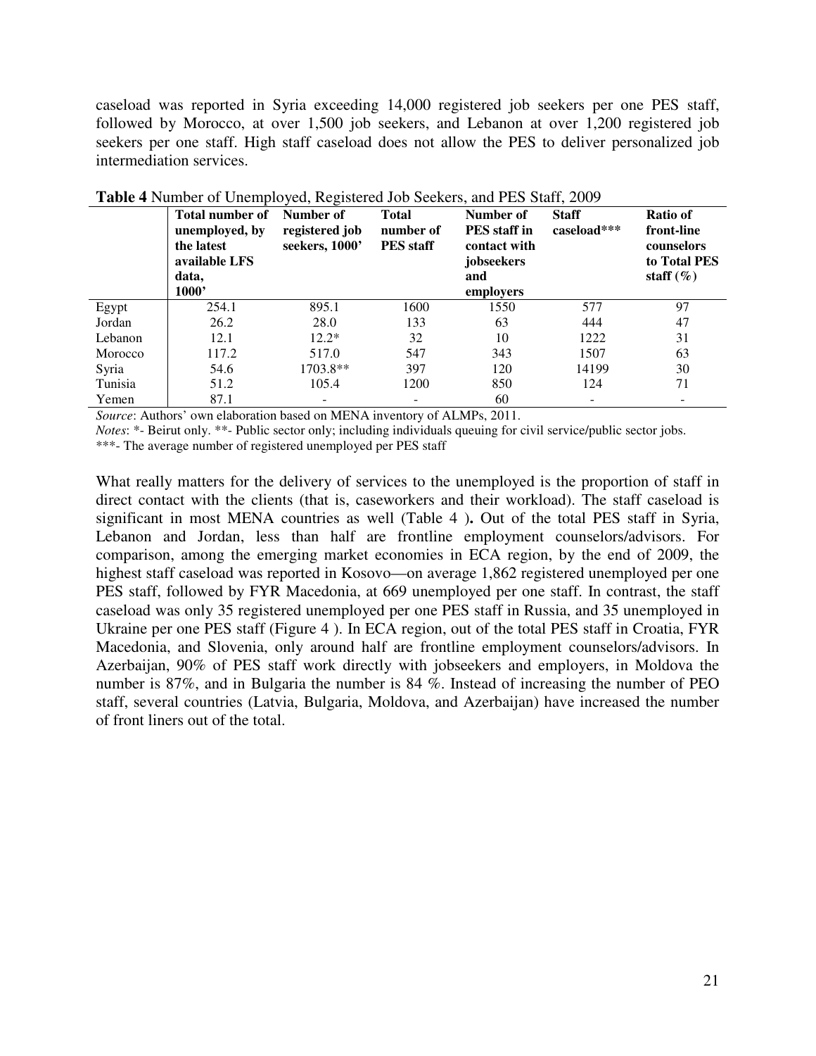caseload was reported in Syria exceeding 14,000 registered job seekers per one PES staff, followed by Morocco, at over 1,500 job seekers, and Lebanon at over 1,200 registered job seekers per one staff. High staff caseload does not allow the PES to deliver personalized job intermediation services.

**Table 4** Number of Unemployed, Registered Job Seekers, and PES Staff, 2009

| | Total number of unemployed, by the latest available LFS data, 1000' | Number of registered job seekers, 1000' | Total number of PES staff | Number of PES staff in contact with jobseekers and employers | Staff caseload*** | Ratio of front-line counselors to Total PES staff (%) |
|---|---|---|---|---|---|---|
| Egypt | 254.1 | 895.1 | 1600 | 1550 | 577 | 97 |
| Jordan | 26.2 | 28.0 | 133 | 63 | 444 | 47 |
| Lebanon | 12.1 | 12.2* | 32 | 10 | 1222 | 31 |
| Morocco | 117.2 | 517.0 | 547 | 343 | 1507 | 63 |
| Syria | 54.6 | 1703.8** | 397 | 120 | 14199 | 30 |
| Tunisia | 51.2 | 105.4 | 1200 | 850 | 124 | 71 |
| Yemen | 87.1 | - | - | 60 | - | - |

*Source*: Authors' own elaboration based on MENA inventory of ALMPs, 2011.

*Notes*: *- Beirut only. **- Public sector only; including individuals queuing for civil service/public sector jobs.

***- The average number of registered unemployed per PES staff

What really matters for the delivery of services to the unemployed is the proportion of staff in direct contact with the clients (that is, caseworkers and their workload). The staff caseload is significant in most MENA countries as well (Table 4 )**.** Out of the total PES staff in Syria, Lebanon and Jordan, less than half are frontline employment counselors/advisors. For comparison, among the emerging market economies in ECA region, by the end of 2009, the highest staff caseload was reported in Kosovo—on average 1,862 registered unemployed per one PES staff, followed by FYR Macedonia, at 669 unemployed per one staff. In contrast, the staff caseload was only 35 registered unemployed per one PES staff in Russia, and 35 unemployed in Ukraine per one PES staff (Figure 4 ). In ECA region, out of the total PES staff in Croatia, FYR Macedonia, and Slovenia, only around half are frontline employment counselors/advisors. In Azerbaijan, 90% of PES staff work directly with jobseekers and employers, in Moldova the number is 87%, and in Bulgaria the number is 84 %. Instead of increasing the number of PEO staff, several countries (Latvia, Bulgaria, Moldova, and Azerbaijan) have increased the number of front liners out of the total.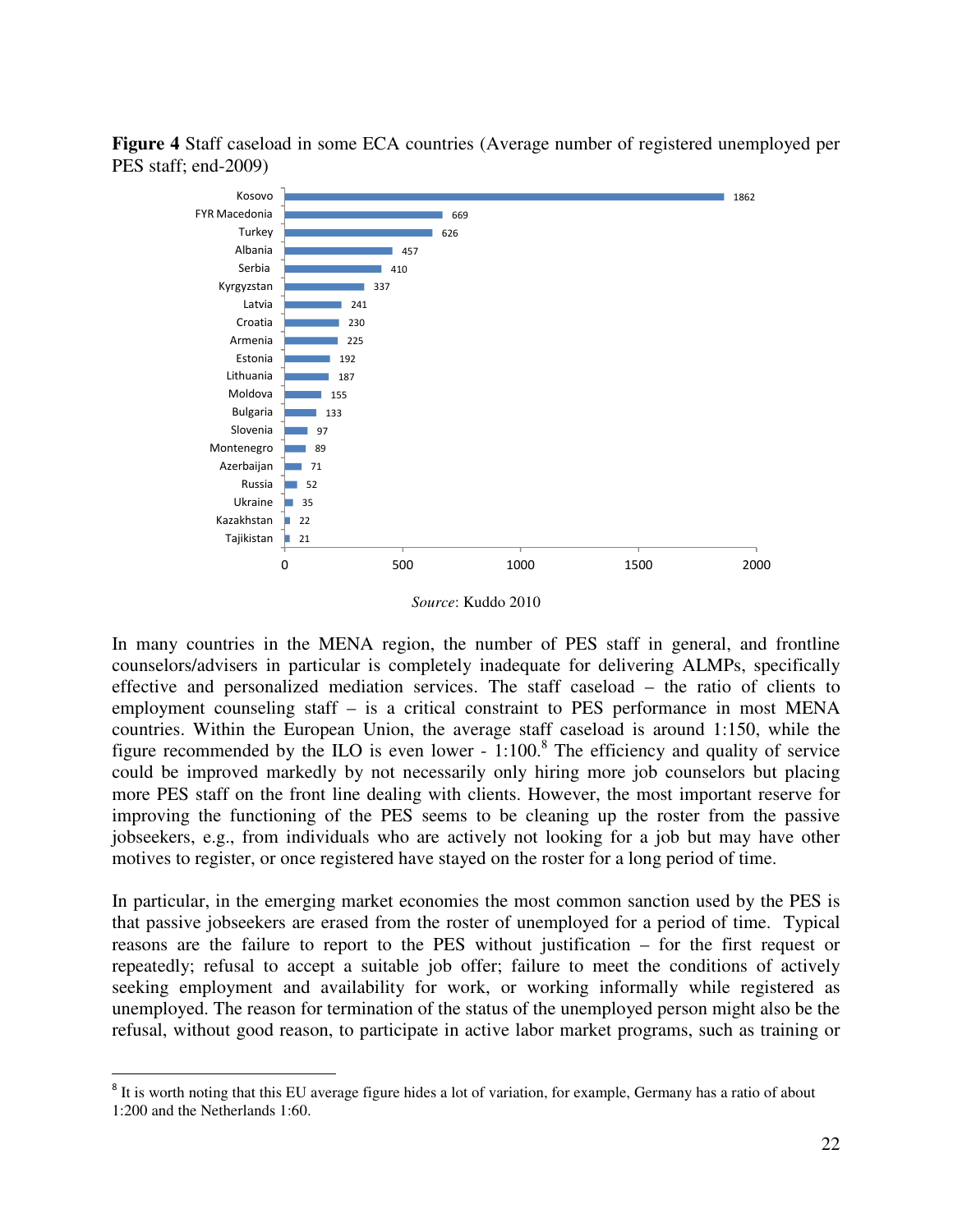**Figure 4** Staff caseload in some ECA countries (Average number of registered unemployed per PES staff; end-2009)

| Country | Caseload |
|---|---|
| Kosovo | 1862 |
| FYR Macedonia | 669 |
| Turkey | 626 |
| Albania | 457 |
| Serbia | 410 |
| Kyrgyzstan | 337 |
| Latvia | 241 |
| Croatia | 230 |
| Armenia | 225 |
| Estonia | 192 |
| Lithuania | 187 |
| Moldova | 155 |
| Bulgaria | 133 |
| Slovenia | 97 |
| Montenegro | 89 |
| Azerbaijan | 71 |
| Russia | 52 |
| Ukraine | 35 |
| Kazakhstan | 22 |
| Tajikistan | 21 |

*Source*: Kuddo 2010

In many countries in the MENA region, the number of PES staff in general, and frontline counselors/advisers in particular is completely inadequate for delivering ALMPs, specifically effective and personalized mediation services. The staff caseload – the ratio of clients to employment counseling staff – is a critical constraint to PES performance in most MENA countries. Within the European Union, the average staff caseload is around 1:150, while the figure recommended by the ILO is even lower - 1:100.[8] The efficiency and quality of service could be improved markedly by not necessarily only hiring more job counselors but placing more PES staff on the front line dealing with clients. However, the most important reserve for improving the functioning of the PES seems to be cleaning up the roster from the passive jobseekers, e.g., from individuals who are actively not looking for a job but may have other motives to register, or once registered have stayed on the roster for a long period of time.

In particular, in the emerging market economies the most common sanction used by the PES is that passive jobseekers are erased from the roster of unemployed for a period of time. Typical reasons are the failure to report to the PES without justification – for the first request or repeatedly; refusal to accept a suitable job offer; failure to meet the conditions of actively seeking employment and availability for work, or working informally while registered as unemployed. The reason for termination of the status of the unemployed person might also be the refusal, without good reason, to participate in active labor market programs, such as training or

[8] It is worth noting that this EU average figure hides a lot of variation, for example, Germany has a ratio of about 1:200 and the Netherlands 1:60.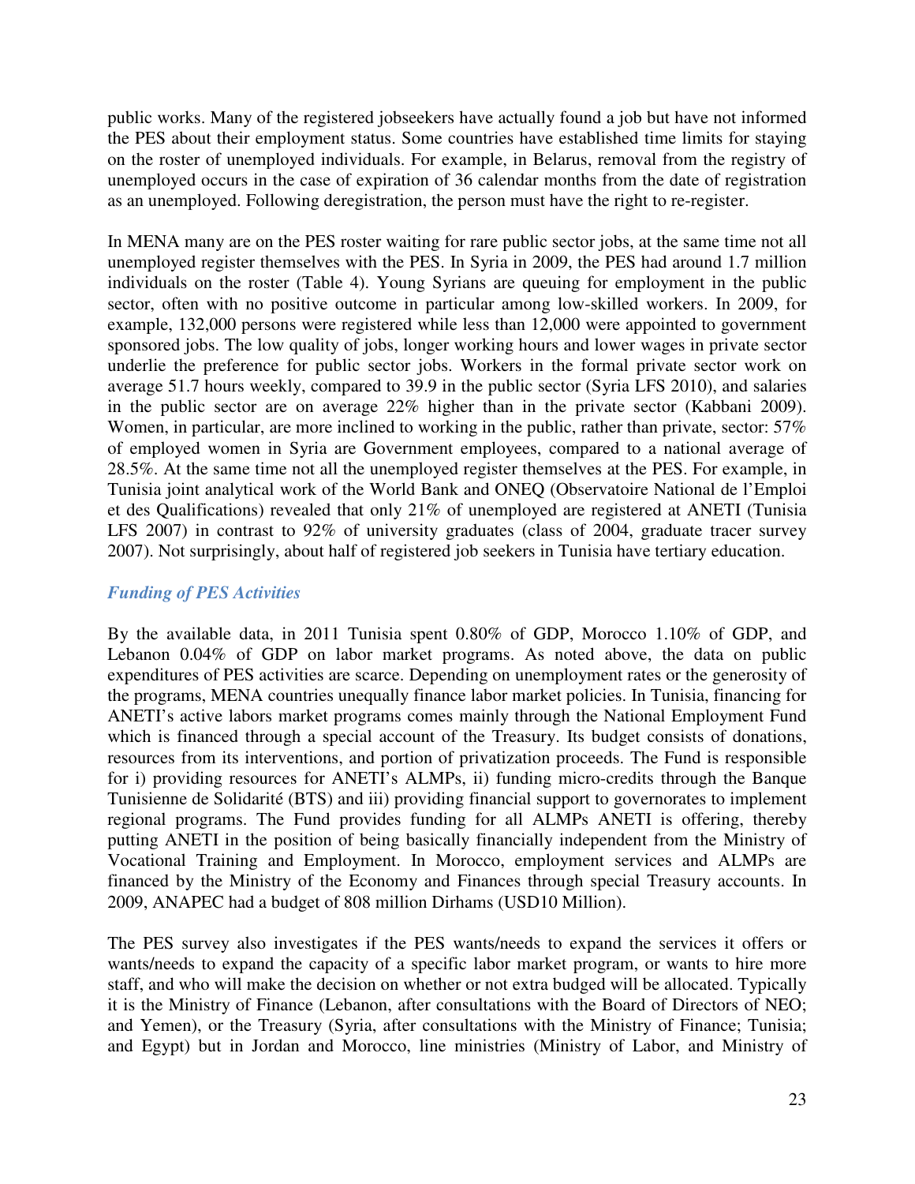public works. Many of the registered jobseekers have actually found a job but have not informed the PES about their employment status. Some countries have established time limits for staying on the roster of unemployed individuals. For example, in Belarus, removal from the registry of unemployed occurs in the case of expiration of 36 calendar months from the date of registration as an unemployed. Following deregistration, the person must have the right to re-register.

In MENA many are on the PES roster waiting for rare public sector jobs, at the same time not all unemployed register themselves with the PES. In Syria in 2009, the PES had around 1.7 million individuals on the roster (Table 4). Young Syrians are queuing for employment in the public sector, often with no positive outcome in particular among low-skilled workers. In 2009, for example, 132,000 persons were registered while less than 12,000 were appointed to government sponsored jobs. The low quality of jobs, longer working hours and lower wages in private sector underlie the preference for public sector jobs. Workers in the formal private sector work on average 51.7 hours weekly, compared to 39.9 in the public sector (Syria LFS 2010), and salaries in the public sector are on average 22% higher than in the private sector (Kabbani 2009). Women, in particular, are more inclined to working in the public, rather than private, sector: 57% of employed women in Syria are Government employees, compared to a national average of 28.5%. At the same time not all the unemployed register themselves at the PES. For example, in Tunisia joint analytical work of the World Bank and ONEQ (Observatoire National de l'Emploi et des Qualifications) revealed that only 21% of unemployed are registered at ANETI (Tunisia LFS 2007) in contrast to 92% of university graduates (class of 2004, graduate tracer survey 2007). Not surprisingly, about half of registered job seekers in Tunisia have tertiary education.

### *Funding of PES Activities*

By the available data, in 2011 Tunisia spent 0.80% of GDP, Morocco 1.10% of GDP, and Lebanon 0.04% of GDP on labor market programs. As noted above, the data on public expenditures of PES activities are scarce. Depending on unemployment rates or the generosity of the programs, MENA countries unequally finance labor market policies. In Tunisia, financing for ANETI's active labors market programs comes mainly through the National Employment Fund which is financed through a special account of the Treasury. Its budget consists of donations, resources from its interventions, and portion of privatization proceeds. The Fund is responsible for i) providing resources for ANETI's ALMPs, ii) funding micro-credits through the Banque Tunisienne de Solidarité (BTS) and iii) providing financial support to governorates to implement regional programs. The Fund provides funding for all ALMPs ANETI is offering, thereby putting ANETI in the position of being basically financially independent from the Ministry of Vocational Training and Employment. In Morocco, employment services and ALMPs are financed by the Ministry of the Economy and Finances through special Treasury accounts. In 2009, ANAPEC had a budget of 808 million Dirhams (USD10 Million).

The PES survey also investigates if the PES wants/needs to expand the services it offers or wants/needs to expand the capacity of a specific labor market program, or wants to hire more staff, and who will make the decision on whether or not extra budged will be allocated. Typically it is the Ministry of Finance (Lebanon, after consultations with the Board of Directors of NEO; and Yemen), or the Treasury (Syria, after consultations with the Ministry of Finance; Tunisia; and Egypt) but in Jordan and Morocco, line ministries (Ministry of Labor, and Ministry of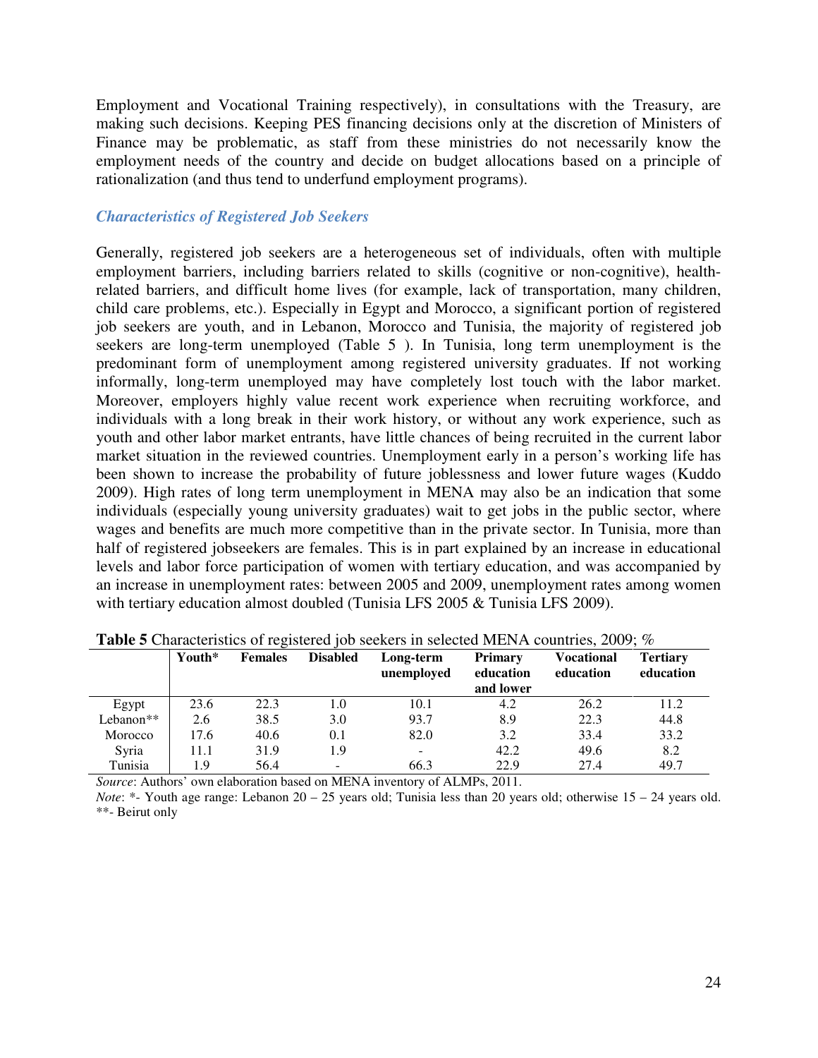Employment and Vocational Training respectively), in consultations with the Treasury, are making such decisions. Keeping PES financing decisions only at the discretion of Ministers of Finance may be problematic, as staff from these ministries do not necessarily know the employment needs of the country and decide on budget allocations based on a principle of rationalization (and thus tend to underfund employment programs).

### *Characteristics of Registered Job Seekers*

Generally, registered job seekers are a heterogeneous set of individuals, often with multiple employment barriers, including barriers related to skills (cognitive or non-cognitive), health-related barriers, and difficult home lives (for example, lack of transportation, many children, child care problems, etc.). Especially in Egypt and Morocco, a significant portion of registered job seekers are youth, and in Lebanon, Morocco and Tunisia, the majority of registered job seekers are long-term unemployed (Table 5 ). In Tunisia, long term unemployment is the predominant form of unemployment among registered university graduates. If not working informally, long-term unemployed may have completely lost touch with the labor market. Moreover, employers highly value recent work experience when recruiting workforce, and individuals with a long break in their work history, or without any work experience, such as youth and other labor market entrants, have little chances of being recruited in the current labor market situation in the reviewed countries. Unemployment early in a person's working life has been shown to increase the probability of future joblessness and lower future wages (Kuddo 2009). High rates of long term unemployment in MENA may also be an indication that some individuals (especially young university graduates) wait to get jobs in the public sector, where wages and benefits are much more competitive than in the private sector. In Tunisia, more than half of registered jobseekers are females. This is in part explained by an increase in educational levels and labor force participation of women with tertiary education, and was accompanied by an increase in unemployment rates: between 2005 and 2009, unemployment rates among women with tertiary education almost doubled (Tunisia LFS 2005 & Tunisia LFS 2009).

**Table 5** Characteristics of registered job seekers in selected MENA countries, 2009; %

| | Youth* | Females | Disabled | Long-term unemployed | Primary education and lower | Vocational education | Tertiary education |
|---|---|---|---|---|---|---|---|
| Egypt | 23.6 | 22.3 | 1.0 | 10.1 | 4.2 | 26.2 | 11.2 |
| Lebanon** | 2.6 | 38.5 | 3.0 | 93.7 | 8.9 | 22.3 | 44.8 |
| Morocco | 17.6 | 40.6 | 0.1 | 82.0 | 3.2 | 33.4 | 33.2 |
| Syria | 11.1 | 31.9 | 1.9 | - | 42.2 | 49.6 | 8.2 |
| Tunisia | 1.9 | 56.4 | - | 66.3 | 22.9 | 27.4 | 49.7 |

*Source*: Authors' own elaboration based on MENA inventory of ALMPs, 2011.
*Note*: *- Youth age range: Lebanon 20 – 25 years old; Tunisia less than 20 years old; otherwise 15 – 24 years old. **- Beirut only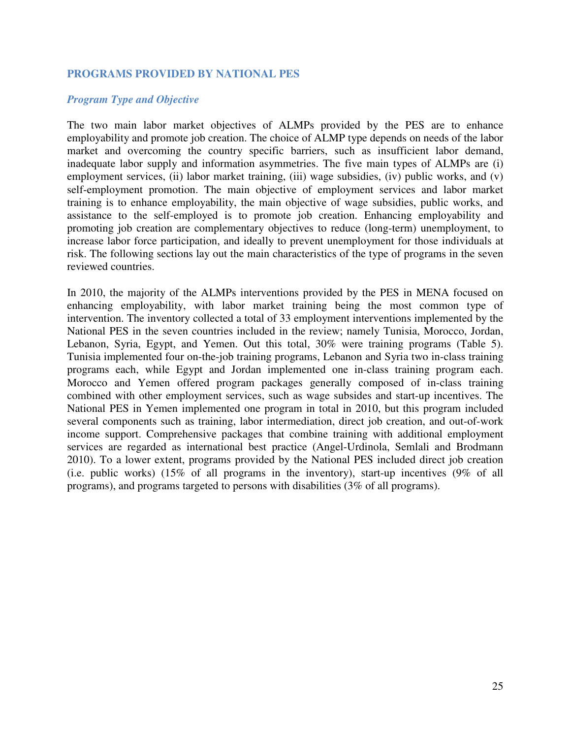## PROGRAMS PROVIDED BY NATIONAL PES

### *Program Type and Objective*

The two main labor market objectives of ALMPs provided by the PES are to enhance employability and promote job creation. The choice of ALMP type depends on needs of the labor market and overcoming the country specific barriers, such as insufficient labor demand, inadequate labor supply and information asymmetries. The five main types of ALMPs are (i) employment services, (ii) labor market training, (iii) wage subsidies, (iv) public works, and (v) self-employment promotion. The main objective of employment services and labor market training is to enhance employability, the main objective of wage subsidies, public works, and assistance to the self-employed is to promote job creation. Enhancing employability and promoting job creation are complementary objectives to reduce (long-term) unemployment, to increase labor force participation, and ideally to prevent unemployment for those individuals at risk. The following sections lay out the main characteristics of the type of programs in the seven reviewed countries.

In 2010, the majority of the ALMPs interventions provided by the PES in MENA focused on enhancing employability, with labor market training being the most common type of intervention. The inventory collected a total of 33 employment interventions implemented by the National PES in the seven countries included in the review; namely Tunisia, Morocco, Jordan, Lebanon, Syria, Egypt, and Yemen. Out this total, 30% were training programs (Table 5). Tunisia implemented four on-the-job training programs, Lebanon and Syria two in-class training programs each, while Egypt and Jordan implemented one in-class training program each. Morocco and Yemen offered program packages generally composed of in-class training combined with other employment services, such as wage subsides and start-up incentives. The National PES in Yemen implemented one program in total in 2010, but this program included several components such as training, labor intermediation, direct job creation, and out-of-work income support. Comprehensive packages that combine training with additional employment services are regarded as international best practice (Angel-Urdinola, Semlali and Brodmann 2010). To a lower extent, programs provided by the National PES included direct job creation (i.e. public works) (15% of all programs in the inventory), start-up incentives (9% of all programs), and programs targeted to persons with disabilities (3% of all programs).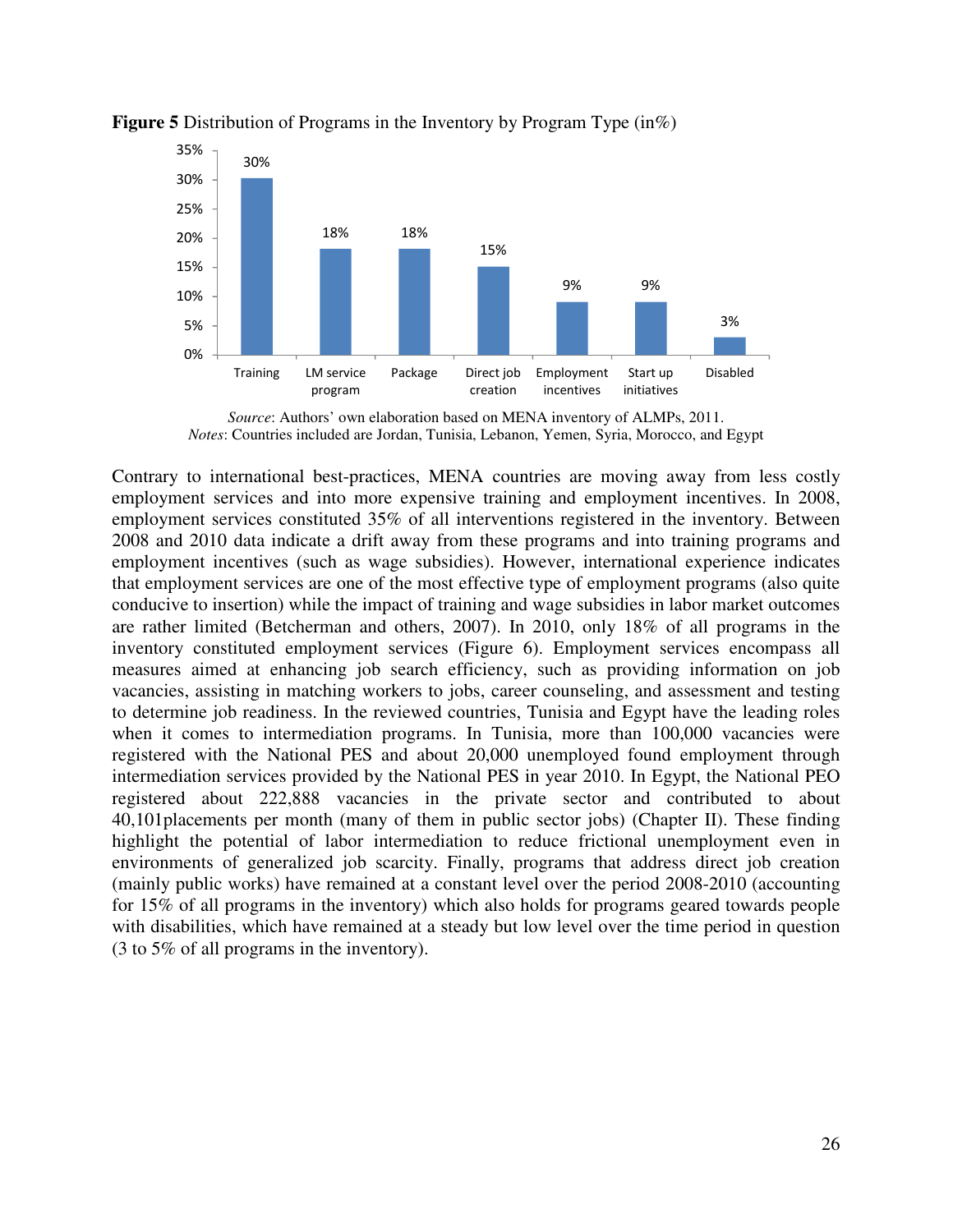**Figure 5** Distribution of Programs in the Inventory by Program Type (in%)

| Program Type | Share |
| --- | --- |
| Training | 30% |
| LM service program | 18% |
| Package | 18% |
| Direct job creation | 15% |
| Employment incentives | 9% |
| Start up initiatives | 9% |
| Disabled | 3% |

*Source*: Authors' own elaboration based on MENA inventory of ALMPs, 2011.
*Notes*: Countries included are Jordan, Tunisia, Lebanon, Yemen, Syria, Morocco, and Egypt

Contrary to international best-practices, MENA countries are moving away from less costly employment services and into more expensive training and employment incentives. In 2008, employment services constituted 35% of all interventions registered in the inventory. Between 2008 and 2010 data indicate a drift away from these programs and into training programs and employment incentives (such as wage subsidies). However, international experience indicates that employment services are one of the most effective type of employment programs (also quite conducive to insertion) while the impact of training and wage subsidies in labor market outcomes are rather limited (Betcherman and others, 2007). In 2010, only 18% of all programs in the inventory constituted employment services (Figure 6). Employment services encompass all measures aimed at enhancing job search efficiency, such as providing information on job vacancies, assisting in matching workers to jobs, career counseling, and assessment and testing to determine job readiness. In the reviewed countries, Tunisia and Egypt have the leading roles when it comes to intermediation programs. In Tunisia, more than 100,000 vacancies were registered with the National PES and about 20,000 unemployed found employment through intermediation services provided by the National PES in year 2010. In Egypt, the National PEO registered about 222,888 vacancies in the private sector and contributed to about 40,101placements per month (many of them in public sector jobs) (Chapter II). These finding highlight the potential of labor intermediation to reduce frictional unemployment even in environments of generalized job scarcity. Finally, programs that address direct job creation (mainly public works) have remained at a constant level over the period 2008-2010 (accounting for 15% of all programs in the inventory) which also holds for programs geared towards people with disabilities, which have remained at a steady but low level over the time period in question (3 to 5% of all programs in the inventory).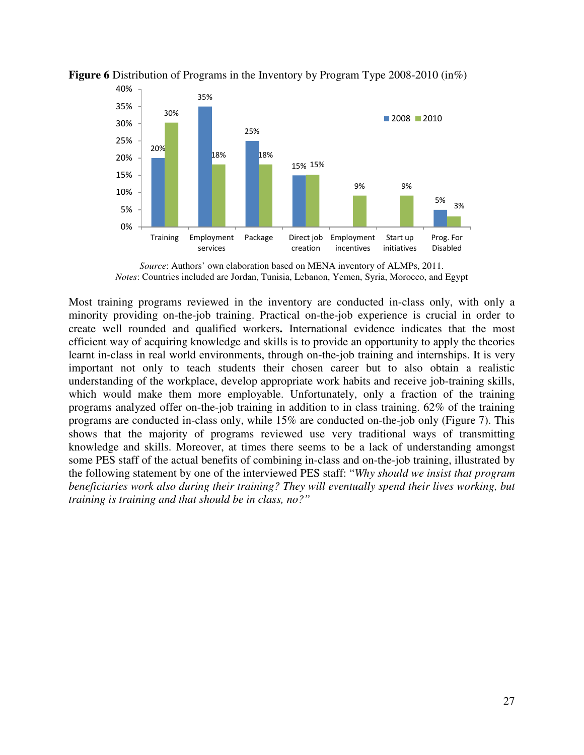**Figure 6** Distribution of Programs in the Inventory by Program Type 2008-2010 (in%)

| Program Type | 2008 | 2010 |
|---|---|---|
| Training | 20% | 30% |
| Employment services | 35% | 18% |
| Package | 25% | 18% |
| Direct job creation | 15% | 15% |
| Employment incentives | | 9% |
| Start up initiatives | | 9% |
| Prog. For Disabled | 5% | 3% |

*Source*: Authors' own elaboration based on MENA inventory of ALMPs, 2011.
*Notes*: Countries included are Jordan, Tunisia, Lebanon, Yemen, Syria, Morocco, and Egypt

Most training programs reviewed in the inventory are conducted in-class only, with only a minority providing on-the-job training. Practical on-the-job experience is crucial in order to create well rounded and qualified workers**.** International evidence indicates that the most efficient way of acquiring knowledge and skills is to provide an opportunity to apply the theories learnt in-class in real world environments, through on-the-job training and internships. It is very important not only to teach students their chosen career but to also obtain a realistic understanding of the workplace, develop appropriate work habits and receive job-training skills, which would make them more employable. Unfortunately, only a fraction of the training programs analyzed offer on-the-job training in addition to in class training. 62% of the training programs are conducted in-class only, while 15% are conducted on-the-job only (Figure 7). This shows that the majority of programs reviewed use very traditional ways of transmitting knowledge and skills. Moreover, at times there seems to be a lack of understanding amongst some PES staff of the actual benefits of combining in-class and on-the-job training, illustrated by the following statement by one of the interviewed PES staff: "*Why should we insist that program beneficiaries work also during their training? They will eventually spend their lives working, but training is training and that should be in class, no?"*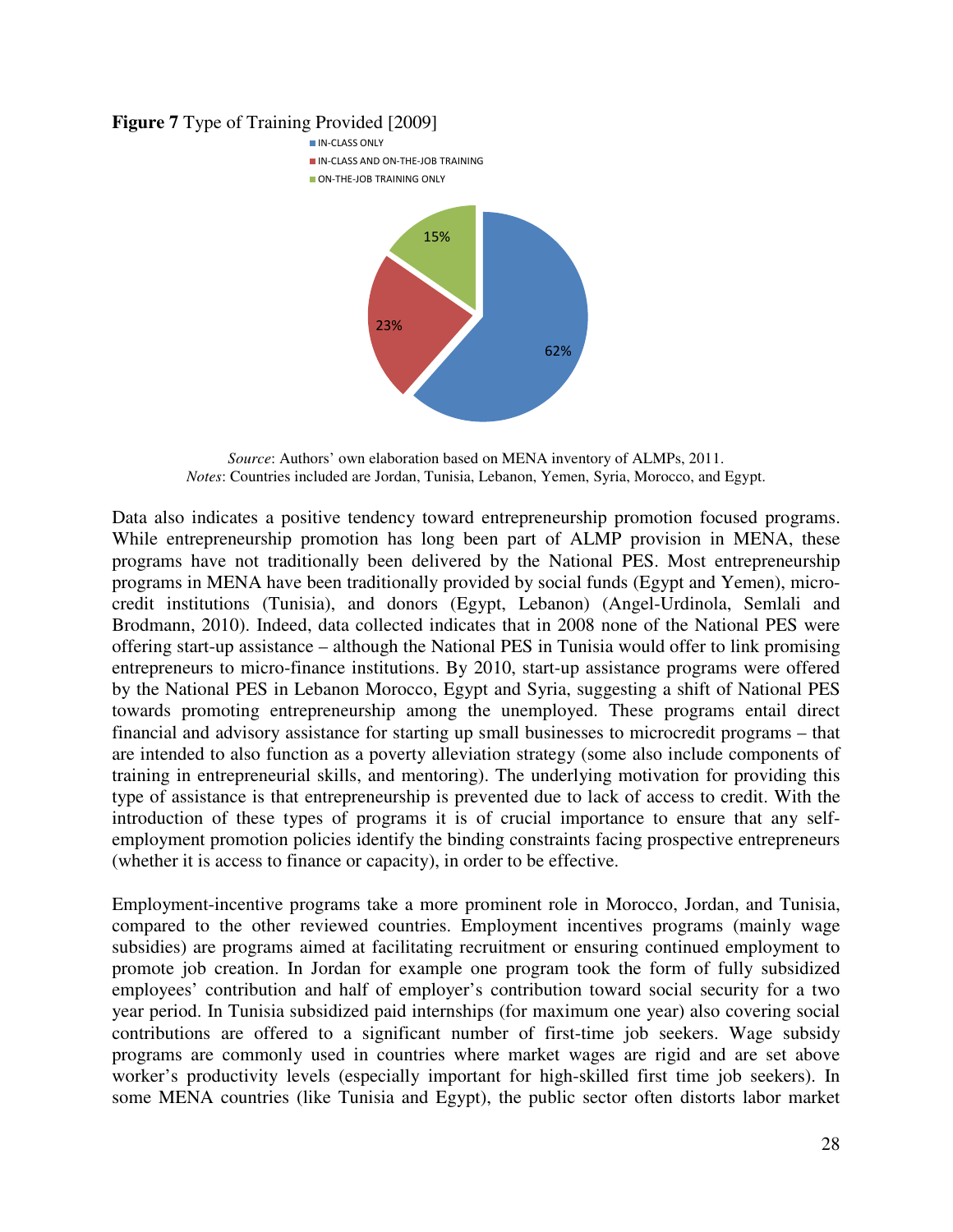**Figure 7** Type of Training Provided [2009]

*Source*: Authors' own elaboration based on MENA inventory of ALMPs, 2011.
*Notes*: Countries included are Jordan, Tunisia, Lebanon, Yemen, Syria, Morocco, and Egypt.

Data also indicates a positive tendency toward entrepreneurship promotion focused programs. While entrepreneurship promotion has long been part of ALMP provision in MENA, these programs have not traditionally been delivered by the National PES. Most entrepreneurship programs in MENA have been traditionally provided by social funds (Egypt and Yemen), micro-credit institutions (Tunisia), and donors (Egypt, Lebanon) (Angel-Urdinola, Semlali and Brodmann, 2010). Indeed, data collected indicates that in 2008 none of the National PES were offering start-up assistance – although the National PES in Tunisia would offer to link promising entrepreneurs to micro-finance institutions. By 2010, start-up assistance programs were offered by the National PES in Lebanon Morocco, Egypt and Syria, suggesting a shift of National PES towards promoting entrepreneurship among the unemployed. These programs entail direct financial and advisory assistance for starting up small businesses to microcredit programs – that are intended to also function as a poverty alleviation strategy (some also include components of training in entrepreneurial skills, and mentoring). The underlying motivation for providing this type of assistance is that entrepreneurship is prevented due to lack of access to credit. With the introduction of these types of programs it is of crucial importance to ensure that any self-employment promotion policies identify the binding constraints facing prospective entrepreneurs (whether it is access to finance or capacity), in order to be effective.

Employment-incentive programs take a more prominent role in Morocco, Jordan, and Tunisia, compared to the other reviewed countries. Employment incentives programs (mainly wage subsidies) are programs aimed at facilitating recruitment or ensuring continued employment to promote job creation. In Jordan for example one program took the form of fully subsidized employees' contribution and half of employer's contribution toward social security for a two year period. In Tunisia subsidized paid internships (for maximum one year) also covering social contributions are offered to a significant number of first-time job seekers. Wage subsidy programs are commonly used in countries where market wages are rigid and are set above worker's productivity levels (especially important for high-skilled first time job seekers). In some MENA countries (like Tunisia and Egypt), the public sector often distorts labor market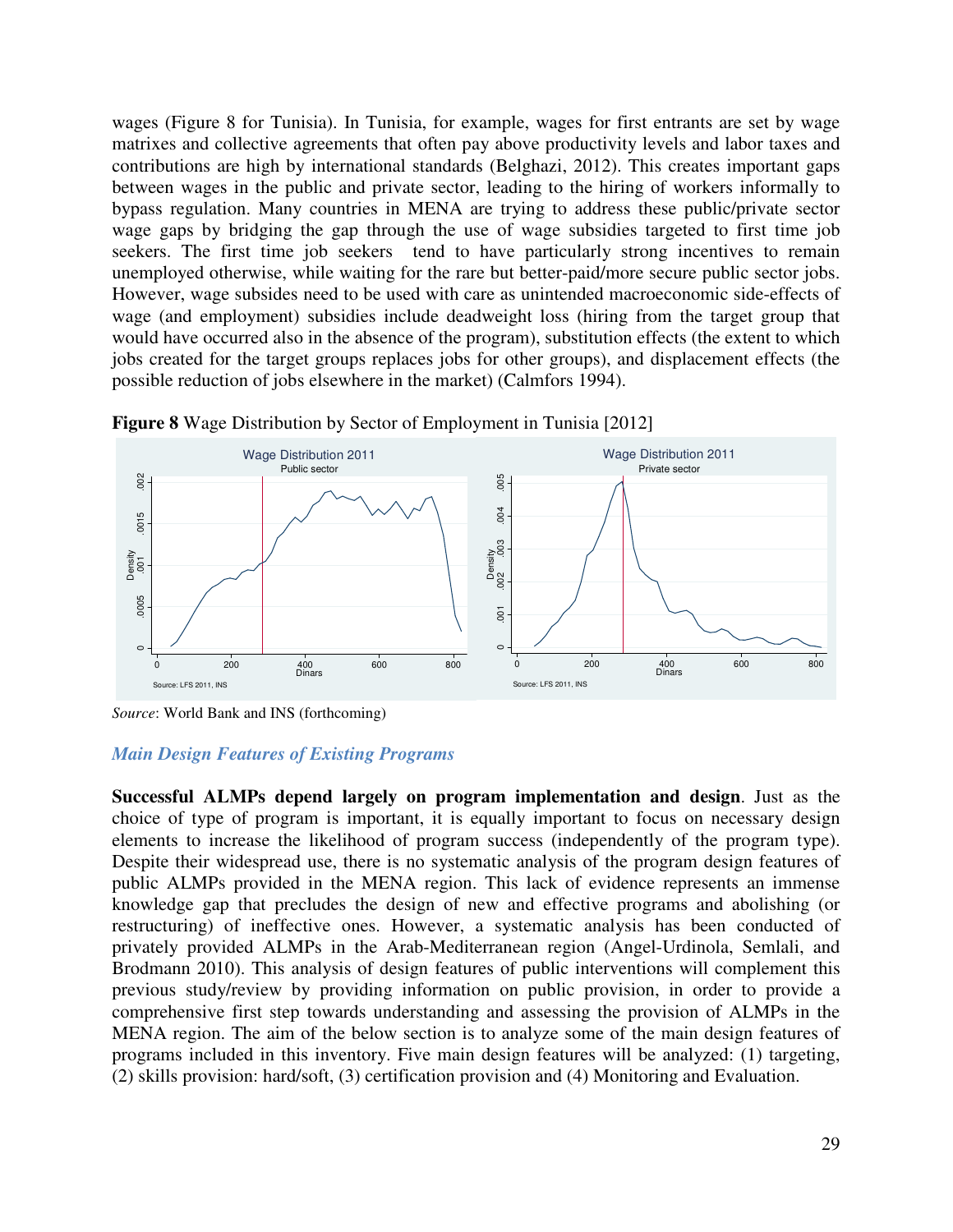wages (Figure 8 for Tunisia). In Tunisia, for example, wages for first entrants are set by wage matrixes and collective agreements that often pay above productivity levels and labor taxes and contributions are high by international standards (Belghazi, 2012). This creates important gaps between wages in the public and private sector, leading to the hiring of workers informally to bypass regulation. Many countries in MENA are trying to address these public/private sector wage gaps by bridging the gap through the use of wage subsidies targeted to first time job seekers. The first time job seekers tend to have particularly strong incentives to remain unemployed otherwise, while waiting for the rare but better-paid/more secure public sector jobs. However, wage subsides need to be used with care as unintended macroeconomic side-effects of wage (and employment) subsidies include deadweight loss (hiring from the target group that would have occurred also in the absence of the program), substitution effects (the extent to which jobs created for the target groups replaces jobs for other groups), and displacement effects (the possible reduction of jobs elsewhere in the market) (Calmfors 1994).

**Figure 8** Wage Distribution by Sector of Employment in Tunisia [2012]

*Source*: World Bank and INS (forthcoming)

### *Main Design Features of Existing Programs*

**Successful ALMPs depend largely on program implementation and design**. Just as the choice of type of program is important, it is equally important to focus on necessary design elements to increase the likelihood of program success (independently of the program type). Despite their widespread use, there is no systematic analysis of the program design features of public ALMPs provided in the MENA region. This lack of evidence represents an immense knowledge gap that precludes the design of new and effective programs and abolishing (or restructuring) of ineffective ones. However, a systematic analysis has been conducted of privately provided ALMPs in the Arab-Mediterranean region (Angel-Urdinola, Semlali, and Brodmann 2010). This analysis of design features of public interventions will complement this previous study/review by providing information on public provision, in order to provide a comprehensive first step towards understanding and assessing the provision of ALMPs in the MENA region. The aim of the below section is to analyze some of the main design features of programs included in this inventory. Five main design features will be analyzed: (1) targeting, (2) skills provision: hard/soft, (3) certification provision and (4) Monitoring and Evaluation.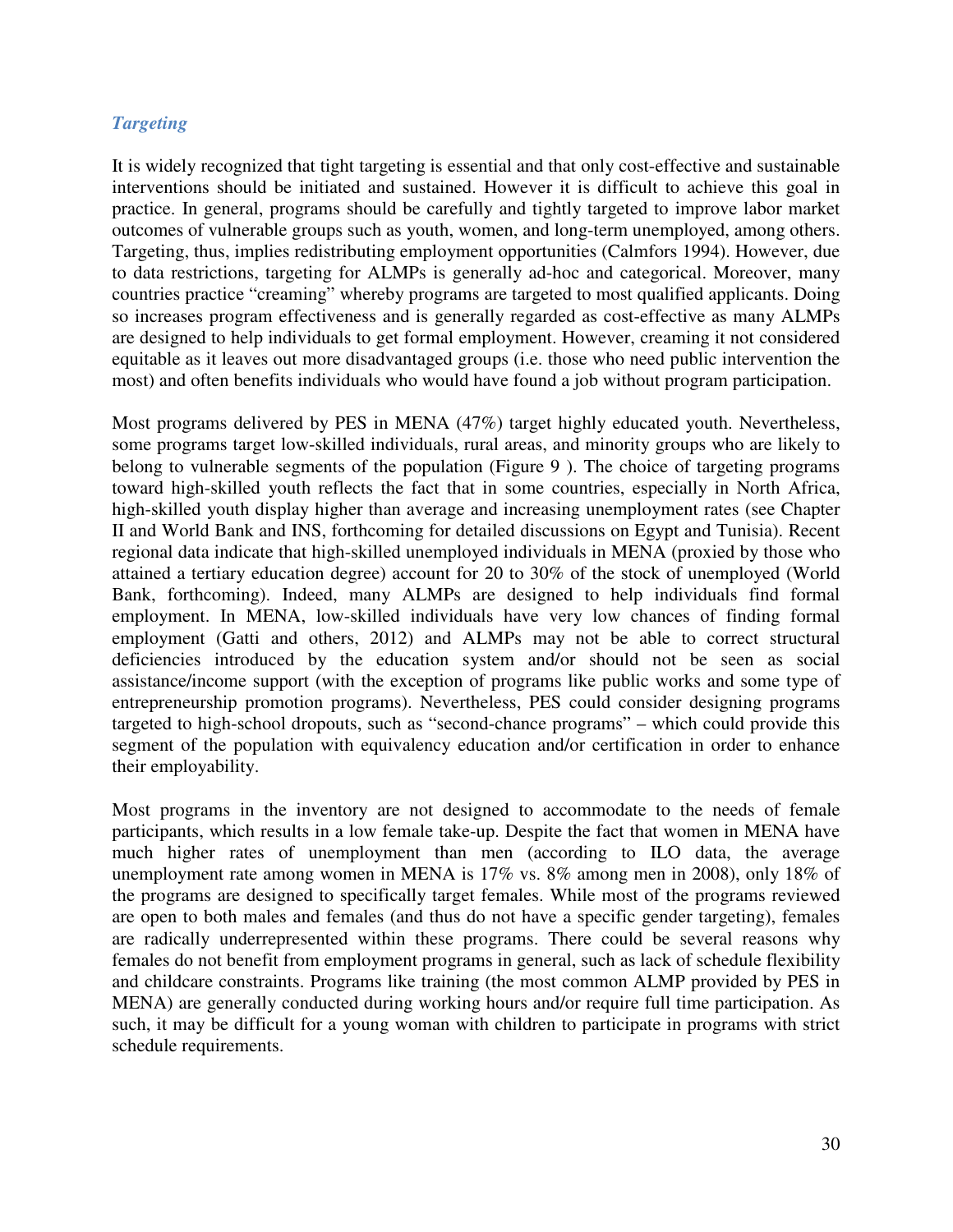### *Targeting*

It is widely recognized that tight targeting is essential and that only cost-effective and sustainable interventions should be initiated and sustained. However it is difficult to achieve this goal in practice. In general, programs should be carefully and tightly targeted to improve labor market outcomes of vulnerable groups such as youth, women, and long-term unemployed, among others. Targeting, thus, implies redistributing employment opportunities (Calmfors 1994). However, due to data restrictions, targeting for ALMPs is generally ad-hoc and categorical. Moreover, many countries practice "creaming" whereby programs are targeted to most qualified applicants. Doing so increases program effectiveness and is generally regarded as cost-effective as many ALMPs are designed to help individuals to get formal employment. However, creaming it not considered equitable as it leaves out more disadvantaged groups (i.e. those who need public intervention the most) and often benefits individuals who would have found a job without program participation.

Most programs delivered by PES in MENA (47%) target highly educated youth. Nevertheless, some programs target low-skilled individuals, rural areas, and minority groups who are likely to belong to vulnerable segments of the population (Figure 9 ). The choice of targeting programs toward high-skilled youth reflects the fact that in some countries, especially in North Africa, high-skilled youth display higher than average and increasing unemployment rates (see Chapter II and World Bank and INS, forthcoming for detailed discussions on Egypt and Tunisia). Recent regional data indicate that high-skilled unemployed individuals in MENA (proxied by those who attained a tertiary education degree) account for 20 to 30% of the stock of unemployed (World Bank, forthcoming). Indeed, many ALMPs are designed to help individuals find formal employment. In MENA, low-skilled individuals have very low chances of finding formal employment (Gatti and others, 2012) and ALMPs may not be able to correct structural deficiencies introduced by the education system and/or should not be seen as social assistance/income support (with the exception of programs like public works and some type of entrepreneurship promotion programs). Nevertheless, PES could consider designing programs targeted to high-school dropouts, such as "second-chance programs" – which could provide this segment of the population with equivalency education and/or certification in order to enhance their employability.

Most programs in the inventory are not designed to accommodate to the needs of female participants, which results in a low female take-up. Despite the fact that women in MENA have much higher rates of unemployment than men (according to ILO data, the average unemployment rate among women in MENA is 17% vs. 8% among men in 2008), only 18% of the programs are designed to specifically target females. While most of the programs reviewed are open to both males and females (and thus do not have a specific gender targeting), females are radically underrepresented within these programs. There could be several reasons why females do not benefit from employment programs in general, such as lack of schedule flexibility and childcare constraints. Programs like training (the most common ALMP provided by PES in MENA) are generally conducted during working hours and/or require full time participation. As such, it may be difficult for a young woman with children to participate in programs with strict schedule requirements.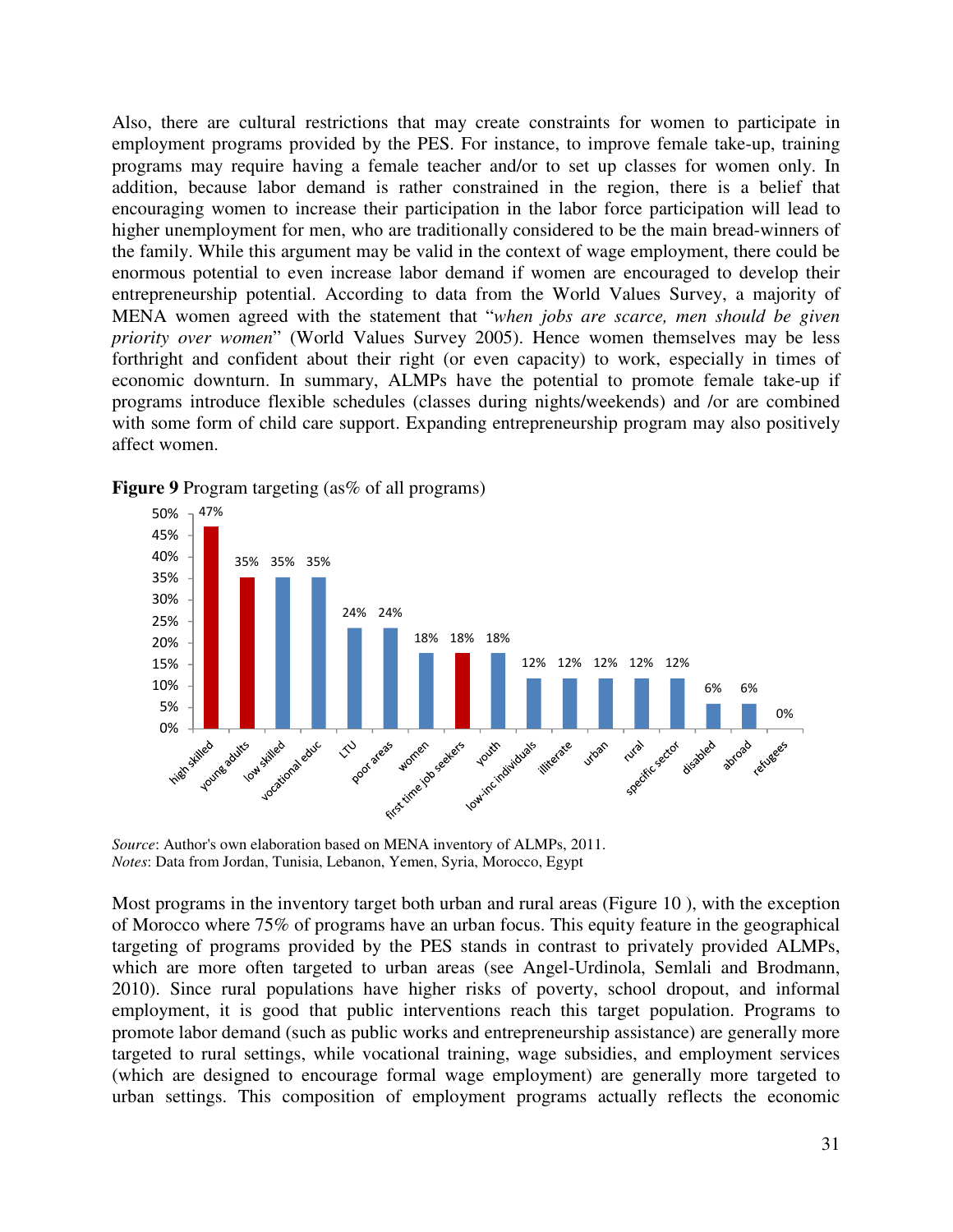Also, there are cultural restrictions that may create constraints for women to participate in employment programs provided by the PES. For instance, to improve female take-up, training programs may require having a female teacher and/or to set up classes for women only. In addition, because labor demand is rather constrained in the region, there is a belief that encouraging women to increase their participation in the labor force participation will lead to higher unemployment for men, who are traditionally considered to be the main bread-winners of the family. While this argument may be valid in the context of wage employment, there could be enormous potential to even increase labor demand if women are encouraged to develop their entrepreneurship potential. According to data from the World Values Survey, a majority of MENA women agreed with the statement that "*when jobs are scarce, men should be given priority over women*" (World Values Survey 2005). Hence women themselves may be less forthright and confident about their right (or even capacity) to work, especially in times of economic downturn. In summary, ALMPs have the potential to promote female take-up if programs introduce flexible schedules (classes during nights/weekends) and /or are combined with some form of child care support. Expanding entrepreneurship program may also positively affect women.

**Figure 9** Program targeting (as% of all programs)

| Target group | % of all programs |
|---|---|
| high skilled | 47% |
| young adults | 35% |
| low skilled | 35% |
| vocational educ | 35% |
| LTU | 24% |
| poor areas | 24% |
| women | 18% |
| first time job seekers | 18% |
| youth | 18% |
| low-inc individuals | 12% |
| illiterate | 12% |
| urban | 12% |
| rural | 12% |
| specific sector | 12% |
| disabled | 6% |
| abroad | 6% |
| refugees | 0% |

*Source*: Author's own elaboration based on MENA inventory of ALMPs, 2011.
*Notes*: Data from Jordan, Tunisia, Lebanon, Yemen, Syria, Morocco, Egypt

Most programs in the inventory target both urban and rural areas (Figure 10 ), with the exception of Morocco where 75% of programs have an urban focus. This equity feature in the geographical targeting of programs provided by the PES stands in contrast to privately provided ALMPs, which are more often targeted to urban areas (see Angel-Urdinola, Semlali and Brodmann, 2010). Since rural populations have higher risks of poverty, school dropout, and informal employment, it is good that public interventions reach this target population. Programs to promote labor demand (such as public works and entrepreneurship assistance) are generally more targeted to rural settings, while vocational training, wage subsidies, and employment services (which are designed to encourage formal wage employment) are generally more targeted to urban settings. This composition of employment programs actually reflects the economic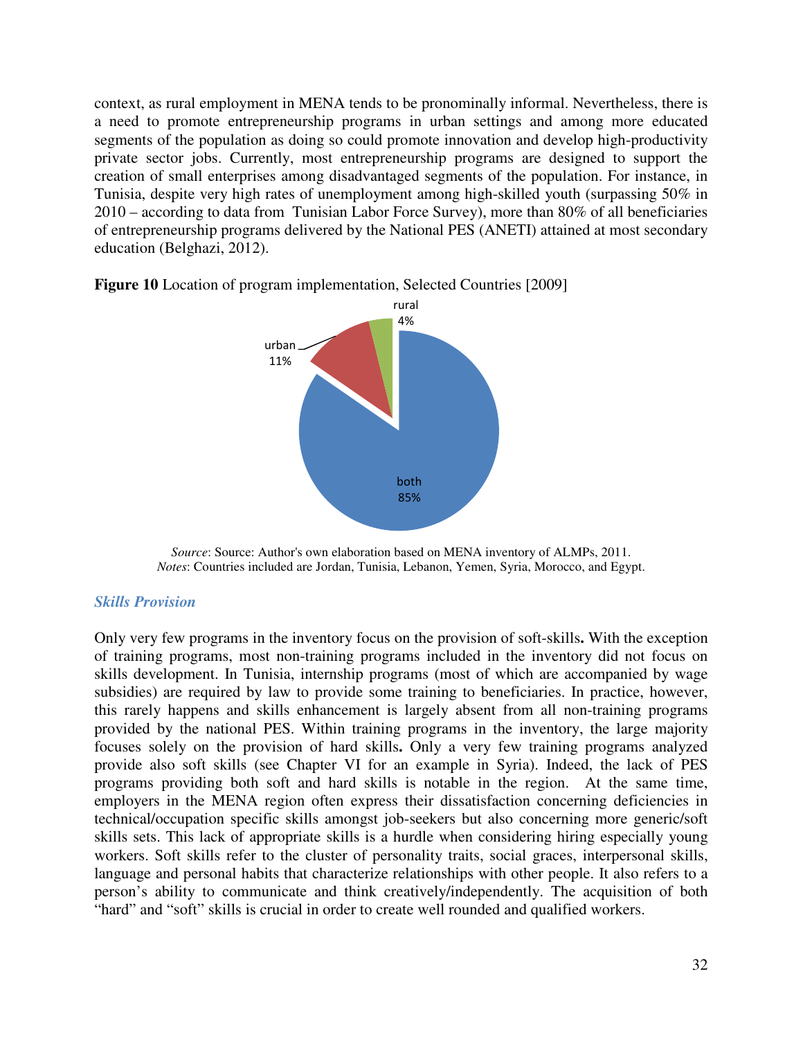context, as rural employment in MENA tends to be pronominally informal. Nevertheless, there is a need to promote entrepreneurship programs in urban settings and among more educated segments of the population as doing so could promote innovation and develop high-productivity private sector jobs. Currently, most entrepreneurship programs are designed to support the creation of small enterprises among disadvantaged segments of the population. For instance, in Tunisia, despite very high rates of unemployment among high-skilled youth (surpassing 50% in 2010 – according to data from Tunisian Labor Force Survey), more than 80% of all beneficiaries of entrepreneurship programs delivered by the National PES (ANETI) attained at most secondary education (Belghazi, 2012).

**Figure 10** Location of program implementation, Selected Countries [2009]

rural 4%

urban 11%

both 85%

*Source*: Source: Author's own elaboration based on MENA inventory of ALMPs, 2011.
*Notes*: Countries included are Jordan, Tunisia, Lebanon, Yemen, Syria, Morocco, and Egypt.

### *Skills Provision*

Only very few programs in the inventory focus on the provision of soft-skills**.** With the exception of training programs, most non-training programs included in the inventory did not focus on skills development. In Tunisia, internship programs (most of which are accompanied by wage subsidies) are required by law to provide some training to beneficiaries. In practice, however, this rarely happens and skills enhancement is largely absent from all non-training programs provided by the national PES. Within training programs in the inventory, the large majority focuses solely on the provision of hard skills**.** Only a very few training programs analyzed provide also soft skills (see Chapter VI for an example in Syria). Indeed, the lack of PES programs providing both soft and hard skills is notable in the region. At the same time, employers in the MENA region often express their dissatisfaction concerning deficiencies in technical/occupation specific skills amongst job-seekers but also concerning more generic/soft skills sets. This lack of appropriate skills is a hurdle when considering hiring especially young workers. Soft skills refer to the cluster of personality traits, social graces, interpersonal skills, language and personal habits that characterize relationships with other people. It also refers to a person's ability to communicate and think creatively/independently. The acquisition of both "hard" and "soft" skills is crucial in order to create well rounded and qualified workers.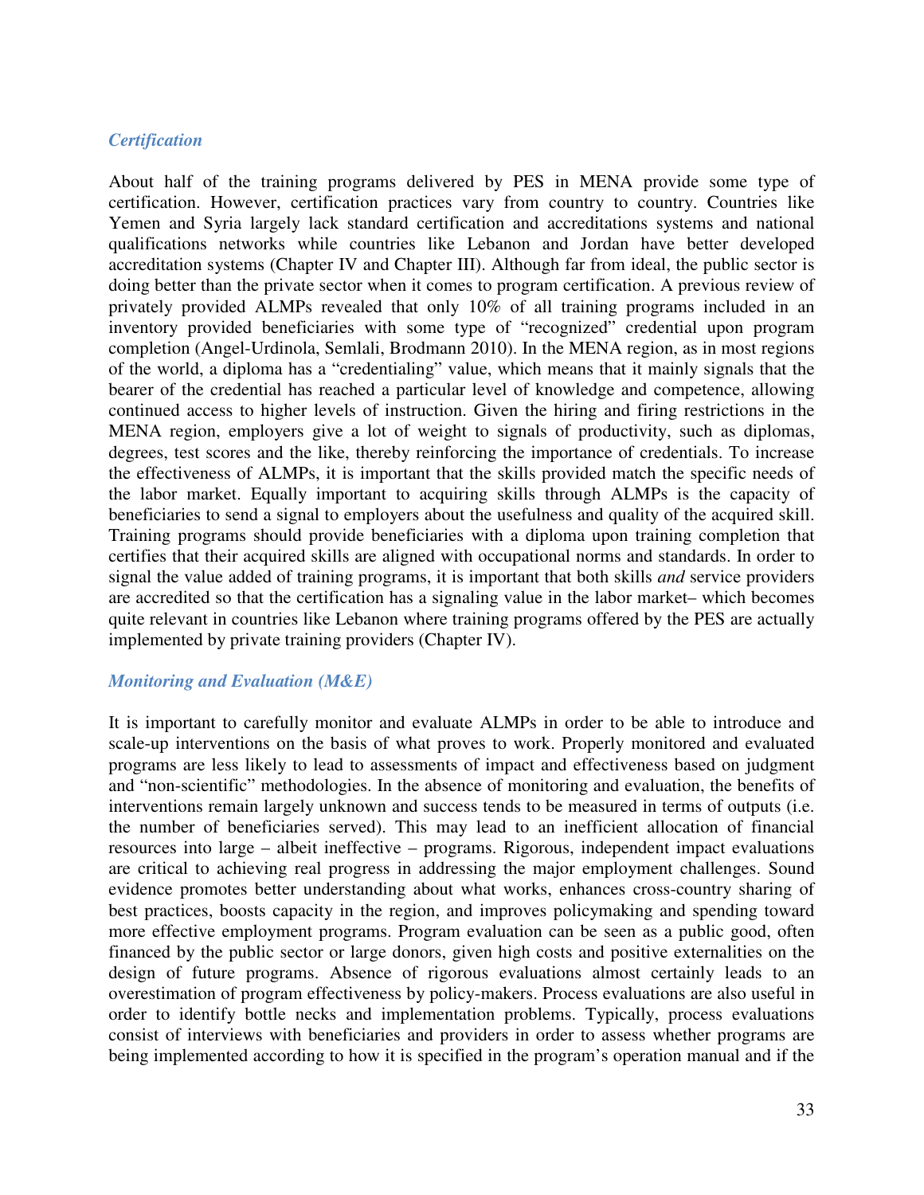### *Certification*

About half of the training programs delivered by PES in MENA provide some type of certification. However, certification practices vary from country to country. Countries like Yemen and Syria largely lack standard certification and accreditations systems and national qualifications networks while countries like Lebanon and Jordan have better developed accreditation systems (Chapter IV and Chapter III). Although far from ideal, the public sector is doing better than the private sector when it comes to program certification. A previous review of privately provided ALMPs revealed that only 10% of all training programs included in an inventory provided beneficiaries with some type of "recognized" credential upon program completion (Angel-Urdinola, Semlali, Brodmann 2010). In the MENA region, as in most regions of the world, a diploma has a "credentialing" value, which means that it mainly signals that the bearer of the credential has reached a particular level of knowledge and competence, allowing continued access to higher levels of instruction. Given the hiring and firing restrictions in the MENA region, employers give a lot of weight to signals of productivity, such as diplomas, degrees, test scores and the like, thereby reinforcing the importance of credentials. To increase the effectiveness of ALMPs, it is important that the skills provided match the specific needs of the labor market. Equally important to acquiring skills through ALMPs is the capacity of beneficiaries to send a signal to employers about the usefulness and quality of the acquired skill. Training programs should provide beneficiaries with a diploma upon training completion that certifies that their acquired skills are aligned with occupational norms and standards. In order to signal the value added of training programs, it is important that both skills *and* service providers are accredited so that the certification has a signaling value in the labor market– which becomes quite relevant in countries like Lebanon where training programs offered by the PES are actually implemented by private training providers (Chapter IV).

### *Monitoring and Evaluation (M&E)*

It is important to carefully monitor and evaluate ALMPs in order to be able to introduce and scale-up interventions on the basis of what proves to work. Properly monitored and evaluated programs are less likely to lead to assessments of impact and effectiveness based on judgment and "non-scientific" methodologies. In the absence of monitoring and evaluation, the benefits of interventions remain largely unknown and success tends to be measured in terms of outputs (i.e. the number of beneficiaries served). This may lead to an inefficient allocation of financial resources into large – albeit ineffective – programs. Rigorous, independent impact evaluations are critical to achieving real progress in addressing the major employment challenges. Sound evidence promotes better understanding about what works, enhances cross-country sharing of best practices, boosts capacity in the region, and improves policymaking and spending toward more effective employment programs. Program evaluation can be seen as a public good, often financed by the public sector or large donors, given high costs and positive externalities on the design of future programs. Absence of rigorous evaluations almost certainly leads to an overestimation of program effectiveness by policy-makers. Process evaluations are also useful in order to identify bottle necks and implementation problems. Typically, process evaluations consist of interviews with beneficiaries and providers in order to assess whether programs are being implemented according to how it is specified in the program's operation manual and if the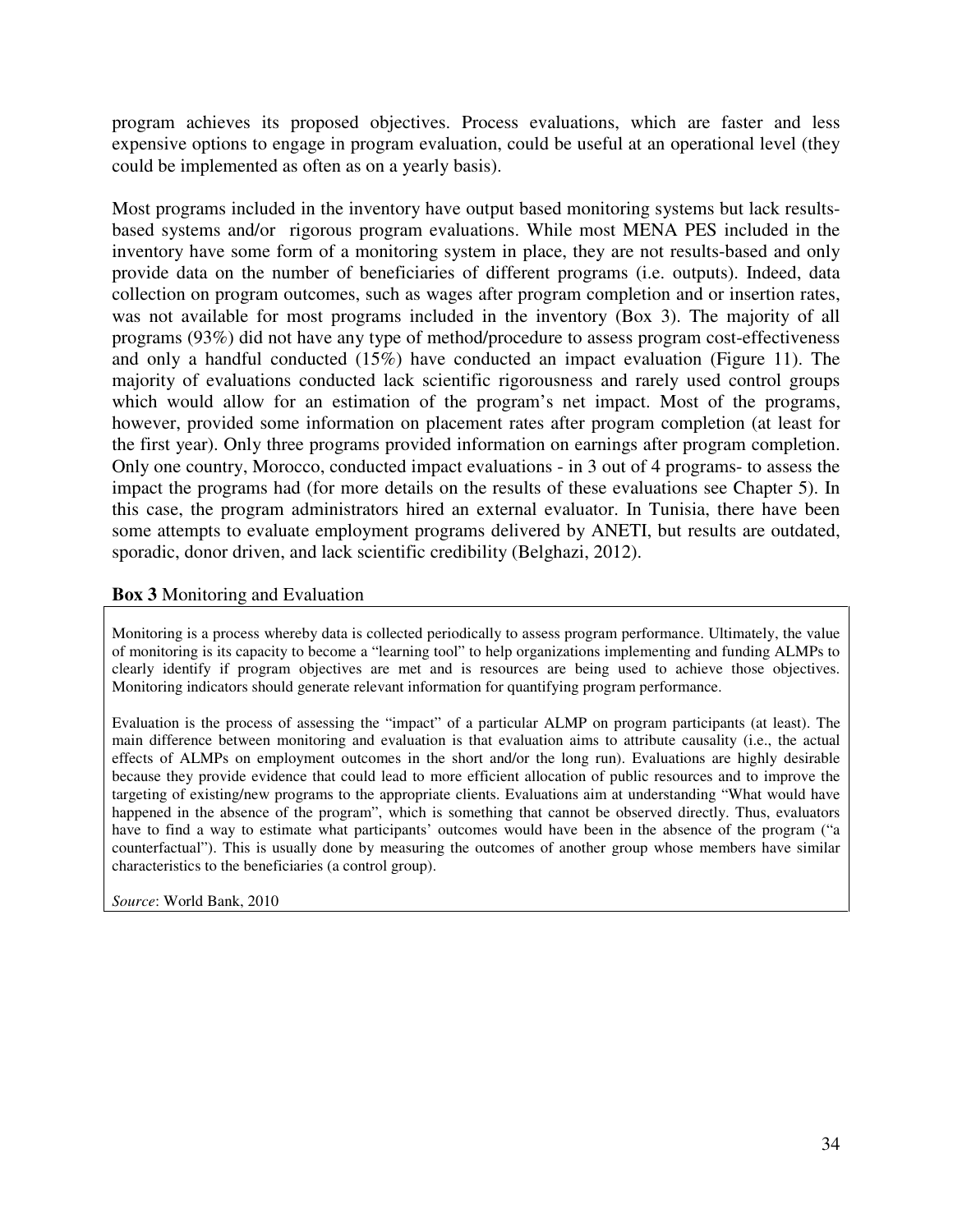program achieves its proposed objectives. Process evaluations, which are faster and less expensive options to engage in program evaluation, could be useful at an operational level (they could be implemented as often as on a yearly basis).

Most programs included in the inventory have output based monitoring systems but lack results-based systems and/or rigorous program evaluations. While most MENA PES included in the inventory have some form of a monitoring system in place, they are not results-based and only provide data on the number of beneficiaries of different programs (i.e. outputs). Indeed, data collection on program outcomes, such as wages after program completion and or insertion rates, was not available for most programs included in the inventory (Box 3). The majority of all programs (93%) did not have any type of method/procedure to assess program cost-effectiveness and only a handful conducted (15%) have conducted an impact evaluation (Figure 11). The majority of evaluations conducted lack scientific rigorousness and rarely used control groups which would allow for an estimation of the program's net impact. Most of the programs, however, provided some information on placement rates after program completion (at least for the first year). Only three programs provided information on earnings after program completion. Only one country, Morocco, conducted impact evaluations - in 3 out of 4 programs- to assess the impact the programs had (for more details on the results of these evaluations see Chapter 5). In this case, the program administrators hired an external evaluator. In Tunisia, there have been some attempts to evaluate employment programs delivered by ANETI, but results are outdated, sporadic, donor driven, and lack scientific credibility (Belghazi, 2012).

**Box 3** Monitoring and Evaluation

Monitoring is a process whereby data is collected periodically to assess program performance. Ultimately, the value of monitoring is its capacity to become a "learning tool" to help organizations implementing and funding ALMPs to clearly identify if program objectives are met and is resources are being used to achieve those objectives. Monitoring indicators should generate relevant information for quantifying program performance.

Evaluation is the process of assessing the "impact" of a particular ALMP on program participants (at least). The main difference between monitoring and evaluation is that evaluation aims to attribute causality (i.e., the actual effects of ALMPs on employment outcomes in the short and/or the long run). Evaluations are highly desirable because they provide evidence that could lead to more efficient allocation of public resources and to improve the targeting of existing/new programs to the appropriate clients. Evaluations aim at understanding "What would have happened in the absence of the program", which is something that cannot be observed directly. Thus, evaluators have to find a way to estimate what participants' outcomes would have been in the absence of the program ("a counterfactual"). This is usually done by measuring the outcomes of another group whose members have similar characteristics to the beneficiaries (a control group).

*Source*: World Bank, 2010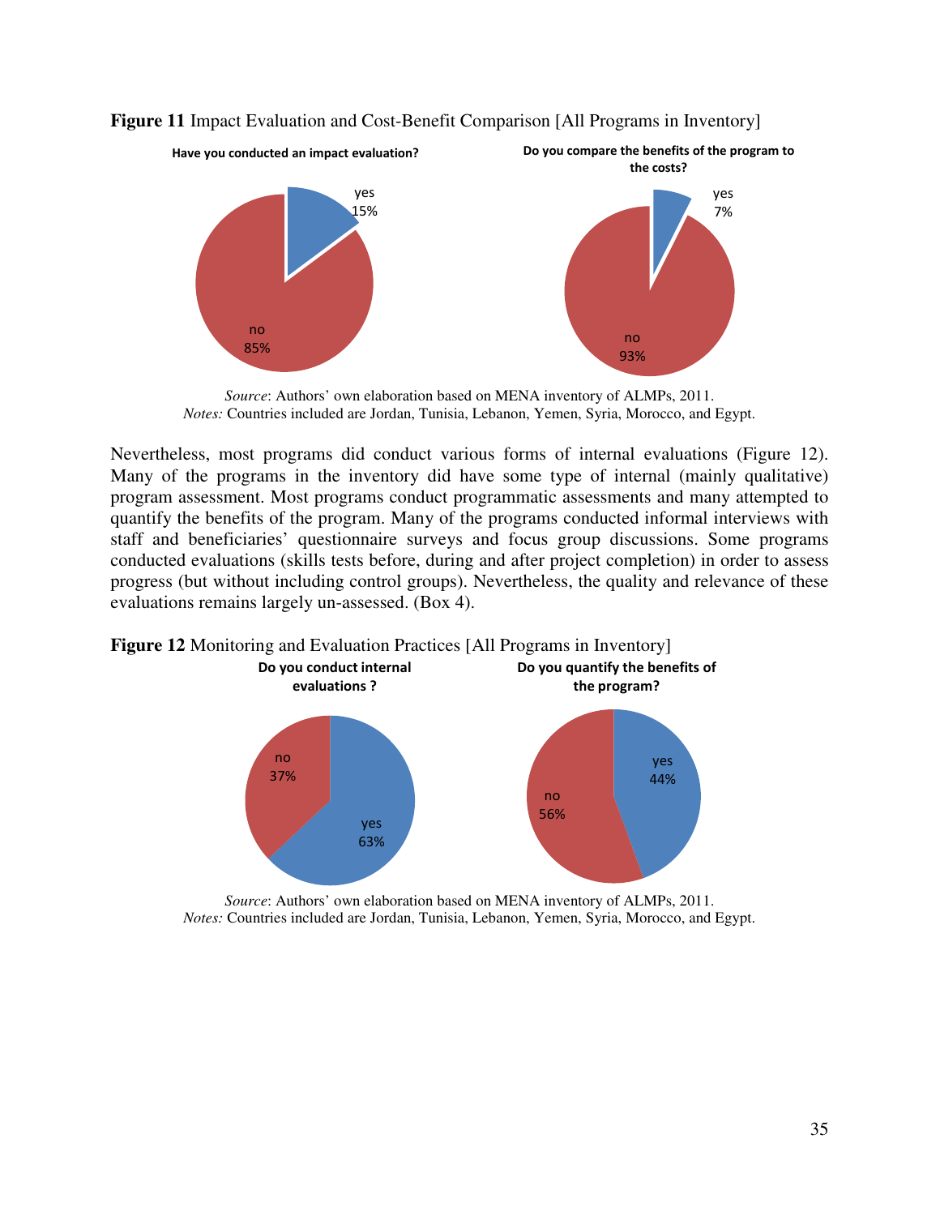**Figure 11** Impact Evaluation and Cost-Benefit Comparison [All Programs in Inventory]

**Have you conducted an impact evaluation?**

yes 15%

no 85%

**Do you compare the benefits of the program to the costs?**

yes 7%

no 93%

*Source*: Authors' own elaboration based on MENA inventory of ALMPs, 2011.
*Notes:* Countries included are Jordan, Tunisia, Lebanon, Yemen, Syria, Morocco, and Egypt.

Nevertheless, most programs did conduct various forms of internal evaluations (Figure 12). Many of the programs in the inventory did have some type of internal (mainly qualitative) program assessment. Most programs conduct programmatic assessments and many attempted to quantify the benefits of the program. Many of the programs conducted informal interviews with staff and beneficiaries' questionnaire surveys and focus group discussions. Some programs conducted evaluations (skills tests before, during and after project completion) in order to assess progress (but without including control groups). Nevertheless, the quality and relevance of these evaluations remains largely un-assessed. (Box 4).

**Figure 12** Monitoring and Evaluation Practices [All Programs in Inventory]

**Do you conduct internal evaluations ?**

no 37%

yes 63%

**Do you quantify the benefits of the program?**

yes 44%

no 56%

*Source*: Authors' own elaboration based on MENA inventory of ALMPs, 2011.
*Notes:* Countries included are Jordan, Tunisia, Lebanon, Yemen, Syria, Morocco, and Egypt.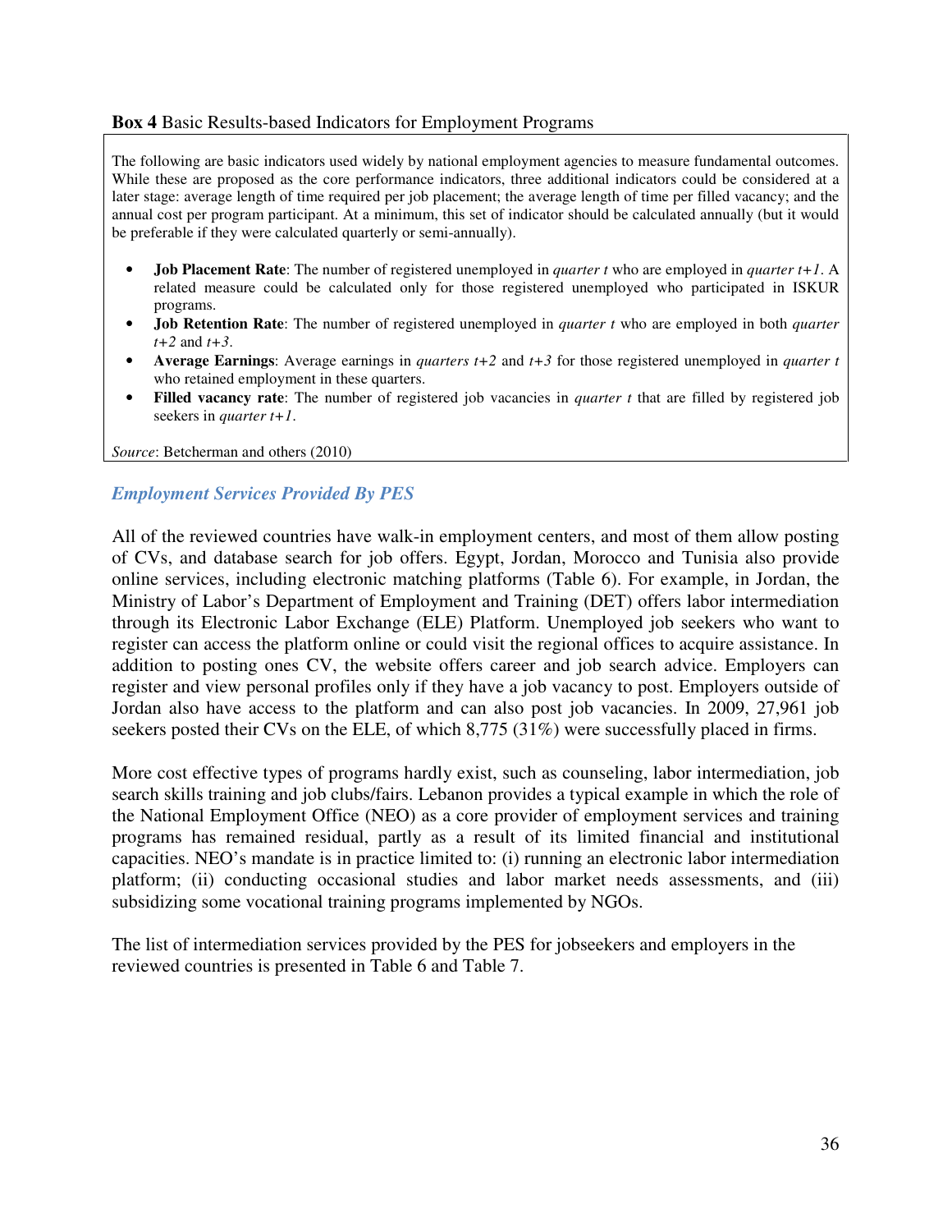**Box 4** Basic Results-based Indicators for Employment Programs

The following are basic indicators used widely by national employment agencies to measure fundamental outcomes. While these are proposed as the core performance indicators, three additional indicators could be considered at a later stage: average length of time required per job placement; the average length of time per filled vacancy; and the annual cost per program participant. At a minimum, this set of indicator should be calculated annually (but it would be preferable if they were calculated quarterly or semi-annually).

- **Job Placement Rate**: The number of registered unemployed in *quarter t* who are employed in *quarter t+1*. A related measure could be calculated only for those registered unemployed who participated in ISKUR programs.
- **Job Retention Rate**: The number of registered unemployed in *quarter t* who are employed in both *quarter t+2* and *t+3*.
- **Average Earnings**: Average earnings in *quarters t+2* and *t+3* for those registered unemployed in *quarter t* who retained employment in these quarters.
- **Filled vacancy rate**: The number of registered job vacancies in *quarter t* that are filled by registered job seekers in *quarter t+1*.

*Source*: Betcherman and others (2010)

### *Employment Services Provided By PES*

All of the reviewed countries have walk-in employment centers, and most of them allow posting of CVs, and database search for job offers. Egypt, Jordan, Morocco and Tunisia also provide online services, including electronic matching platforms (Table 6). For example, in Jordan, the Ministry of Labor's Department of Employment and Training (DET) offers labor intermediation through its Electronic Labor Exchange (ELE) Platform. Unemployed job seekers who want to register can access the platform online or could visit the regional offices to acquire assistance. In addition to posting ones CV, the website offers career and job search advice. Employers can register and view personal profiles only if they have a job vacancy to post. Employers outside of Jordan also have access to the platform and can also post job vacancies. In 2009, 27,961 job seekers posted their CVs on the ELE, of which 8,775 (31%) were successfully placed in firms.

More cost effective types of programs hardly exist, such as counseling, labor intermediation, job search skills training and job clubs/fairs. Lebanon provides a typical example in which the role of the National Employment Office (NEO) as a core provider of employment services and training programs has remained residual, partly as a result of its limited financial and institutional capacities. NEO's mandate is in practice limited to: (i) running an electronic labor intermediation platform; (ii) conducting occasional studies and labor market needs assessments, and (iii) subsidizing some vocational training programs implemented by NGOs.

The list of intermediation services provided by the PES for jobseekers and employers in the reviewed countries is presented in Table 6 and Table 7.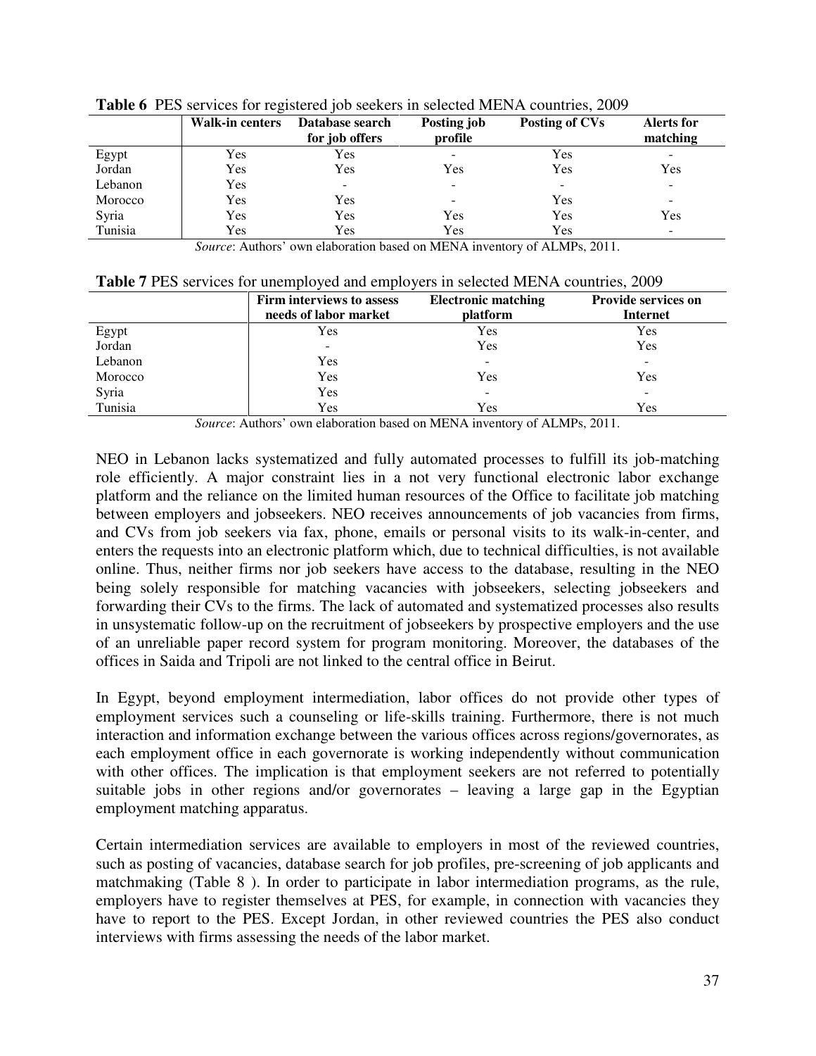**Table 6** PES services for registered job seekers in selected MENA countries, 2009

| | Walk-in centers | Database search for job offers | Posting job profile | Posting of CVs | Alerts for matching |
|---|---|---|---|---|---|
| Egypt | Yes | Yes | - | Yes | - |
| Jordan | Yes | Yes | Yes | Yes | Yes |
| Lebanon | Yes | - | - | - | - |
| Morocco | Yes | Yes | - | Yes | - |
| Syria | Yes | Yes | Yes | Yes | Yes |
| Tunisia | Yes | Yes | Yes | Yes | - |

*Source*: Authors' own elaboration based on MENA inventory of ALMPs, 2011.

**Table 7** PES services for unemployed and employers in selected MENA countries, 2009

| | Firm interviews to assess needs of labor market | Electronic matching platform | Provide services on Internet |
|---|---|---|---|
| Egypt | Yes | Yes | Yes |
| Jordan | - | Yes | Yes |
| Lebanon | Yes | - | - |
| Morocco | Yes | Yes | Yes |
| Syria | Yes | - | - |
| Tunisia | Yes | Yes | Yes |

*Source*: Authors' own elaboration based on MENA inventory of ALMPs, 2011.

NEO in Lebanon lacks systematized and fully automated processes to fulfill its job-matching role efficiently. A major constraint lies in a not very functional electronic labor exchange platform and the reliance on the limited human resources of the Office to facilitate job matching between employers and jobseekers. NEO receives announcements of job vacancies from firms, and CVs from job seekers via fax, phone, emails or personal visits to its walk-in-center, and enters the requests into an electronic platform which, due to technical difficulties, is not available online. Thus, neither firms nor job seekers have access to the database, resulting in the NEO being solely responsible for matching vacancies with jobseekers, selecting jobseekers and forwarding their CVs to the firms. The lack of automated and systematized processes also results in unsystematic follow-up on the recruitment of jobseekers by prospective employers and the use of an unreliable paper record system for program monitoring. Moreover, the databases of the offices in Saida and Tripoli are not linked to the central office in Beirut.

In Egypt, beyond employment intermediation, labor offices do not provide other types of employment services such a counseling or life-skills training. Furthermore, there is not much interaction and information exchange between the various offices across regions/governorates, as each employment office in each governorate is working independently without communication with other offices. The implication is that employment seekers are not referred to potentially suitable jobs in other regions and/or governorates – leaving a large gap in the Egyptian employment matching apparatus.

Certain intermediation services are available to employers in most of the reviewed countries, such as posting of vacancies, database search for job profiles, pre-screening of job applicants and matchmaking (Table 8 ). In order to participate in labor intermediation programs, as the rule, employers have to register themselves at PES, for example, in connection with vacancies they have to report to the PES. Except Jordan, in other reviewed countries the PES also conduct interviews with firms assessing the needs of the labor market.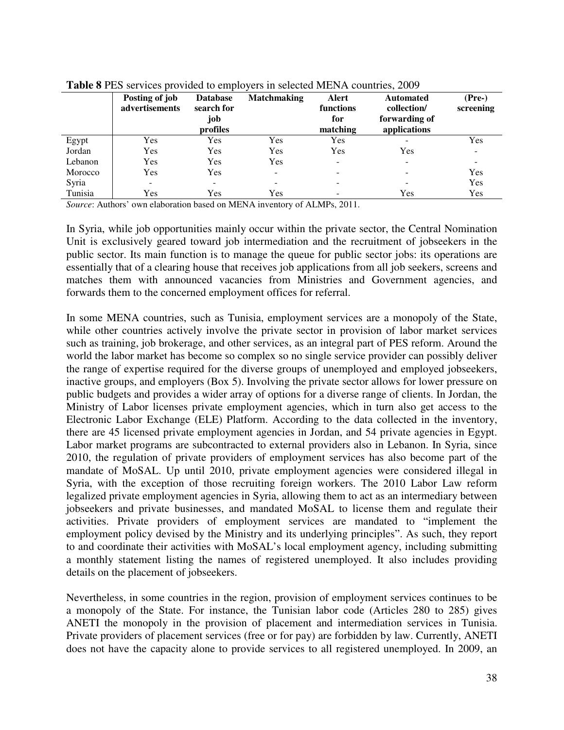**Table 8** PES services provided to employers in selected MENA countries, 2009

| | Posting of job advertisements | Database search for job profiles | Matchmaking | Alert functions for matching | Automated collection/ forwarding of applications | (Pre-) screening |
|---|---|---|---|---|---|---|
| Egypt | Yes | Yes | Yes | Yes | - | Yes |
| Jordan | Yes | Yes | Yes | Yes | Yes | - |
| Lebanon | Yes | Yes | Yes | - | - | - |
| Morocco | Yes | Yes | - | - | - | Yes |
| Syria | - | - | - | - | - | Yes |
| Tunisia | Yes | Yes | Yes | - | Yes | Yes |

*Source*: Authors' own elaboration based on MENA inventory of ALMPs, 2011.

In Syria, while job opportunities mainly occur within the private sector, the Central Nomination Unit is exclusively geared toward job intermediation and the recruitment of jobseekers in the public sector. Its main function is to manage the queue for public sector jobs: its operations are essentially that of a clearing house that receives job applications from all job seekers, screens and matches them with announced vacancies from Ministries and Government agencies, and forwards them to the concerned employment offices for referral.

In some MENA countries, such as Tunisia, employment services are a monopoly of the State, while other countries actively involve the private sector in provision of labor market services such as training, job brokerage, and other services, as an integral part of PES reform. Around the world the labor market has become so complex so no single service provider can possibly deliver the range of expertise required for the diverse groups of unemployed and employed jobseekers, inactive groups, and employers (Box 5). Involving the private sector allows for lower pressure on public budgets and provides a wider array of options for a diverse range of clients. In Jordan, the Ministry of Labor licenses private employment agencies, which in turn also get access to the Electronic Labor Exchange (ELE) Platform. According to the data collected in the inventory, there are 45 licensed private employment agencies in Jordan, and 54 private agencies in Egypt. Labor market programs are subcontracted to external providers also in Lebanon. In Syria, since 2010, the regulation of private providers of employment services has also become part of the mandate of MoSAL. Up until 2010, private employment agencies were considered illegal in Syria, with the exception of those recruiting foreign workers. The 2010 Labor Law reform legalized private employment agencies in Syria, allowing them to act as an intermediary between jobseekers and private businesses, and mandated MoSAL to license them and regulate their activities. Private providers of employment services are mandated to "implement the employment policy devised by the Ministry and its underlying principles". As such, they report to and coordinate their activities with MoSAL's local employment agency, including submitting a monthly statement listing the names of registered unemployed. It also includes providing details on the placement of jobseekers.

Nevertheless, in some countries in the region, provision of employment services continues to be a monopoly of the State. For instance, the Tunisian labor code (Articles 280 to 285) gives ANETI the monopoly in the provision of placement and intermediation services in Tunisia. Private providers of placement services (free or for pay) are forbidden by law. Currently, ANETI does not have the capacity alone to provide services to all registered unemployed. In 2009, an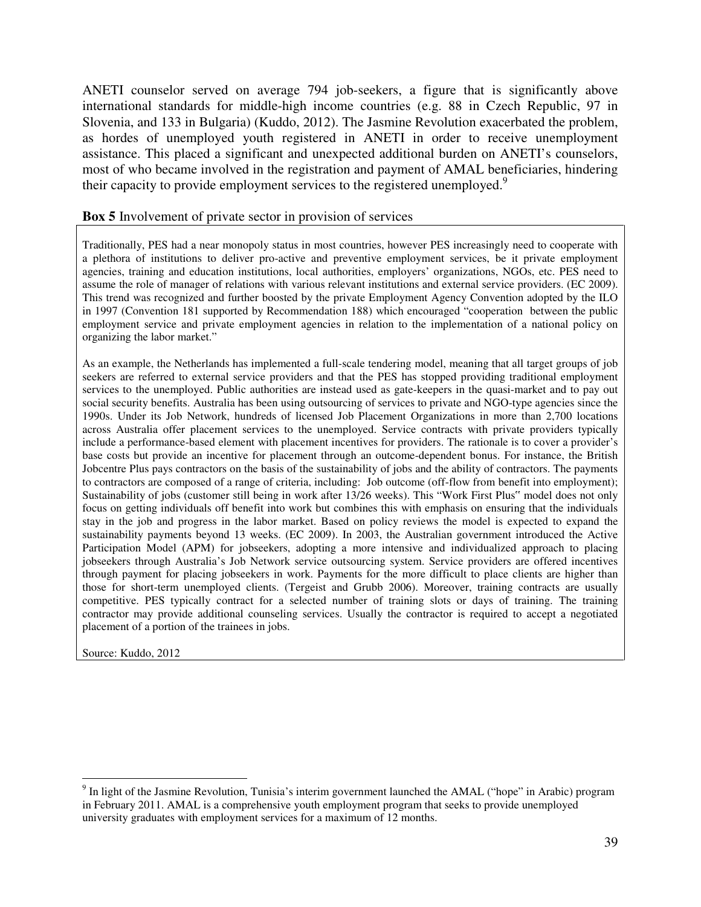ANETI counselor served on average 794 job-seekers, a figure that is significantly above international standards for middle-high income countries (e.g. 88 in Czech Republic, 97 in Slovenia, and 133 in Bulgaria) (Kuddo, 2012). The Jasmine Revolution exacerbated the problem, as hordes of unemployed youth registered in ANETI in order to receive unemployment assistance. This placed a significant and unexpected additional burden on ANETI's counselors, most of who became involved in the registration and payment of AMAL beneficiaries, hindering their capacity to provide employment services to the registered unemployed.[9]

**Box 5** Involvement of private sector in provision of services

Traditionally, PES had a near monopoly status in most countries, however PES increasingly need to cooperate with a plethora of institutions to deliver pro-active and preventive employment services, be it private employment agencies, training and education institutions, local authorities, employers' organizations, NGOs, etc. PES need to assume the role of manager of relations with various relevant institutions and external service providers. (EC 2009). This trend was recognized and further boosted by the private Employment Agency Convention adopted by the ILO in 1997 (Convention 181 supported by Recommendation 188) which encouraged "cooperation between the public employment service and private employment agencies in relation to the implementation of a national policy on organizing the labor market."

As an example, the Netherlands has implemented a full-scale tendering model, meaning that all target groups of job seekers are referred to external service providers and that the PES has stopped providing traditional employment services to the unemployed. Public authorities are instead used as gate-keepers in the quasi-market and to pay out social security benefits. Australia has been using outsourcing of services to private and NGO-type agencies since the 1990s. Under its Job Network, hundreds of licensed Job Placement Organizations in more than 2,700 locations across Australia offer placement services to the unemployed. Service contracts with private providers typically include a performance-based element with placement incentives for providers. The rationale is to cover a provider's base costs but provide an incentive for placement through an outcome-dependent bonus. For instance, the British Jobcentre Plus pays contractors on the basis of the sustainability of jobs and the ability of contractors. The payments to contractors are composed of a range of criteria, including: Job outcome (off-flow from benefit into employment); Sustainability of jobs (customer still being in work after 13/26 weeks). This "Work First Plus" model does not only focus on getting individuals off benefit into work but combines this with emphasis on ensuring that the individuals stay in the job and progress in the labor market. Based on policy reviews the model is expected to expand the sustainability payments beyond 13 weeks. (EC 2009). In 2003, the Australian government introduced the Active Participation Model (APM) for jobseekers, adopting a more intensive and individualized approach to placing jobseekers through Australia's Job Network service outsourcing system. Service providers are offered incentives through payment for placing jobseekers in work. Payments for the more difficult to place clients are higher than those for short-term unemployed clients. (Tergeist and Grubb 2006). Moreover, training contracts are usually competitive. PES typically contract for a selected number of training slots or days of training. The training contractor may provide additional counseling services. Usually the contractor is required to accept a negotiated placement of a portion of the trainees in jobs.

Source: Kuddo, 2012

---

[9] In light of the Jasmine Revolution, Tunisia's interim government launched the AMAL ("hope" in Arabic) program in February 2011. AMAL is a comprehensive youth employment program that seeks to provide unemployed university graduates with employment services for a maximum of 12 months.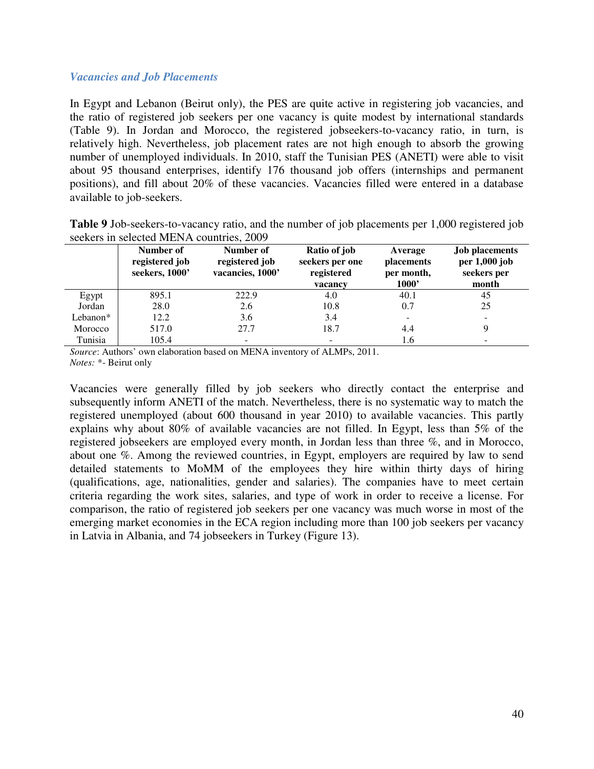### *Vacancies and Job Placements*

In Egypt and Lebanon (Beirut only), the PES are quite active in registering job vacancies, and the ratio of registered job seekers per one vacancy is quite modest by international standards (Table 9). In Jordan and Morocco, the registered jobseekers-to-vacancy ratio, in turn, is relatively high. Nevertheless, job placement rates are not high enough to absorb the growing number of unemployed individuals. In 2010, staff the Tunisian PES (ANETI) were able to visit about 95 thousand enterprises, identify 176 thousand job offers (internships and permanent positions), and fill about 20% of these vacancies. Vacancies filled were entered in a database available to job-seekers.

**Table 9** Job-seekers-to-vacancy ratio, and the number of job placements per 1,000 registered job seekers in selected MENA countries, 2009

| | Number of registered job seekers, 1000' | Number of registered job vacancies, 1000' | Ratio of job seekers per one registered vacancy | Average placements per month, 1000' | Job placements per 1,000 job seekers per month |
|---|---|---|---|---|---|
| Egypt | 895.1 | 222.9 | 4.0 | 40.1 | 45 |
| Jordan | 28.0 | 2.6 | 10.8 | 0.7 | 25 |
| Lebanon* | 12.2 | 3.6 | 3.4 | - | - |
| Morocco | 517.0 | 27.7 | 18.7 | 4.4 | 9 |
| Tunisia | 105.4 | - | - | 1.6 | - |

*Source*: Authors' own elaboration based on MENA inventory of ALMPs, 2011.
*Notes:* *- Beirut only

Vacancies were generally filled by job seekers who directly contact the enterprise and subsequently inform ANETI of the match. Nevertheless, there is no systematic way to match the registered unemployed (about 600 thousand in year 2010) to available vacancies. This partly explains why about 80% of available vacancies are not filled. In Egypt, less than 5% of the registered jobseekers are employed every month, in Jordan less than three %, and in Morocco, about one %. Among the reviewed countries, in Egypt, employers are required by law to send detailed statements to MoMM of the employees they hire within thirty days of hiring (qualifications, age, nationalities, gender and salaries). The companies have to meet certain criteria regarding the work sites, salaries, and type of work in order to receive a license. For comparison, the ratio of registered job seekers per one vacancy was much worse in most of the emerging market economies in the ECA region including more than 100 job seekers per vacancy in Latvia in Albania, and 74 jobseekers in Turkey (Figure 13).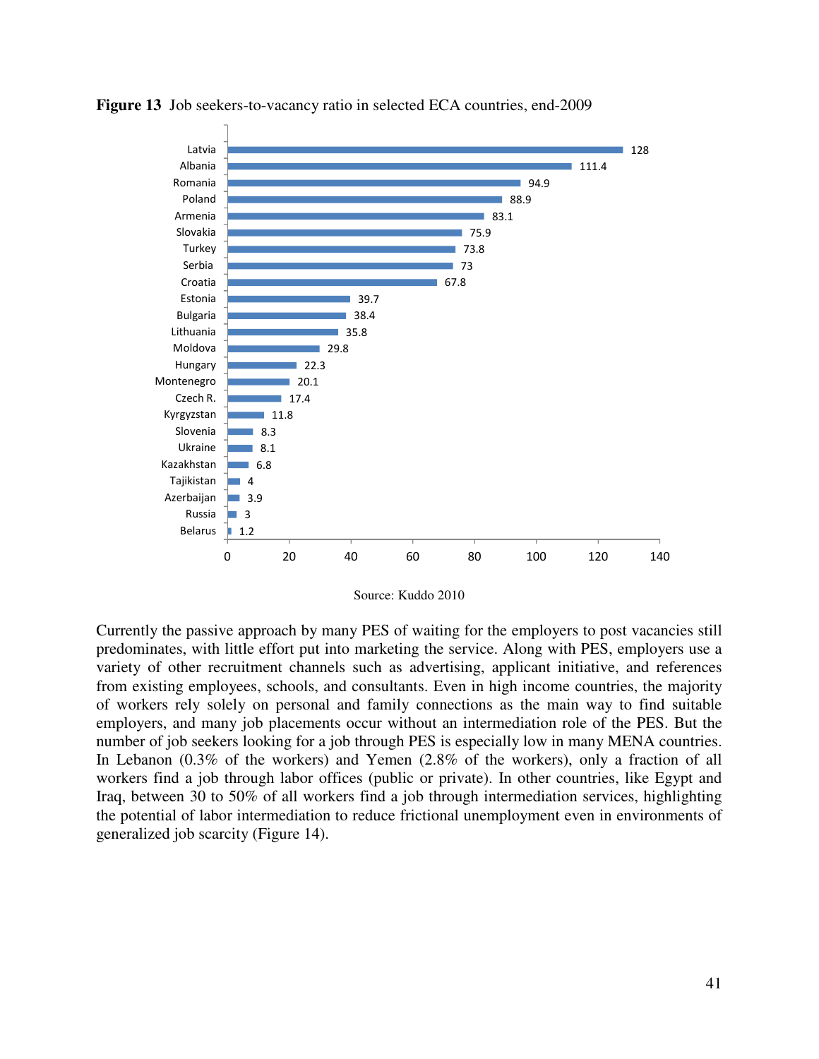**Figure 13** Job seekers-to-vacancy ratio in selected ECA countries, end-2009

| Country | Ratio |
|---|---|
| Latvia | 128 |
| Albania | 111.4 |
| Romania | 94.9 |
| Poland | 88.9 |
| Armenia | 83.1 |
| Slovakia | 75.9 |
| Turkey | 73.8 |
| Serbia | 73 |
| Croatia | 67.8 |
| Estonia | 39.7 |
| Bulgaria | 38.4 |
| Lithuania | 35.8 |
| Moldova | 29.8 |
| Hungary | 22.3 |
| Montenegro | 20.1 |
| Czech R. | 17.4 |
| Kyrgyzstan | 11.8 |
| Slovenia | 8.3 |
| Ukraine | 8.1 |
| Kazakhstan | 6.8 |
| Tajikistan | 4 |
| Azerbaijan | 3.9 |
| Russia | 3 |
| Belarus | 1.2 |

Source: Kuddo 2010

Currently the passive approach by many PES of waiting for the employers to post vacancies still predominates, with little effort put into marketing the service. Along with PES, employers use a variety of other recruitment channels such as advertising, applicant initiative, and references from existing employees, schools, and consultants. Even in high income countries, the majority of workers rely solely on personal and family connections as the main way to find suitable employers, and many job placements occur without an intermediation role of the PES. But the number of job seekers looking for a job through PES is especially low in many MENA countries. In Lebanon (0.3% of the workers) and Yemen (2.8% of the workers), only a fraction of all workers find a job through labor offices (public or private). In other countries, like Egypt and Iraq, between 30 to 50% of all workers find a job through intermediation services, highlighting the potential of labor intermediation to reduce frictional unemployment even in environments of generalized job scarcity (Figure 14).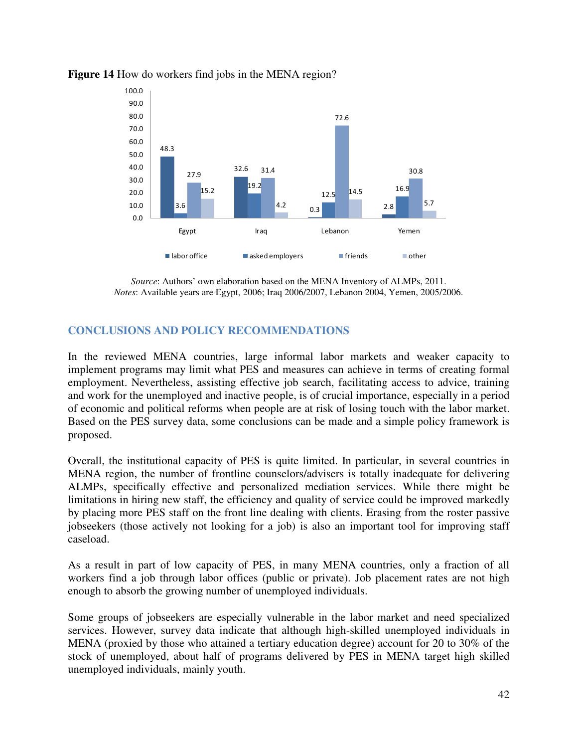**Figure 14** How do workers find jobs in the MENA region?

| | labor office | asked employers | friends | other |
|---|---|---|---|---|
| Egypt | 48.3 | 3.6 | 27.9 | 15.2 |
| Iraq | 32.6 | 19.2 | 31.4 | 4.2 |
| Lebanon | 0.3 | 12.5 | 72.6 | 14.5 |
| Yemen | 2.8 | 16.9 | 30.8 | 5.7 |

*Source*: Authors' own elaboration based on the MENA Inventory of ALMPs, 2011.
*Notes*: Available years are Egypt, 2006; Iraq 2006/2007, Lebanon 2004, Yemen, 2005/2006.

## CONCLUSIONS AND POLICY RECOMMENDATIONS

In the reviewed MENA countries, large informal labor markets and weaker capacity to implement programs may limit what PES and measures can achieve in terms of creating formal employment. Nevertheless, assisting effective job search, facilitating access to advice, training and work for the unemployed and inactive people, is of crucial importance, especially in a period of economic and political reforms when people are at risk of losing touch with the labor market. Based on the PES survey data, some conclusions can be made and a simple policy framework is proposed.

Overall, the institutional capacity of PES is quite limited. In particular, in several countries in MENA region, the number of frontline counselors/advisers is totally inadequate for delivering ALMPs, specifically effective and personalized mediation services. While there might be limitations in hiring new staff, the efficiency and quality of service could be improved markedly by placing more PES staff on the front line dealing with clients. Erasing from the roster passive jobseekers (those actively not looking for a job) is also an important tool for improving staff caseload.

As a result in part of low capacity of PES, in many MENA countries, only a fraction of all workers find a job through labor offices (public or private). Job placement rates are not high enough to absorb the growing number of unemployed individuals.

Some groups of jobseekers are especially vulnerable in the labor market and need specialized services. However, survey data indicate that although high-skilled unemployed individuals in MENA (proxied by those who attained a tertiary education degree) account for 20 to 30% of the stock of unemployed, about half of programs delivered by PES in MENA target high skilled unemployed individuals, mainly youth.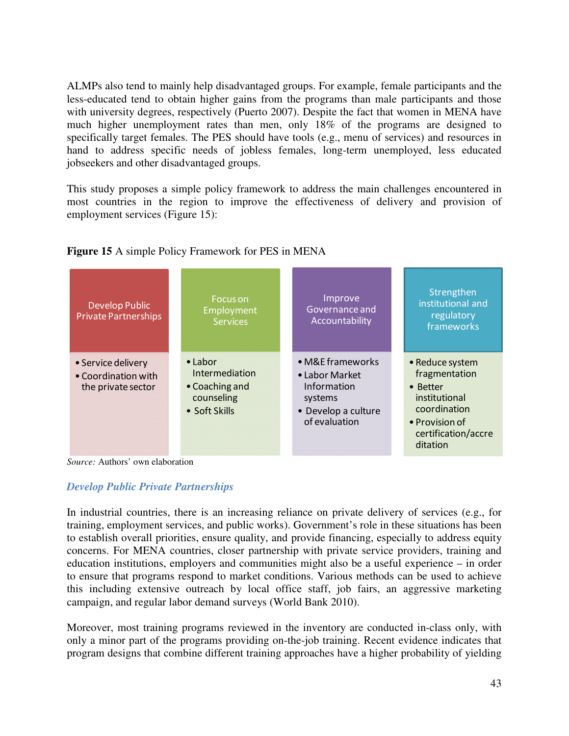ALMPs also tend to mainly help disadvantaged groups. For example, female participants and the less-educated tend to obtain higher gains from the programs than male participants and those with university degrees, respectively (Puerto 2007). Despite the fact that women in MENA have much higher unemployment rates than men, only 18% of the programs are designed to specifically target females. The PES should have tools (e.g., menu of services) and resources in hand to address specific needs of jobless females, long-term unemployed, less educated jobseekers and other disadvantaged groups.

This study proposes a simple policy framework to address the main challenges encountered in most countries in the region to improve the effectiveness of delivery and provision of employment services (Figure 15):

**Figure 15** A simple Policy Framework for PES in MENA

| Develop Public Private Partnerships | Focus on Employment Services | Improve Governance and Accountability | Strengthen institutional and regulatory frameworks |
| --- | --- | --- | --- |
| • Service delivery<br>• Coordination with the private sector | • Labor Intermediation<br>• Coaching and counseling<br>• Soft Skills | • M&E frameworks<br>• Labor Market Information systems<br>• Develop a culture of evaluation | • Reduce system fragmentation<br>• Better institutional coordination<br>• Provision of certification/accreditation |

*Source:* Authors' own elaboration

### *Develop Public Private Partnerships*

In industrial countries, there is an increasing reliance on private delivery of services (e.g., for training, employment services, and public works). Government's role in these situations has been to establish overall priorities, ensure quality, and provide financing, especially to address equity concerns. For MENA countries, closer partnership with private service providers, training and education institutions, employers and communities might also be a useful experience – in order to ensure that programs respond to market conditions. Various methods can be used to achieve this including extensive outreach by local office staff, job fairs, an aggressive marketing campaign, and regular labor demand surveys (World Bank 2010).

Moreover, most training programs reviewed in the inventory are conducted in-class only, with only a minor part of the programs providing on-the-job training. Recent evidence indicates that program designs that combine different training approaches have a higher probability of yielding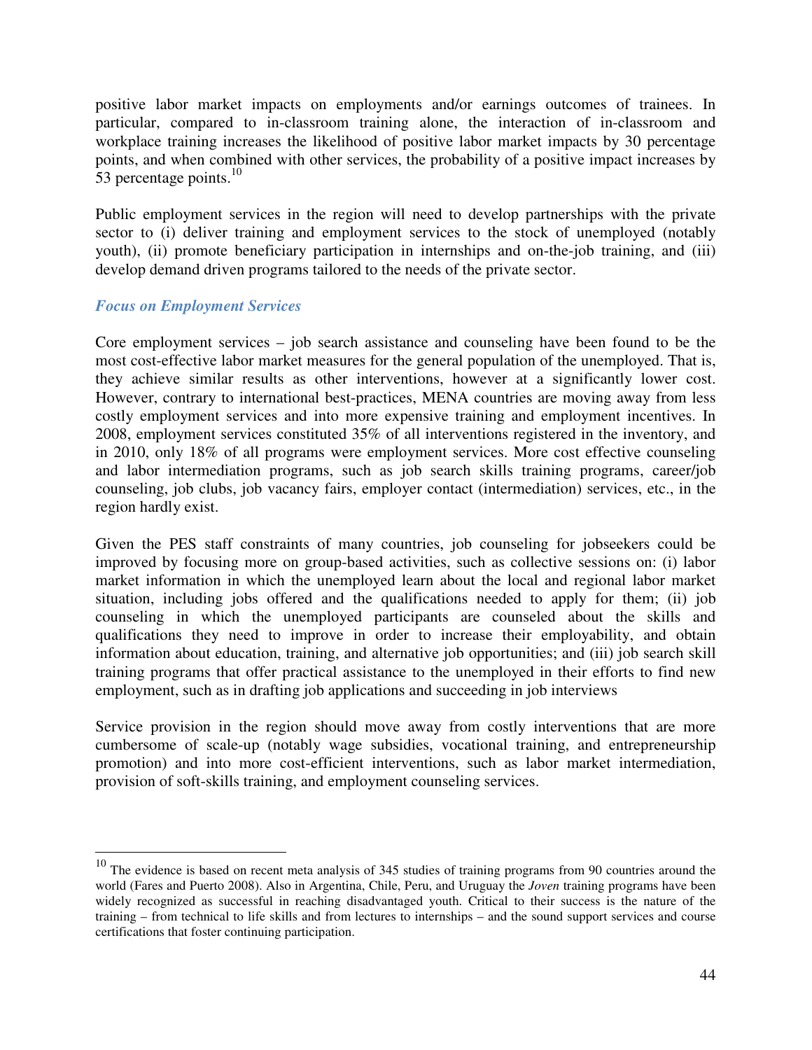positive labor market impacts on employments and/or earnings outcomes of trainees. In particular, compared to in-classroom training alone, the interaction of in-classroom and workplace training increases the likelihood of positive labor market impacts by 30 percentage points, and when combined with other services, the probability of a positive impact increases by 53 percentage points.[10]

Public employment services in the region will need to develop partnerships with the private sector to (i) deliver training and employment services to the stock of unemployed (notably youth), (ii) promote beneficiary participation in internships and on-the-job training, and (iii) develop demand driven programs tailored to the needs of the private sector.

### *Focus on Employment Services*

Core employment services – job search assistance and counseling have been found to be the most cost-effective labor market measures for the general population of the unemployed. That is, they achieve similar results as other interventions, however at a significantly lower cost. However, contrary to international best-practices, MENA countries are moving away from less costly employment services and into more expensive training and employment incentives. In 2008, employment services constituted 35% of all interventions registered in the inventory, and in 2010, only 18% of all programs were employment services. More cost effective counseling and labor intermediation programs, such as job search skills training programs, career/job counseling, job clubs, job vacancy fairs, employer contact (intermediation) services, etc., in the region hardly exist.

Given the PES staff constraints of many countries, job counseling for jobseekers could be improved by focusing more on group-based activities, such as collective sessions on: (i) labor market information in which the unemployed learn about the local and regional labor market situation, including jobs offered and the qualifications needed to apply for them; (ii) job counseling in which the unemployed participants are counseled about the skills and qualifications they need to improve in order to increase their employability, and obtain information about education, training, and alternative job opportunities; and (iii) job search skill training programs that offer practical assistance to the unemployed in their efforts to find new employment, such as in drafting job applications and succeeding in job interviews

Service provision in the region should move away from costly interventions that are more cumbersome of scale-up (notably wage subsidies, vocational training, and entrepreneurship promotion) and into more cost-efficient interventions, such as labor market intermediation, provision of soft-skills training, and employment counseling services.

---

[10] The evidence is based on recent meta analysis of 345 studies of training programs from 90 countries around the world (Fares and Puerto 2008). Also in Argentina, Chile, Peru, and Uruguay the *Joven* training programs have been widely recognized as successful in reaching disadvantaged youth. Critical to their success is the nature of the training – from technical to life skills and from lectures to internships – and the sound support services and course certifications that foster continuing participation.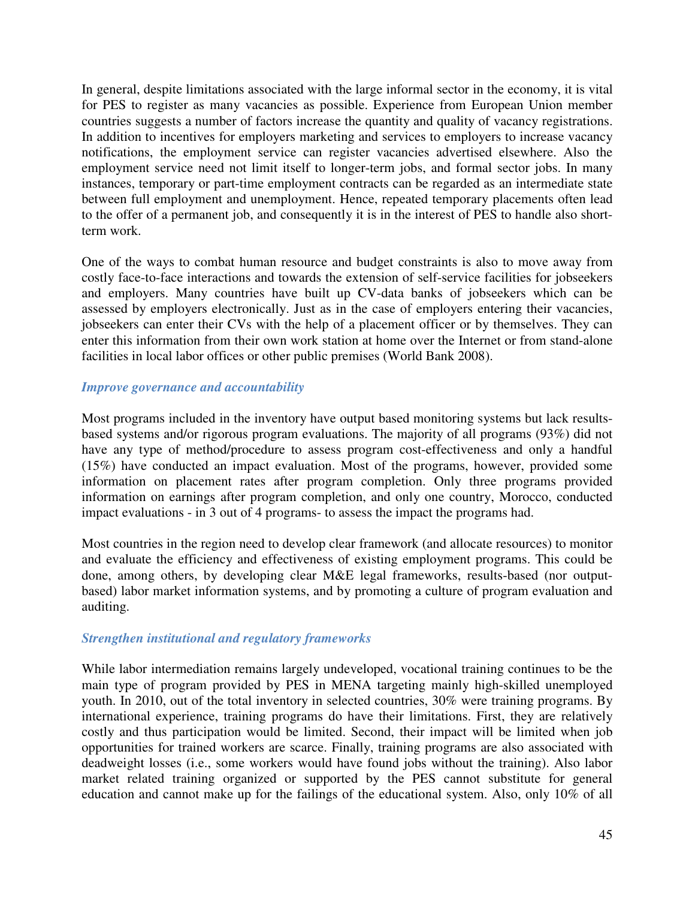In general, despite limitations associated with the large informal sector in the economy, it is vital for PES to register as many vacancies as possible. Experience from European Union member countries suggests a number of factors increase the quantity and quality of vacancy registrations. In addition to incentives for employers marketing and services to employers to increase vacancy notifications, the employment service can register vacancies advertised elsewhere. Also the employment service need not limit itself to longer-term jobs, and formal sector jobs. In many instances, temporary or part-time employment contracts can be regarded as an intermediate state between full employment and unemployment. Hence, repeated temporary placements often lead to the offer of a permanent job, and consequently it is in the interest of PES to handle also short-term work.

One of the ways to combat human resource and budget constraints is also to move away from costly face-to-face interactions and towards the extension of self-service facilities for jobseekers and employers. Many countries have built up CV-data banks of jobseekers which can be assessed by employers electronically. Just as in the case of employers entering their vacancies, jobseekers can enter their CVs with the help of a placement officer or by themselves. They can enter this information from their own work station at home over the Internet or from stand-alone facilities in local labor offices or other public premises (World Bank 2008).

### *Improve governance and accountability*

Most programs included in the inventory have output based monitoring systems but lack results-based systems and/or rigorous program evaluations. The majority of all programs (93%) did not have any type of method/procedure to assess program cost-effectiveness and only a handful (15%) have conducted an impact evaluation. Most of the programs, however, provided some information on placement rates after program completion. Only three programs provided information on earnings after program completion, and only one country, Morocco, conducted impact evaluations - in 3 out of 4 programs- to assess the impact the programs had.

Most countries in the region need to develop clear framework (and allocate resources) to monitor and evaluate the efficiency and effectiveness of existing employment programs. This could be done, among others, by developing clear M&E legal frameworks, results-based (nor output-based) labor market information systems, and by promoting a culture of program evaluation and auditing.

### *Strengthen institutional and regulatory frameworks*

While labor intermediation remains largely undeveloped, vocational training continues to be the main type of program provided by PES in MENA targeting mainly high-skilled unemployed youth. In 2010, out of the total inventory in selected countries, 30% were training programs. By international experience, training programs do have their limitations. First, they are relatively costly and thus participation would be limited. Second, their impact will be limited when job opportunities for trained workers are scarce. Finally, training programs are also associated with deadweight losses (i.e., some workers would have found jobs without the training). Also labor market related training organized or supported by the PES cannot substitute for general education and cannot make up for the failings of the educational system. Also, only 10% of all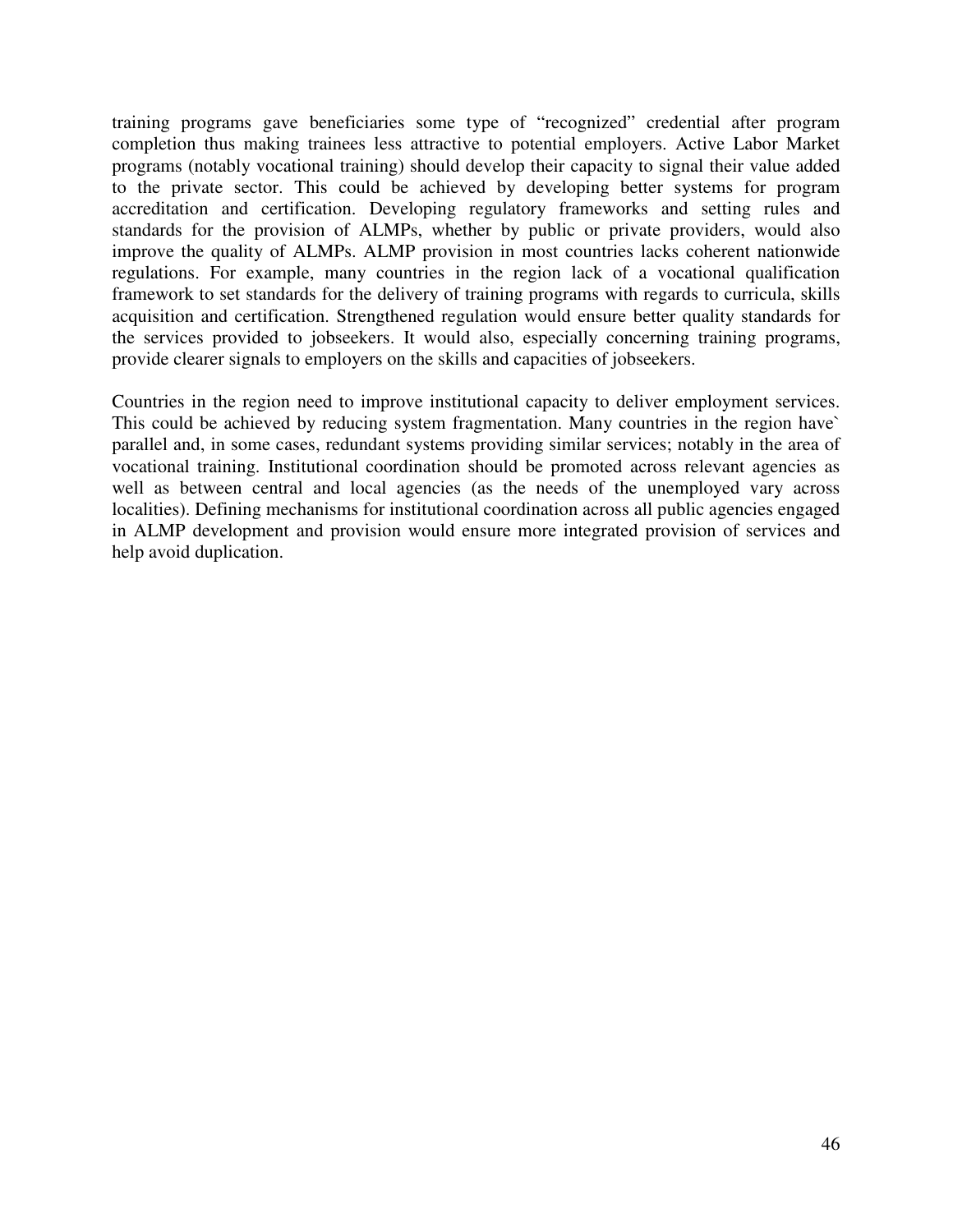training programs gave beneficiaries some type of "recognized" credential after program completion thus making trainees less attractive to potential employers. Active Labor Market programs (notably vocational training) should develop their capacity to signal their value added to the private sector. This could be achieved by developing better systems for program accreditation and certification. Developing regulatory frameworks and setting rules and standards for the provision of ALMPs, whether by public or private providers, would also improve the quality of ALMPs. ALMP provision in most countries lacks coherent nationwide regulations. For example, many countries in the region lack of a vocational qualification framework to set standards for the delivery of training programs with regards to curricula, skills acquisition and certification. Strengthened regulation would ensure better quality standards for the services provided to jobseekers. It would also, especially concerning training programs, provide clearer signals to employers on the skills and capacities of jobseekers.

Countries in the region need to improve institutional capacity to deliver employment services. This could be achieved by reducing system fragmentation. Many countries in the region have` parallel and, in some cases, redundant systems providing similar services; notably in the area of vocational training. Institutional coordination should be promoted across relevant agencies as well as between central and local agencies (as the needs of the unemployed vary across localities). Defining mechanisms for institutional coordination across all public agencies engaged in ALMP development and provision would ensure more integrated provision of services and help avoid duplication.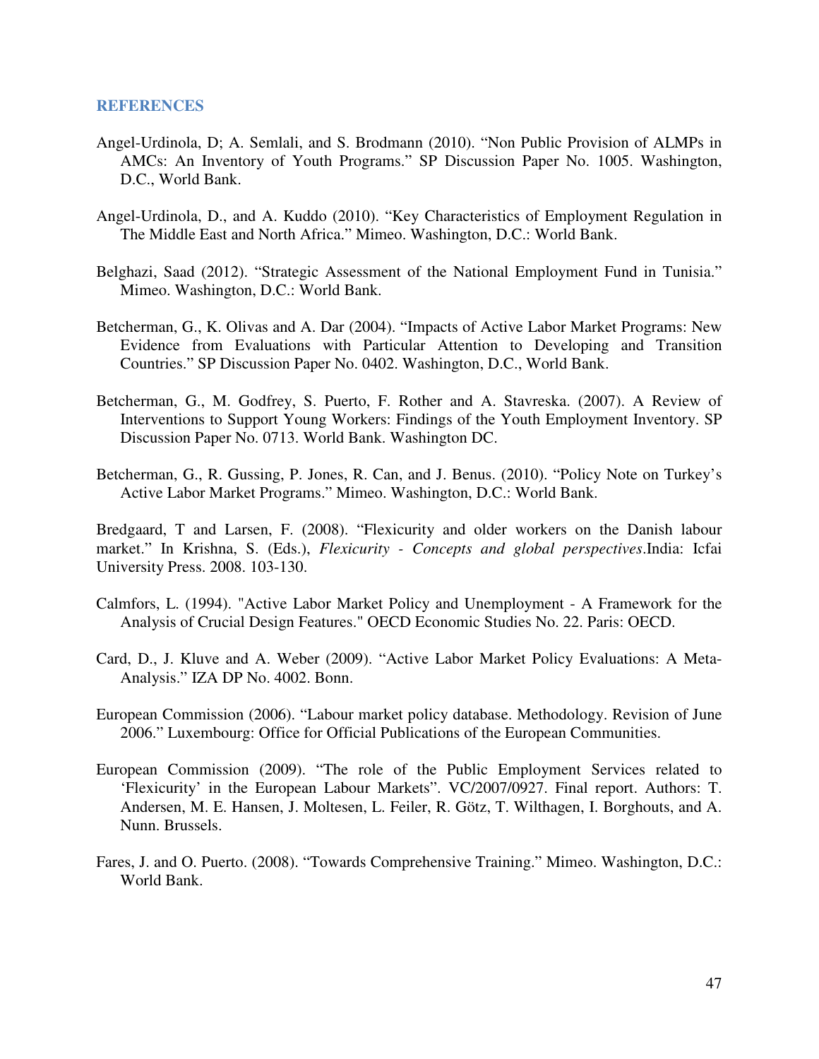## REFERENCES

Angel-Urdinola, D; A. Semlali, and S. Brodmann (2010). "Non Public Provision of ALMPs in AMCs: An Inventory of Youth Programs." SP Discussion Paper No. 1005. Washington, D.C., World Bank.

Angel-Urdinola, D., and A. Kuddo (2010). "Key Characteristics of Employment Regulation in The Middle East and North Africa." Mimeo. Washington, D.C.: World Bank.

Belghazi, Saad (2012). "Strategic Assessment of the National Employment Fund in Tunisia." Mimeo. Washington, D.C.: World Bank.

Betcherman, G., K. Olivas and A. Dar (2004). "Impacts of Active Labor Market Programs: New Evidence from Evaluations with Particular Attention to Developing and Transition Countries." SP Discussion Paper No. 0402. Washington, D.C., World Bank.

Betcherman, G., M. Godfrey, S. Puerto, F. Rother and A. Stavreska. (2007). A Review of Interventions to Support Young Workers: Findings of the Youth Employment Inventory. SP Discussion Paper No. 0713. World Bank. Washington DC.

Betcherman, G., R. Gussing, P. Jones, R. Can, and J. Benus. (2010). "Policy Note on Turkey's Active Labor Market Programs." Mimeo. Washington, D.C.: World Bank.

Bredgaard, T and Larsen, F. (2008). "Flexicurity and older workers on the Danish labour market." In Krishna, S. (Eds.), *Flexicurity - Concepts and global perspectives*.India: Icfai University Press. 2008. 103-130.

Calmfors, L. (1994). "Active Labor Market Policy and Unemployment - A Framework for the Analysis of Crucial Design Features." OECD Economic Studies No. 22. Paris: OECD.

Card, D., J. Kluve and A. Weber (2009). "Active Labor Market Policy Evaluations: A Meta-Analysis." IZA DP No. 4002. Bonn.

European Commission (2006). "Labour market policy database. Methodology. Revision of June 2006." Luxembourg: Office for Official Publications of the European Communities.

European Commission (2009). "The role of the Public Employment Services related to 'Flexicurity' in the European Labour Markets". VC/2007/0927. Final report. Authors: T. Andersen, M. E. Hansen, J. Moltesen, L. Feiler, R. Götz, T. Wilthagen, I. Borghouts, and A. Nunn. Brussels.

Fares, J. and O. Puerto. (2008). "Towards Comprehensive Training." Mimeo. Washington, D.C.: World Bank.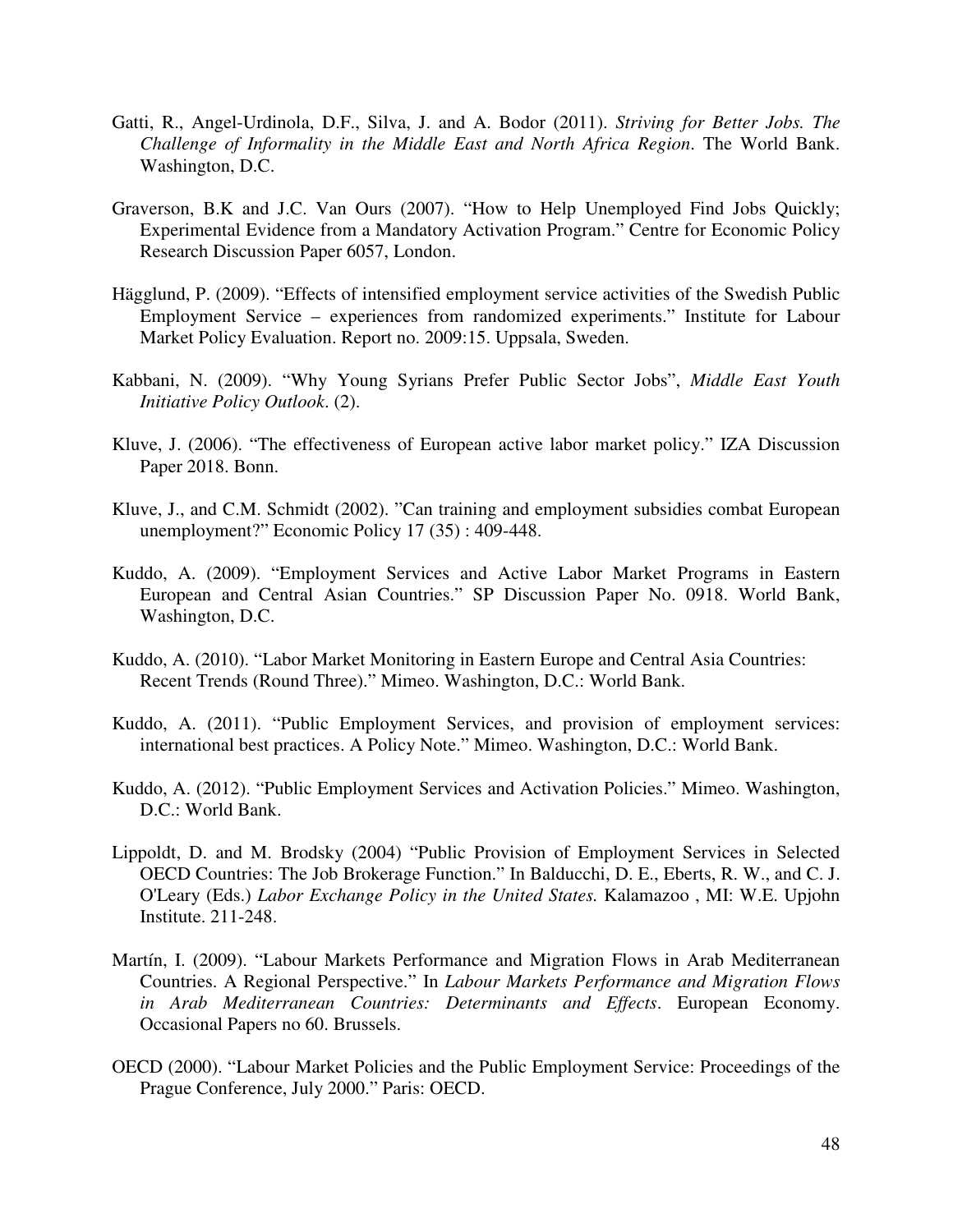Gatti, R., Angel-Urdinola, D.F., Silva, J. and A. Bodor (2011). *Striving for Better Jobs. The Challenge of Informality in the Middle East and North Africa Region*. The World Bank. Washington, D.C.

Graverson, B.K and J.C. Van Ours (2007). "How to Help Unemployed Find Jobs Quickly; Experimental Evidence from a Mandatory Activation Program." Centre for Economic Policy Research Discussion Paper 6057, London.

Hägglund, P. (2009). "Effects of intensified employment service activities of the Swedish Public Employment Service – experiences from randomized experiments." Institute for Labour Market Policy Evaluation. Report no. 2009:15. Uppsala, Sweden.

Kabbani, N. (2009). "Why Young Syrians Prefer Public Sector Jobs", *Middle East Youth Initiative Policy Outlook*. (2).

Kluve, J. (2006). "The effectiveness of European active labor market policy." IZA Discussion Paper 2018. Bonn.

Kluve, J., and C.M. Schmidt (2002). "Can training and employment subsidies combat European unemployment?" Economic Policy 17 (35) : 409-448.

Kuddo, A. (2009). "Employment Services and Active Labor Market Programs in Eastern European and Central Asian Countries." SP Discussion Paper No. 0918. World Bank, Washington, D.C.

Kuddo, A. (2010). "Labor Market Monitoring in Eastern Europe and Central Asia Countries: Recent Trends (Round Three)." Mimeo. Washington, D.C.: World Bank.

Kuddo, A. (2011). "Public Employment Services, and provision of employment services: international best practices. A Policy Note." Mimeo. Washington, D.C.: World Bank.

Kuddo, A. (2012). "Public Employment Services and Activation Policies." Mimeo. Washington, D.C.: World Bank.

Lippoldt, D. and M. Brodsky (2004) "Public Provision of Employment Services in Selected OECD Countries: The Job Brokerage Function." In Balducchi, D. E., Eberts, R. W., and C. J. O'Leary (Eds.) *Labor Exchange Policy in the United States.* Kalamazoo , MI: W.E. Upjohn Institute. 211-248.

Martín, I. (2009). "Labour Markets Performance and Migration Flows in Arab Mediterranean Countries. A Regional Perspective." In *Labour Markets Performance and Migration Flows in Arab Mediterranean Countries: Determinants and Effects*. European Economy. Occasional Papers no 60. Brussels.

OECD (2000). "Labour Market Policies and the Public Employment Service: Proceedings of the Prague Conference, July 2000." Paris: OECD.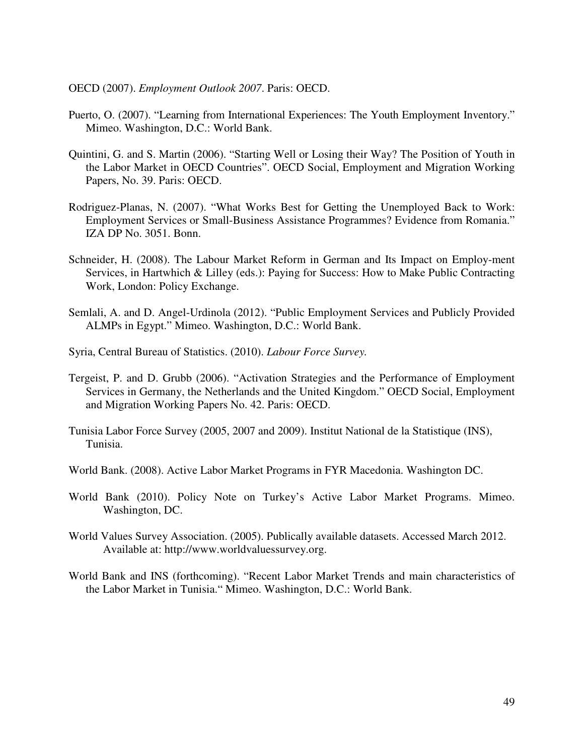OECD (2007). *Employment Outlook 2007*. Paris: OECD.

Puerto, O. (2007). "Learning from International Experiences: The Youth Employment Inventory." Mimeo. Washington, D.C.: World Bank.

Quintini, G. and S. Martin (2006). "Starting Well or Losing their Way? The Position of Youth in the Labor Market in OECD Countries". OECD Social, Employment and Migration Working Papers, No. 39. Paris: OECD.

Rodriguez-Planas, N. (2007). "What Works Best for Getting the Unemployed Back to Work: Employment Services or Small-Business Assistance Programmes? Evidence from Romania." IZA DP No. 3051. Bonn.

Schneider, H. (2008). The Labour Market Reform in German and Its Impact on Employ-ment Services, in Hartwhich & Lilley (eds.): Paying for Success: How to Make Public Contracting Work, London: Policy Exchange.

Semlali, A. and D. Angel-Urdinola (2012). "Public Employment Services and Publicly Provided ALMPs in Egypt." Mimeo. Washington, D.C.: World Bank.

Syria, Central Bureau of Statistics. (2010). *Labour Force Survey.*

Tergeist, P. and D. Grubb (2006). "Activation Strategies and the Performance of Employment Services in Germany, the Netherlands and the United Kingdom." OECD Social, Employment and Migration Working Papers No. 42. Paris: OECD.

Tunisia Labor Force Survey (2005, 2007 and 2009). Institut National de la Statistique (INS), Tunisia.

World Bank. (2008). Active Labor Market Programs in FYR Macedonia. Washington DC.

World Bank (2010). Policy Note on Turkey's Active Labor Market Programs. Mimeo. Washington, DC.

World Values Survey Association. (2005). Publically available datasets. Accessed March 2012. Available at: http://www.worldvaluessurvey.org.

World Bank and INS (forthcoming). "Recent Labor Market Trends and main characteristics of the Labor Market in Tunisia." Mimeo. Washington, D.C.: World Bank.